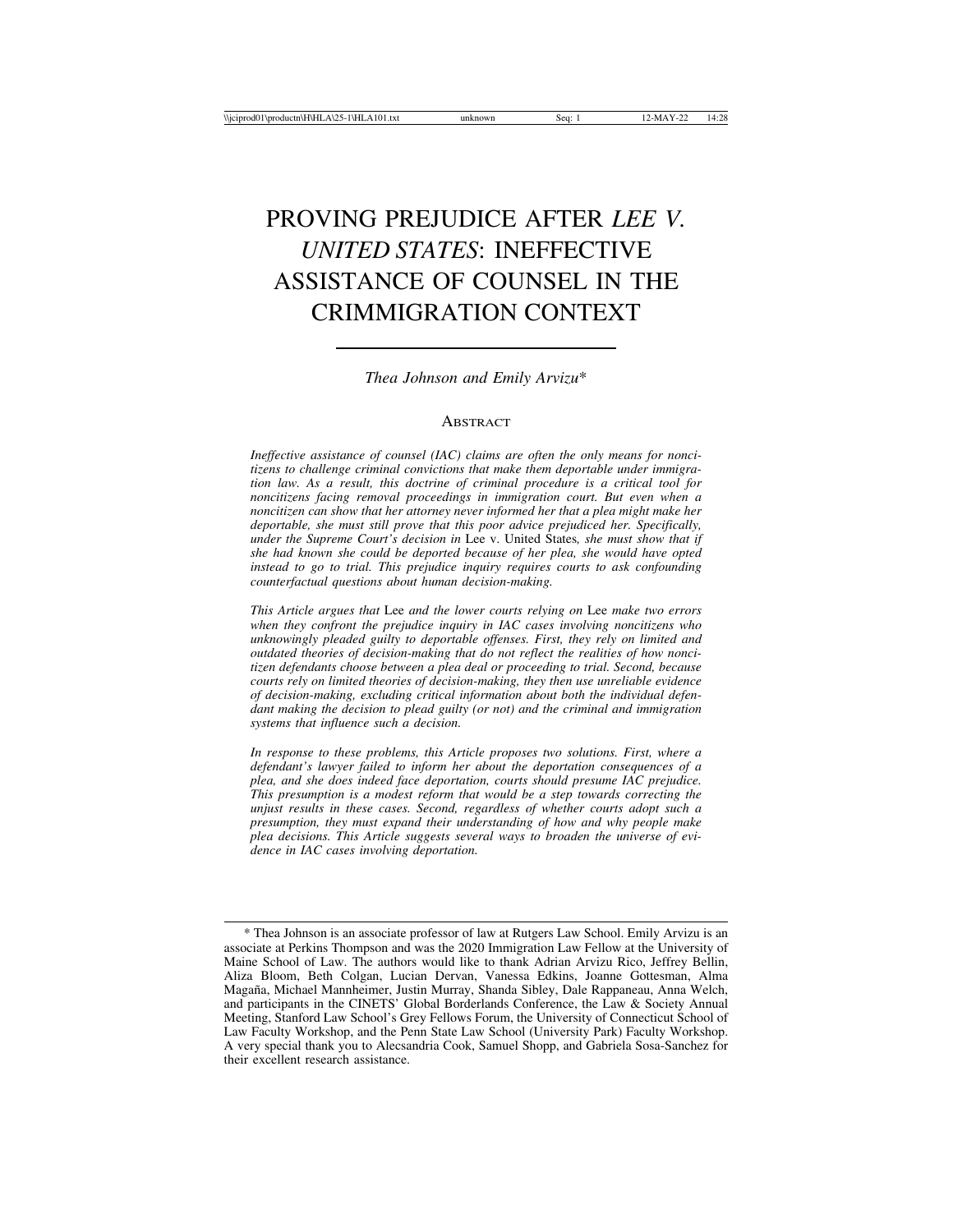# PROVING PREJUDICE AFTER *LEE V. UNITED STATES*: INEFFECTIVE ASSISTANCE OF COUNSEL IN THE CRIMMIGRATION CONTEXT

*Thea Johnson and Emily Arvizu**

## Abstract

*Ineffective assistance of counsel (IAC) claims are often the only means for noncitizens to challenge criminal convictions that make them deportable under immigration law. As a result, this doctrine of criminal procedure is a critical tool for noncitizens facing removal proceedings in immigration court. But even when a noncitizen can show that her attorney never informed her that a plea might make her deportable, she must still prove that this poor advice prejudiced her. Specifically, under the Supreme Court's decision in* Lee v. United States*, she must show that if she had known she could be deported because of her plea, she would have opted instead to go to trial. This prejudice inquiry requires courts to ask confounding counterfactual questions about human decision-making.*

*This Article argues that* Lee *and the lower courts relying on* Lee *make two errors when they confront the prejudice inquiry in IAC cases involving noncitizens who unknowingly pleaded guilty to deportable offenses. First, they rely on limited and outdated theories of decision-making that do not reflect the realities of how noncitizen defendants choose between a plea deal or proceeding to trial. Second, because courts rely on limited theories of decision-making, they then use unreliable evidence of decision-making, excluding critical information about both the individual defendant making the decision to plead guilty (or not) and the criminal and immigration systems that influence such a decision.*

*In response to these problems, this Article proposes two solutions. First, where a defendant's lawyer failed to inform her about the deportation consequences of a plea, and she does indeed face deportation, courts should presume IAC prejudice. This presumption is a modest reform that would be a step towards correcting the unjust results in these cases. Second, regardless of whether courts adopt such a presumption, they must expand their understanding of how and why people make plea decisions. This Article suggests several ways to broaden the universe of evidence in IAC cases involving deportation.*

---

\* Thea Johnson is an associate professor of law at Rutgers Law School. Emily Arvizu is an associate at Perkins Thompson and was the 2020 Immigration Law Fellow at the University of Maine School of Law. The authors would like to thank Adrian Arvizu Rico, Jeffrey Bellin, Aliza Bloom, Beth Colgan, Lucian Dervan, Vanessa Edkins, Joanne Gottesman, Alma Magaña, Michael Mannheimer, Justin Murray, Shanda Sibley, Dale Rappaneau, Anna Welch, and participants in the CINETS' Global Borderlands Conference, the Law & Society Annual Meeting, Stanford Law School's Grey Fellows Forum, the University of Connecticut School of Law Faculty Workshop, and the Penn State Law School (University Park) Faculty Workshop. A very special thank you to Alecsandria Cook, Samuel Shopp, and Gabriela Sosa-Sanchez for their excellent research assistance.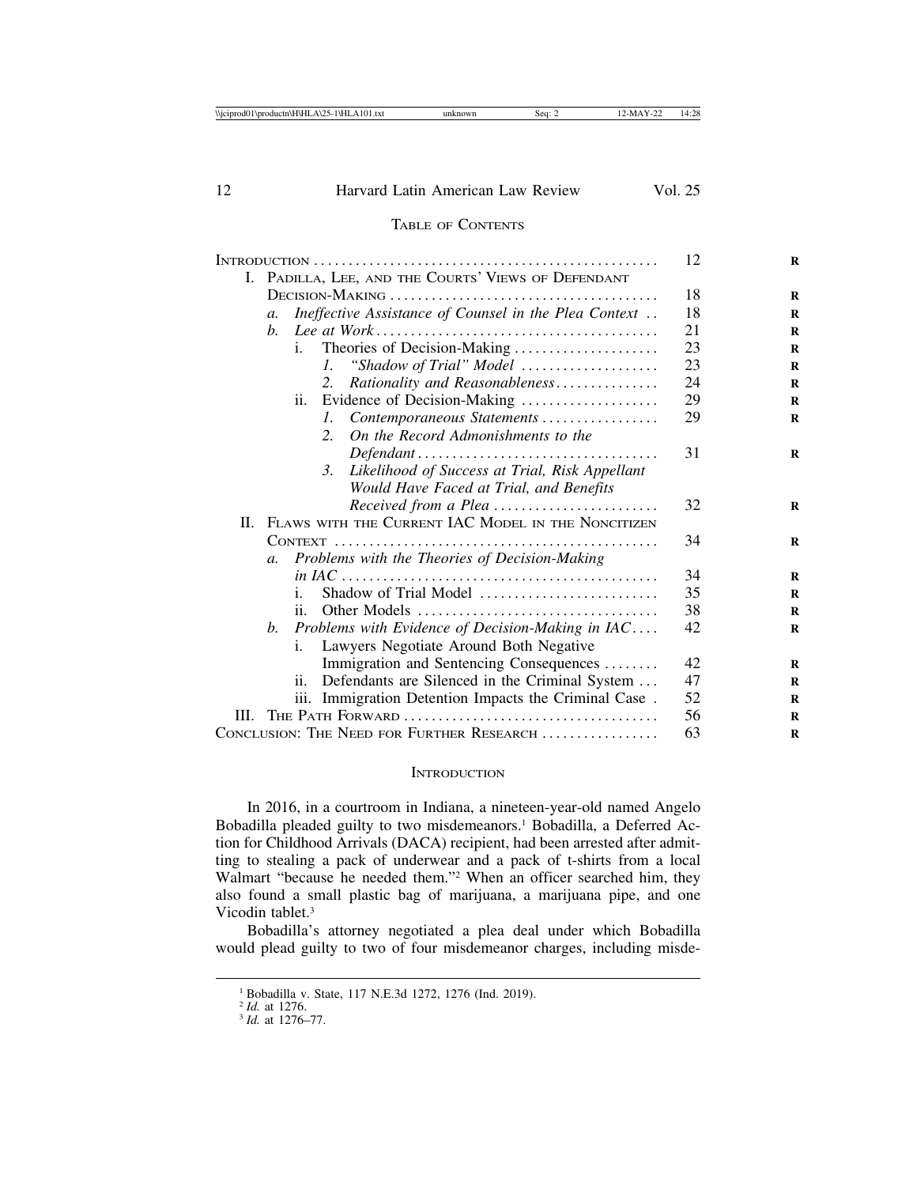## Table of Contents

- Introduction ... 12
- I. Padilla, Lee, and the Courts' Views of Defendant Decision-Making ... 18
  - a. *Ineffective Assistance of Counsel in the Plea Context* ... 18
  - b. *Lee at Work* ... 21
    - i. Theories of Decision-Making ... 23
      - 1. *"Shadow of Trial" Model* ... 23
      - 2. *Rationality and Reasonableness* ... 24
    - ii. Evidence of Decision-Making ... 29
      - 1. *Contemporaneous Statements* ... 29
      - 2. *On the Record Admonishments to the Defendant* ... 31
      - 3. *Likelihood of Success at Trial, Risk Appellant Would Have Faced at Trial, and Benefits Received from a Plea* ... 32
- II. Flaws with the Current IAC Model in the Noncitizen Context ... 34
  - a. *Problems with the Theories of Decision-Making in IAC* ... 34
    - i. Shadow of Trial Model ... 35
    - ii. Other Models ... 38
  - b. *Problems with Evidence of Decision-Making in IAC* ... 42
    - i. Lawyers Negotiate Around Both Negative Immigration and Sentencing Consequences ... 42
    - ii. Defendants are Silenced in the Criminal System ... 47
    - iii. Immigration Detention Impacts the Criminal Case ... 52
- III. The Path Forward ... 56
- Conclusion: The Need for Further Research ... 63

## Introduction

In 2016, in a courtroom in Indiana, a nineteen-year-old named Angelo Bobadilla pleaded guilty to two misdemeanors.[1] Bobadilla, a Deferred Action for Childhood Arrivals (DACA) recipient, had been arrested after admitting to stealing a pack of underwear and a pack of t-shirts from a local Walmart "because he needed them."[2] When an officer searched him, they also found a small plastic bag of marijuana, a marijuana pipe, and one Vicodin tablet.[3]

Bobadilla's attorney negotiated a plea deal under which Bobadilla would plead guilty to two of four misdemeanor charges, including misde-

---

[1] Bobadilla v. State, 117 N.E.3d 1272, 1276 (Ind. 2019).

[2] *Id.* at 1276.

[3] *Id.* at 1276–77.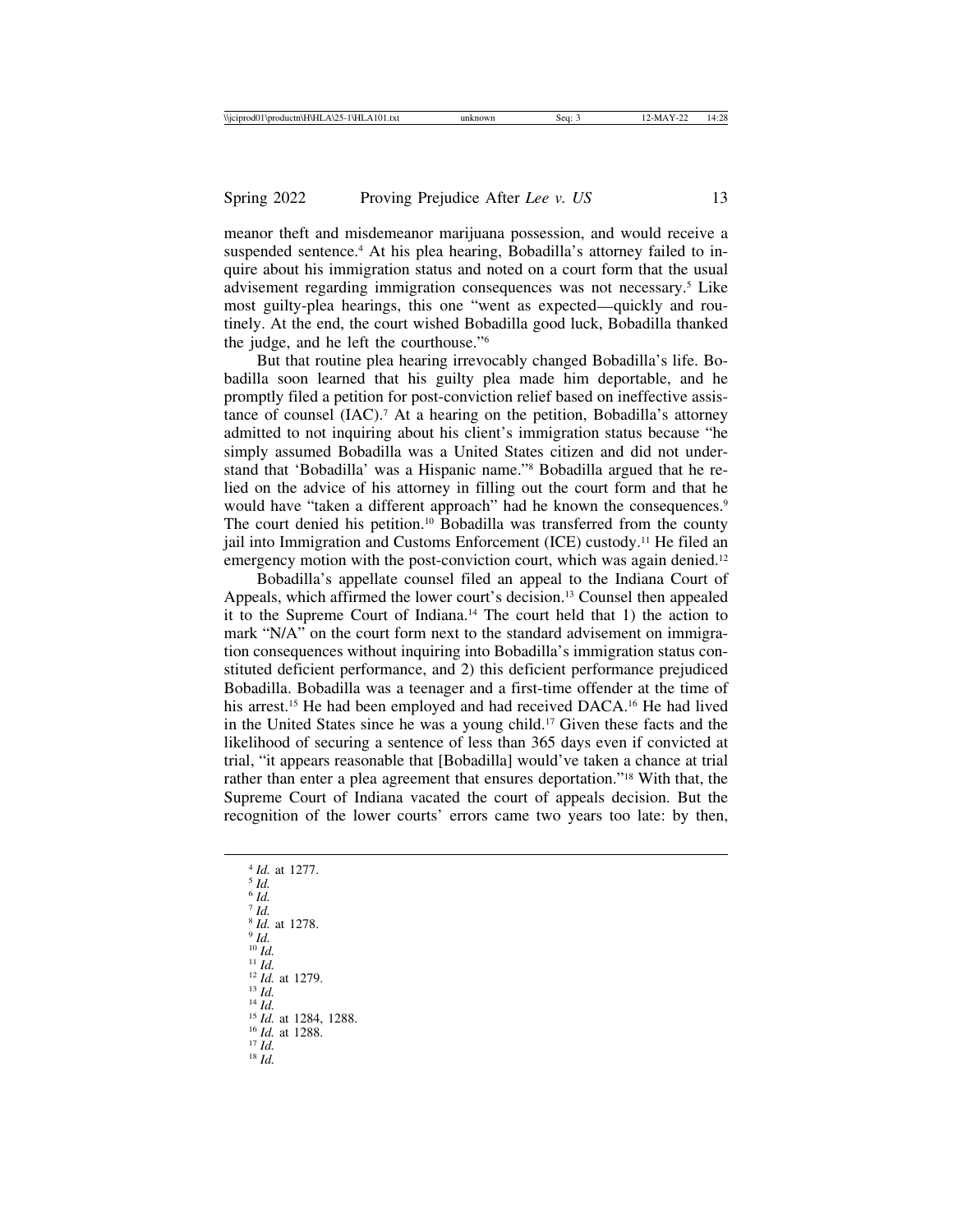meanor theft and misdemeanor marijuana possession, and would receive a suspended sentence.[4] At his plea hearing, Bobadilla's attorney failed to inquire about his immigration status and noted on a court form that the usual advisement regarding immigration consequences was not necessary.[5] Like most guilty-plea hearings, this one "went as expected—quickly and routinely. At the end, the court wished Bobadilla good luck, Bobadilla thanked the judge, and he left the courthouse."[6]

But that routine plea hearing irrevocably changed Bobadilla's life. Bobadilla soon learned that his guilty plea made him deportable, and he promptly filed a petition for post-conviction relief based on ineffective assistance of counsel (IAC).[7] At a hearing on the petition, Bobadilla's attorney admitted to not inquiring about his client's immigration status because "he simply assumed Bobadilla was a United States citizen and did not understand that 'Bobadilla' was a Hispanic name."[8] Bobadilla argued that he relied on the advice of his attorney in filling out the court form and that he would have "taken a different approach" had he known the consequences.[9] The court denied his petition.[10] Bobadilla was transferred from the county jail into Immigration and Customs Enforcement (ICE) custody.[11] He filed an emergency motion with the post-conviction court, which was again denied.[12]

Bobadilla's appellate counsel filed an appeal to the Indiana Court of Appeals, which affirmed the lower court's decision.[13] Counsel then appealed it to the Supreme Court of Indiana.[14] The court held that 1) the action to mark "N/A" on the court form next to the standard advisement on immigration consequences without inquiring into Bobadilla's immigration status constituted deficient performance, and 2) this deficient performance prejudiced Bobadilla. Bobadilla was a teenager and a first-time offender at the time of his arrest.[15] He had been employed and had received DACA.[16] He had lived in the United States since he was a young child.[17] Given these facts and the likelihood of securing a sentence of less than 365 days even if convicted at trial, "it appears reasonable that [Bobadilla] would've taken a chance at trial rather than enter a plea agreement that ensures deportation."[18] With that, the Supreme Court of Indiana vacated the court of appeals decision. But the recognition of the lower courts' errors came two years too late: by then,

---

[4] *Id.* at 1277.
[5] *Id.*
[6] *Id.*
[7] *Id.*
[8] *Id.* at 1278.
[9] *Id.*
[10] *Id.*
[11] *Id.*
[12] *Id.* at 1279.
[13] *Id.*
[14] *Id.*
[15] *Id.* at 1284, 1288.
[16] *Id.* at 1288.
[17] *Id.*
[18] *Id.*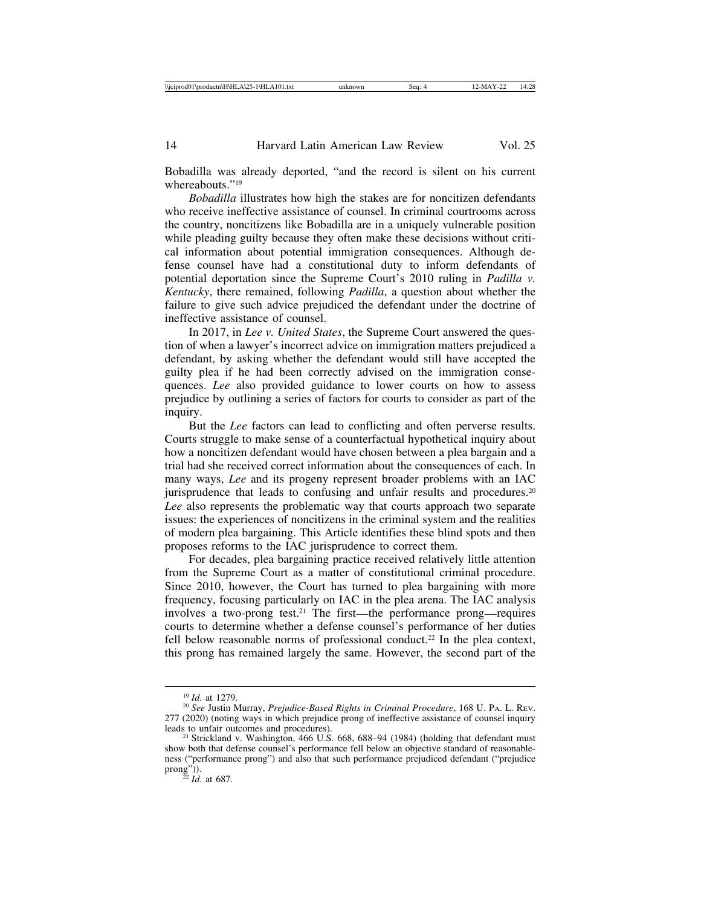Bobadilla was already deported, "and the record is silent on his current whereabouts."[19]

*Bobadilla* illustrates how high the stakes are for noncitizen defendants who receive ineffective assistance of counsel. In criminal courtrooms across the country, noncitizens like Bobadilla are in a uniquely vulnerable position while pleading guilty because they often make these decisions without critical information about potential immigration consequences. Although defense counsel have had a constitutional duty to inform defendants of potential deportation since the Supreme Court's 2010 ruling in *Padilla v. Kentucky*, there remained, following *Padilla*, a question about whether the failure to give such advice prejudiced the defendant under the doctrine of ineffective assistance of counsel.

In 2017, in *Lee v. United States*, the Supreme Court answered the question of when a lawyer's incorrect advice on immigration matters prejudiced a defendant, by asking whether the defendant would still have accepted the guilty plea if he had been correctly advised on the immigration consequences. *Lee* also provided guidance to lower courts on how to assess prejudice by outlining a series of factors for courts to consider as part of the inquiry.

But the *Lee* factors can lead to conflicting and often perverse results. Courts struggle to make sense of a counterfactual hypothetical inquiry about how a noncitizen defendant would have chosen between a plea bargain and a trial had she received correct information about the consequences of each. In many ways, *Lee* and its progeny represent broader problems with an IAC jurisprudence that leads to confusing and unfair results and procedures.[20] *Lee* also represents the problematic way that courts approach two separate issues: the experiences of noncitizens in the criminal system and the realities of modern plea bargaining. This Article identifies these blind spots and then proposes reforms to the IAC jurisprudence to correct them.

For decades, plea bargaining practice received relatively little attention from the Supreme Court as a matter of constitutional criminal procedure. Since 2010, however, the Court has turned to plea bargaining with more frequency, focusing particularly on IAC in the plea arena. The IAC analysis involves a two-prong test.[21] The first—the performance prong—requires courts to determine whether a defense counsel's performance of her duties fell below reasonable norms of professional conduct.[22] In the plea context, this prong has remained largely the same. However, the second part of the

---

[19] *Id.* at 1279.

[20] *See* Justin Murray, *Prejudice-Based Rights in Criminal Procedure*, 168 U. PA. L. REV. 277 (2020) (noting ways in which prejudice prong of ineffective assistance of counsel inquiry leads to unfair outcomes and procedures).

[21] Strickland v. Washington, 466 U.S. 668, 688–94 (1984) (holding that defendant must show both that defense counsel's performance fell below an objective standard of reasonableness ("performance prong") and also that such performance prejudiced defendant ("prejudice prong")).

[22] *Id.* at 687.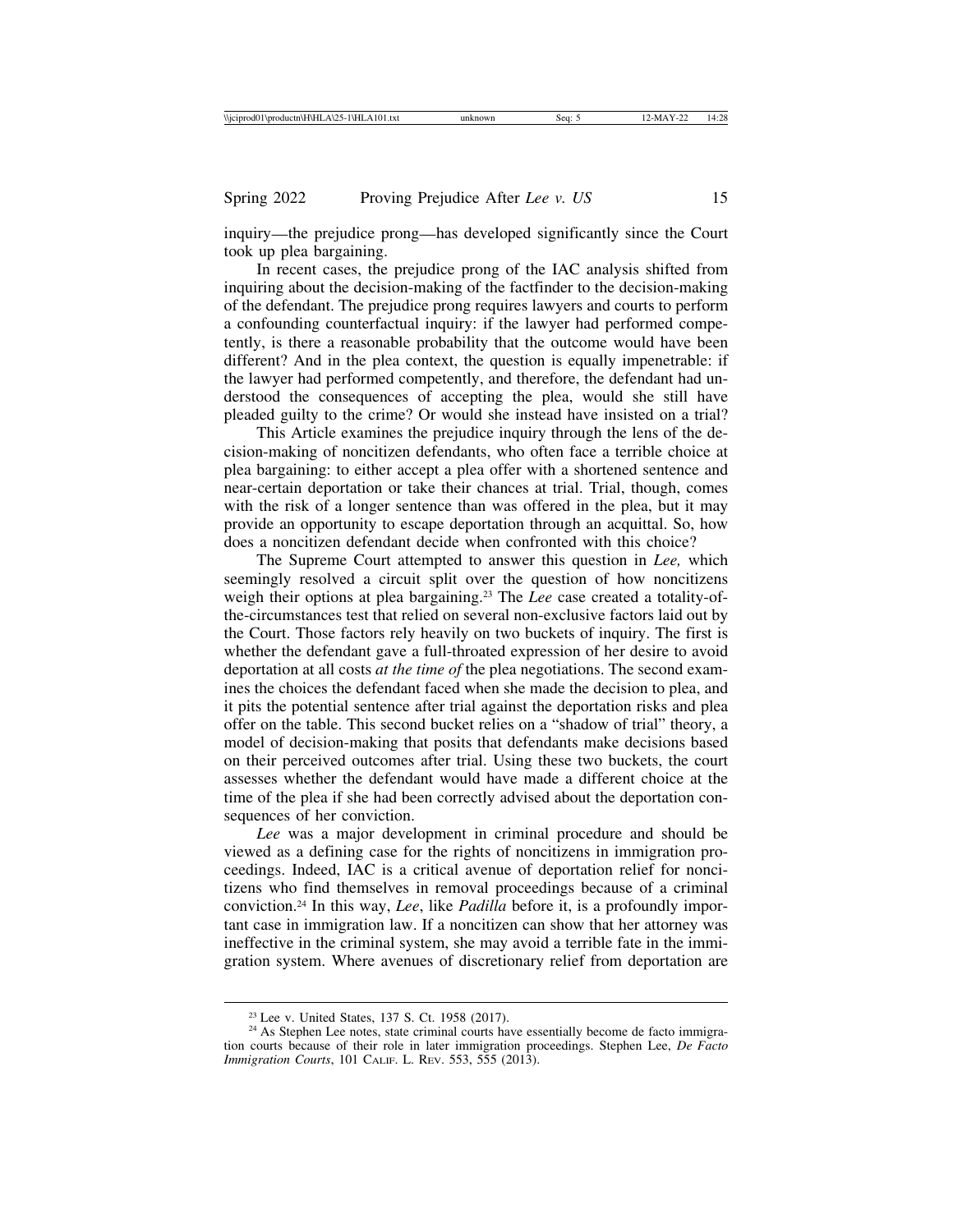inquiry—the prejudice prong—has developed significantly since the Court took up plea bargaining.

In recent cases, the prejudice prong of the IAC analysis shifted from inquiring about the decision-making of the factfinder to the decision-making of the defendant. The prejudice prong requires lawyers and courts to perform a confounding counterfactual inquiry: if the lawyer had performed competently, is there a reasonable probability that the outcome would have been different? And in the plea context, the question is equally impenetrable: if the lawyer had performed competently, and therefore, the defendant had understood the consequences of accepting the plea, would she still have pleaded guilty to the crime? Or would she instead have insisted on a trial?

This Article examines the prejudice inquiry through the lens of the decision-making of noncitizen defendants, who often face a terrible choice at plea bargaining: to either accept a plea offer with a shortened sentence and near-certain deportation or take their chances at trial. Trial, though, comes with the risk of a longer sentence than was offered in the plea, but it may provide an opportunity to escape deportation through an acquittal. So, how does a noncitizen defendant decide when confronted with this choice?

The Supreme Court attempted to answer this question in *Lee,* which seemingly resolved a circuit split over the question of how noncitizens weigh their options at plea bargaining.[23] The *Lee* case created a totality-of-the-circumstances test that relied on several non-exclusive factors laid out by the Court. Those factors rely heavily on two buckets of inquiry. The first is whether the defendant gave a full-throated expression of her desire to avoid deportation at all costs *at the time of* the plea negotiations. The second examines the choices the defendant faced when she made the decision to plea, and it pits the potential sentence after trial against the deportation risks and plea offer on the table. This second bucket relies on a "shadow of trial" theory, a model of decision-making that posits that defendants make decisions based on their perceived outcomes after trial. Using these two buckets, the court assesses whether the defendant would have made a different choice at the time of the plea if she had been correctly advised about the deportation consequences of her conviction.

*Lee* was a major development in criminal procedure and should be viewed as a defining case for the rights of noncitizens in immigration proceedings. Indeed, IAC is a critical avenue of deportation relief for noncitizens who find themselves in removal proceedings because of a criminal conviction.[24] In this way, *Lee*, like *Padilla* before it, is a profoundly important case in immigration law. If a noncitizen can show that her attorney was ineffective in the criminal system, she may avoid a terrible fate in the immigration system. Where avenues of discretionary relief from deportation are

---

[23] Lee v. United States, 137 S. Ct. 1958 (2017).

[24] As Stephen Lee notes, state criminal courts have essentially become de facto immigration courts because of their role in later immigration proceedings. Stephen Lee, *De Facto Immigration Courts*, 101 Calif. L. Rev. 553, 555 (2013).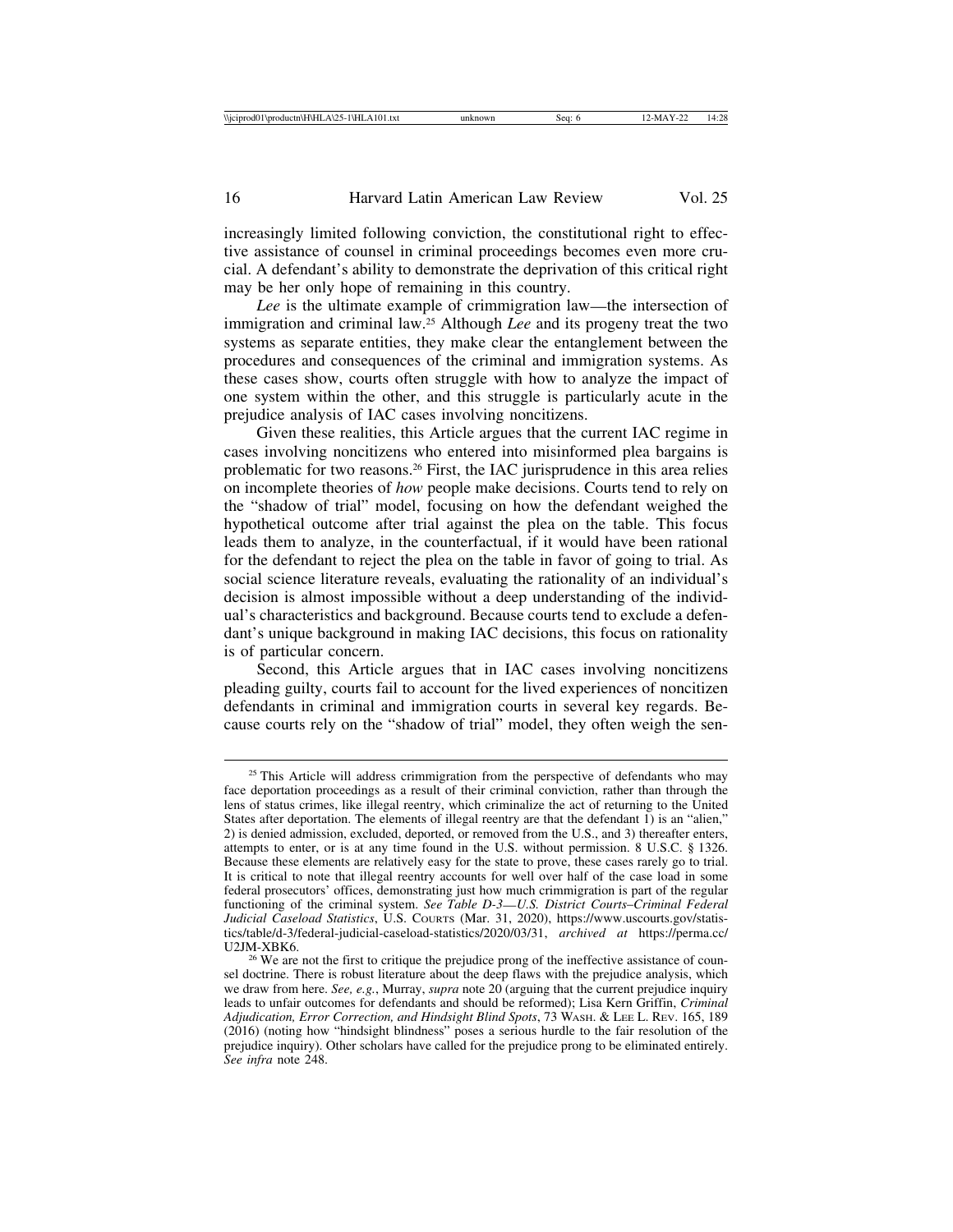increasingly limited following conviction, the constitutional right to effective assistance of counsel in criminal proceedings becomes even more crucial. A defendant's ability to demonstrate the deprivation of this critical right may be her only hope of remaining in this country.

*Lee* is the ultimate example of crimmigration law—the intersection of immigration and criminal law.[25] Although *Lee* and its progeny treat the two systems as separate entities, they make clear the entanglement between the procedures and consequences of the criminal and immigration systems. As these cases show, courts often struggle with how to analyze the impact of one system within the other, and this struggle is particularly acute in the prejudice analysis of IAC cases involving noncitizens.

Given these realities, this Article argues that the current IAC regime in cases involving noncitizens who entered into misinformed plea bargains is problematic for two reasons.[26] First, the IAC jurisprudence in this area relies on incomplete theories of *how* people make decisions. Courts tend to rely on the "shadow of trial" model, focusing on how the defendant weighed the hypothetical outcome after trial against the plea on the table. This focus leads them to analyze, in the counterfactual, if it would have been rational for the defendant to reject the plea on the table in favor of going to trial. As social science literature reveals, evaluating the rationality of an individual's decision is almost impossible without a deep understanding of the individual's characteristics and background. Because courts tend to exclude a defendant's unique background in making IAC decisions, this focus on rationality is of particular concern.

Second, this Article argues that in IAC cases involving noncitizens pleading guilty, courts fail to account for the lived experiences of noncitizen defendants in criminal and immigration courts in several key regards. Because courts rely on the "shadow of trial" model, they often weigh the sen-

[25] This Article will address crimmigration from the perspective of defendants who may face deportation proceedings as a result of their criminal conviction, rather than through the lens of status crimes, like illegal reentry, which criminalize the act of returning to the United States after deportation. The elements of illegal reentry are that the defendant 1) is an "alien," 2) is denied admission, excluded, deported, or removed from the U.S., and 3) thereafter enters, attempts to enter, or is at any time found in the U.S. without permission. 8 U.S.C. § 1326. Because these elements are relatively easy for the state to prove, these cases rarely go to trial. It is critical to note that illegal reentry accounts for well over half of the case load in some federal prosecutors' offices, demonstrating just how much crimmigration is part of the regular functioning of the criminal system. *See Table D-3—U.S. District Courts–Criminal Federal Judicial Caseload Statistics*, U.S. COURTS (Mar. 31, 2020), https://www.uscourts.gov/statistics/table/d-3/federal-judicial-caseload-statistics/2020/03/31, *archived at* https://perma.cc/U2JM-XBK6.

[26] We are not the first to critique the prejudice prong of the ineffective assistance of counsel doctrine. There is robust literature about the deep flaws with the prejudice analysis, which we draw from here. *See, e.g.*, Murray, *supra* note 20 (arguing that the current prejudice inquiry leads to unfair outcomes for defendants and should be reformed); Lisa Kern Griffin, *Criminal Adjudication, Error Correction, and Hindsight Blind Spots*, 73 WASH. & LEE L. REV. 165, 189 (2016) (noting how "hindsight blindness" poses a serious hurdle to the fair resolution of the prejudice inquiry). Other scholars have called for the prejudice prong to be eliminated entirely. *See infra* note 248.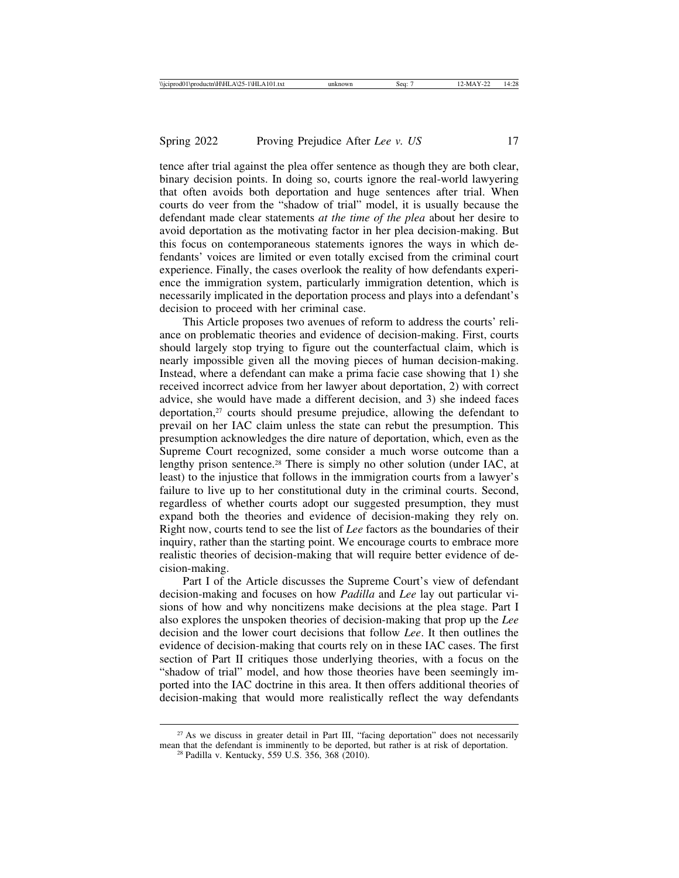tence after trial against the plea offer sentence as though they are both clear, binary decision points. In doing so, courts ignore the real-world lawyering that often avoids both deportation and huge sentences after trial. When courts do veer from the "shadow of trial" model, it is usually because the defendant made clear statements *at the time of the plea* about her desire to avoid deportation as the motivating factor in her plea decision-making. But this focus on contemporaneous statements ignores the ways in which defendants' voices are limited or even totally excised from the criminal court experience. Finally, the cases overlook the reality of how defendants experience the immigration system, particularly immigration detention, which is necessarily implicated in the deportation process and plays into a defendant's decision to proceed with her criminal case.

This Article proposes two avenues of reform to address the courts' reliance on problematic theories and evidence of decision-making. First, courts should largely stop trying to figure out the counterfactual claim, which is nearly impossible given all the moving pieces of human decision-making. Instead, where a defendant can make a prima facie case showing that 1) she received incorrect advice from her lawyer about deportation, 2) with correct advice, she would have made a different decision, and 3) she indeed faces deportation,[27] courts should presume prejudice, allowing the defendant to prevail on her IAC claim unless the state can rebut the presumption. This presumption acknowledges the dire nature of deportation, which, even as the Supreme Court recognized, some consider a much worse outcome than a lengthy prison sentence.[28] There is simply no other solution (under IAC, at least) to the injustice that follows in the immigration courts from a lawyer's failure to live up to her constitutional duty in the criminal courts. Second, regardless of whether courts adopt our suggested presumption, they must expand both the theories and evidence of decision-making they rely on. Right now, courts tend to see the list of *Lee* factors as the boundaries of their inquiry, rather than the starting point. We encourage courts to embrace more realistic theories of decision-making that will require better evidence of decision-making.

Part I of the Article discusses the Supreme Court's view of defendant decision-making and focuses on how *Padilla* and *Lee* lay out particular visions of how and why noncitizens make decisions at the plea stage. Part I also explores the unspoken theories of decision-making that prop up the *Lee* decision and the lower court decisions that follow *Lee*. It then outlines the evidence of decision-making that courts rely on in these IAC cases. The first section of Part II critiques those underlying theories, with a focus on the "shadow of trial" model, and how those theories have been seemingly imported into the IAC doctrine in this area. It then offers additional theories of decision-making that would more realistically reflect the way defendants

---

[27] As we discuss in greater detail in Part III, "facing deportation" does not necessarily mean that the defendant is imminently to be deported, but rather is at risk of deportation.

[28] Padilla v. Kentucky, 559 U.S. 356, 368 (2010).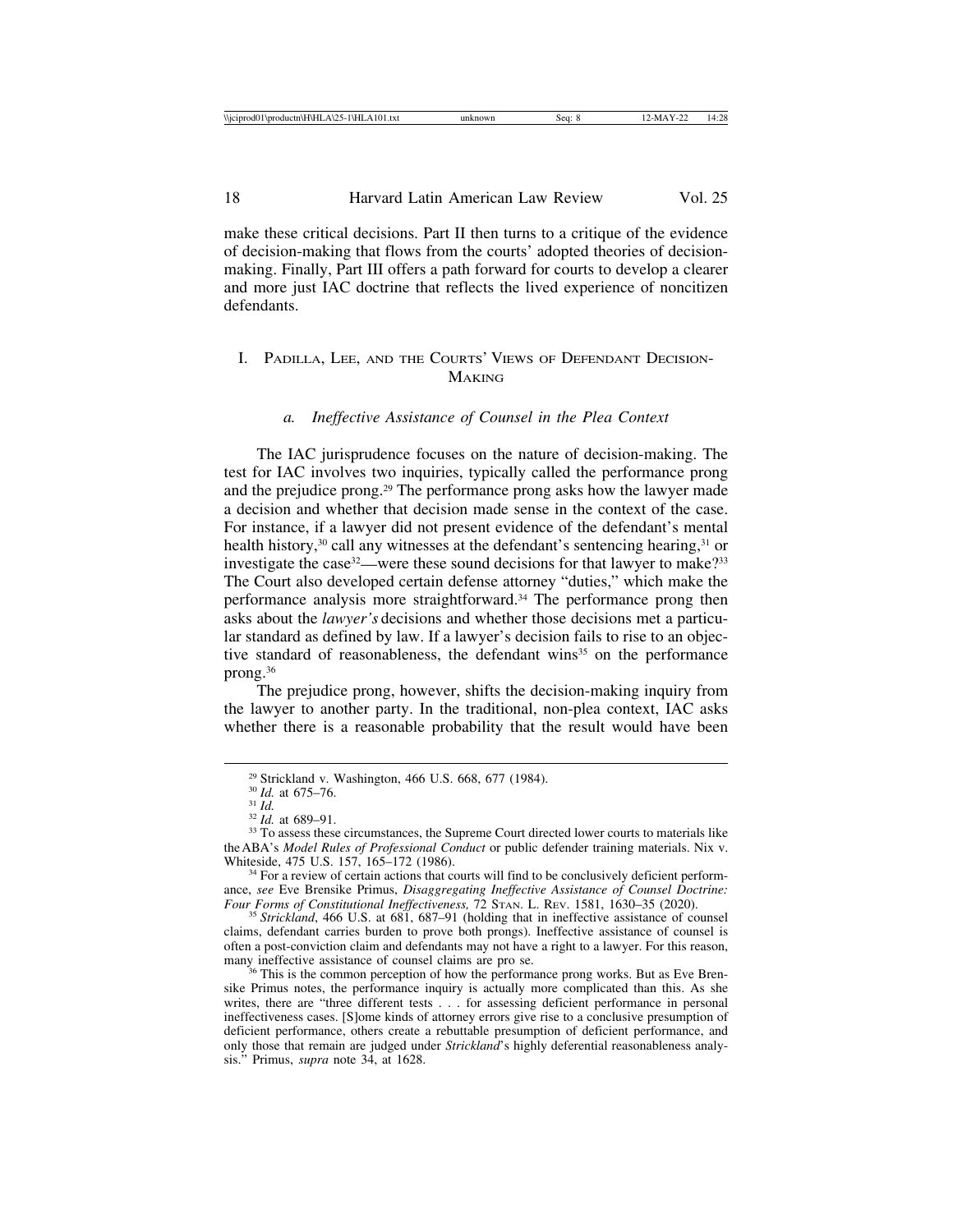make these critical decisions. Part II then turns to a critique of the evidence of decision-making that flows from the courts' adopted theories of decision-making. Finally, Part III offers a path forward for courts to develop a clearer and more just IAC doctrine that reflects the lived experience of noncitizen defendants.

## I. Padilla, Lee, and the Courts' Views of Defendant Decision-Making

### *a. Ineffective Assistance of Counsel in the Plea Context*

The IAC jurisprudence focuses on the nature of decision-making. The test for IAC involves two inquiries, typically called the performance prong and the prejudice prong.[29] The performance prong asks how the lawyer made a decision and whether that decision made sense in the context of the case. For instance, if a lawyer did not present evidence of the defendant's mental health history,[30] call any witnesses at the defendant's sentencing hearing,[31] or investigate the case[32]—were these sound decisions for that lawyer to make?[33] The Court also developed certain defense attorney "duties," which make the performance analysis more straightforward.[34] The performance prong then asks about the *lawyer's* decisions and whether those decisions met a particular standard as defined by law. If a lawyer's decision fails to rise to an objective standard of reasonableness, the defendant wins[35] on the performance prong.[36]

The prejudice prong, however, shifts the decision-making inquiry from the lawyer to another party. In the traditional, non-plea context, IAC asks whether there is a reasonable probability that the result would have been

---

[29] Strickland v. Washington, 466 U.S. 668, 677 (1984).

[30] *Id.* at 675–76.

[31] *Id.*

[32] *Id.* at 689–91.

[33] To assess these circumstances, the Supreme Court directed lower courts to materials like the ABA's *Model Rules of Professional Conduct* or public defender training materials. Nix v. Whiteside, 475 U.S. 157, 165–172 (1986).

[34] For a review of certain actions that courts will find to be conclusively deficient performance, *see* Eve Brensike Primus, *Disaggregating Ineffective Assistance of Counsel Doctrine: Four Forms of Constitutional Ineffectiveness,* 72 Stan. L. Rev. 1581, 1630–35 (2020).

[35] *Strickland*, 466 U.S. at 681, 687–91 (holding that in ineffective assistance of counsel claims, defendant carries burden to prove both prongs). Ineffective assistance of counsel is often a post-conviction claim and defendants may not have a right to a lawyer. For this reason, many ineffective assistance of counsel claims are pro se.

[36] This is the common perception of how the performance prong works. But as Eve Brensike Primus notes, the performance inquiry is actually more complicated than this. As she writes, there are "three different tests . . . for assessing deficient performance in personal ineffectiveness cases. [S]ome kinds of attorney errors give rise to a conclusive presumption of deficient performance, others create a rebuttable presumption of deficient performance, and only those that remain are judged under *Strickland*'s highly deferential reasonableness analysis." Primus, *supra* note 34, at 1628.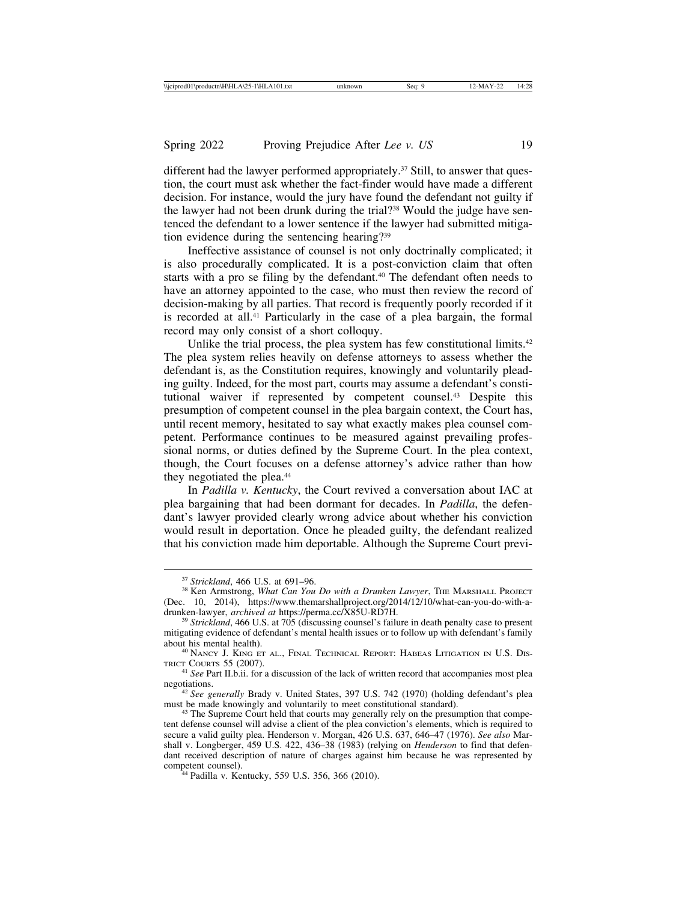different had the lawyer performed appropriately.[37] Still, to answer that question, the court must ask whether the fact-finder would have made a different decision. For instance, would the jury have found the defendant not guilty if the lawyer had not been drunk during the trial?[38] Would the judge have sentenced the defendant to a lower sentence if the lawyer had submitted mitigation evidence during the sentencing hearing?[39]

Ineffective assistance of counsel is not only doctrinally complicated; it is also procedurally complicated. It is a post-conviction claim that often starts with a pro se filing by the defendant.[40] The defendant often needs to have an attorney appointed to the case, who must then review the record of decision-making by all parties. That record is frequently poorly recorded if it is recorded at all.[41] Particularly in the case of a plea bargain, the formal record may only consist of a short colloquy.

Unlike the trial process, the plea system has few constitutional limits.[42] The plea system relies heavily on defense attorneys to assess whether the defendant is, as the Constitution requires, knowingly and voluntarily pleading guilty. Indeed, for the most part, courts may assume a defendant's constitutional waiver if represented by competent counsel.[43] Despite this presumption of competent counsel in the plea bargain context, the Court has, until recent memory, hesitated to say what exactly makes plea counsel competent. Performance continues to be measured against prevailing professional norms, or duties defined by the Supreme Court. In the plea context, though, the Court focuses on a defense attorney's advice rather than how they negotiated the plea.[44]

In *Padilla v. Kentucky*, the Court revived a conversation about IAC at plea bargaining that had been dormant for decades. In *Padilla*, the defendant's lawyer provided clearly wrong advice about whether his conviction would result in deportation. Once he pleaded guilty, the defendant realized that his conviction made him deportable. Although the Supreme Court previ-

---

[37] *Strickland*, 466 U.S. at 691–96.

[38] Ken Armstrong, *What Can You Do with a Drunken Lawyer*, THE MARSHALL PROJECT (Dec. 10, 2014), https://www.themarshallproject.org/2014/12/10/what-can-you-do-with-a-drunken-lawyer, *archived at* https://perma.cc/X85U-RD7H.

[39] *Strickland*, 466 U.S. at 705 (discussing counsel's failure in death penalty case to present mitigating evidence of defendant's mental health issues or to follow up with defendant's family about his mental health).

[40] NANCY J. KING ET AL., FINAL TECHNICAL REPORT: HABEAS LITIGATION IN U.S. DISTRICT COURTS 55 (2007).

[41] *See* Part II.b.ii. for a discussion of the lack of written record that accompanies most plea negotiations.

[42] *See generally* Brady v. United States, 397 U.S. 742 (1970) (holding defendant's plea must be made knowingly and voluntarily to meet constitutional standard).

[43] The Supreme Court held that courts may generally rely on the presumption that competent defense counsel will advise a client of the plea conviction's elements, which is required to secure a valid guilty plea. Henderson v. Morgan, 426 U.S. 637, 646–47 (1976). *See also* Marshall v. Longberger, 459 U.S. 422, 436–38 (1983) (relying on *Henderson* to find that defendant received description of nature of charges against him because he was represented by competent counsel).

[44] Padilla v. Kentucky, 559 U.S. 356, 366 (2010).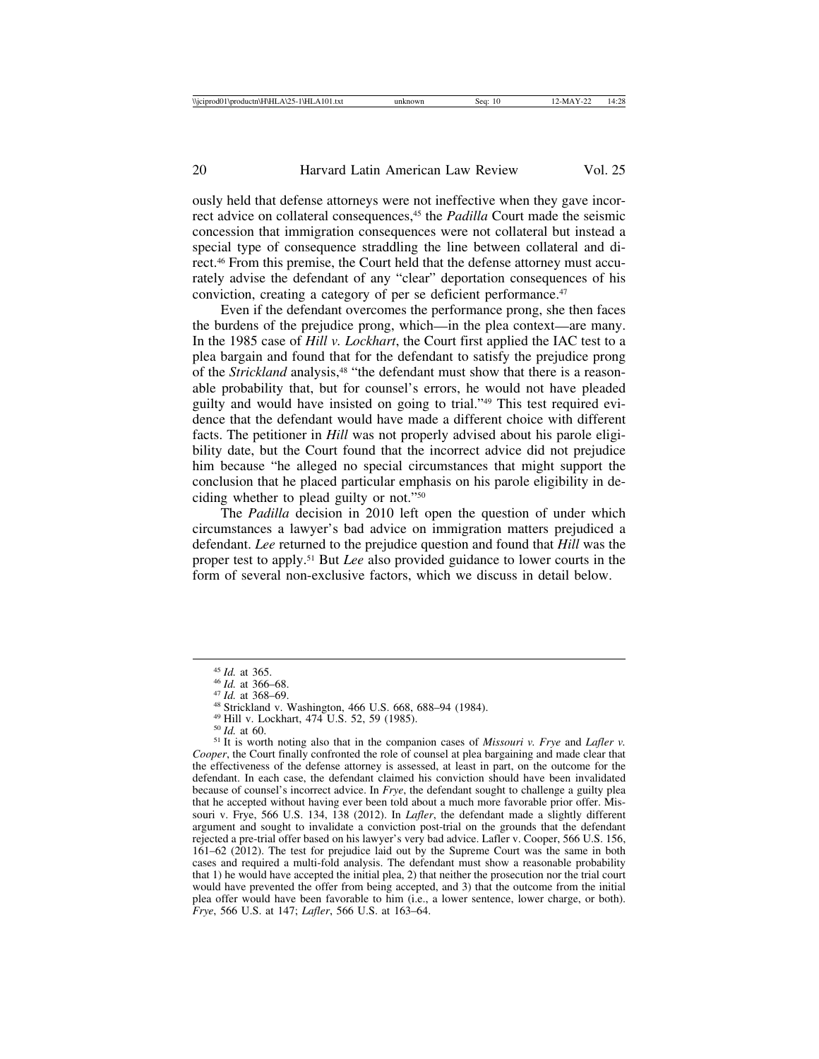ously held that defense attorneys were not ineffective when they gave incorrect advice on collateral consequences,[45] the *Padilla* Court made the seismic concession that immigration consequences were not collateral but instead a special type of consequence straddling the line between collateral and direct.[46] From this premise, the Court held that the defense attorney must accurately advise the defendant of any "clear" deportation consequences of his conviction, creating a category of per se deficient performance.[47]

Even if the defendant overcomes the performance prong, she then faces the burdens of the prejudice prong, which—in the plea context—are many. In the 1985 case of *Hill v. Lockhart*, the Court first applied the IAC test to a plea bargain and found that for the defendant to satisfy the prejudice prong of the *Strickland* analysis,[48] "the defendant must show that there is a reasonable probability that, but for counsel's errors, he would not have pleaded guilty and would have insisted on going to trial."[49] This test required evidence that the defendant would have made a different choice with different facts. The petitioner in *Hill* was not properly advised about his parole eligibility date, but the Court found that the incorrect advice did not prejudice him because "he alleged no special circumstances that might support the conclusion that he placed particular emphasis on his parole eligibility in deciding whether to plead guilty or not."[50]

The *Padilla* decision in 2010 left open the question of under which circumstances a lawyer's bad advice on immigration matters prejudiced a defendant. *Lee* returned to the prejudice question and found that *Hill* was the proper test to apply.[51] But *Lee* also provided guidance to lower courts in the form of several non-exclusive factors, which we discuss in detail below.

---

[45] *Id.* at 365.

[46] *Id.* at 366–68.

[47] *Id.* at 368–69.

[48] Strickland v. Washington, 466 U.S. 668, 688–94 (1984).

[49] Hill v. Lockhart, 474 U.S. 52, 59 (1985).

[50] *Id.* at 60.

[51] It is worth noting also that in the companion cases of *Missouri v. Frye* and *Lafler v. Cooper*, the Court finally confronted the role of counsel at plea bargaining and made clear that the effectiveness of the defense attorney is assessed, at least in part, on the outcome for the defendant. In each case, the defendant claimed his conviction should have been invalidated because of counsel's incorrect advice. In *Frye*, the defendant sought to challenge a guilty plea that he accepted without having ever been told about a much more favorable prior offer. Missouri v. Frye, 566 U.S. 134, 138 (2012). In *Lafler*, the defendant made a slightly different argument and sought to invalidate a conviction post-trial on the grounds that the defendant rejected a pre-trial offer based on his lawyer's very bad advice. Lafler v. Cooper, 566 U.S. 156, 161–62 (2012). The test for prejudice laid out by the Supreme Court was the same in both cases and required a multi-fold analysis. The defendant must show a reasonable probability that 1) he would have accepted the initial plea, 2) that neither the prosecution nor the trial court would have prevented the offer from being accepted, and 3) that the outcome from the initial plea offer would have been favorable to him (i.e., a lower sentence, lower charge, or both). *Frye*, 566 U.S. at 147; *Lafler*, 566 U.S. at 163–64.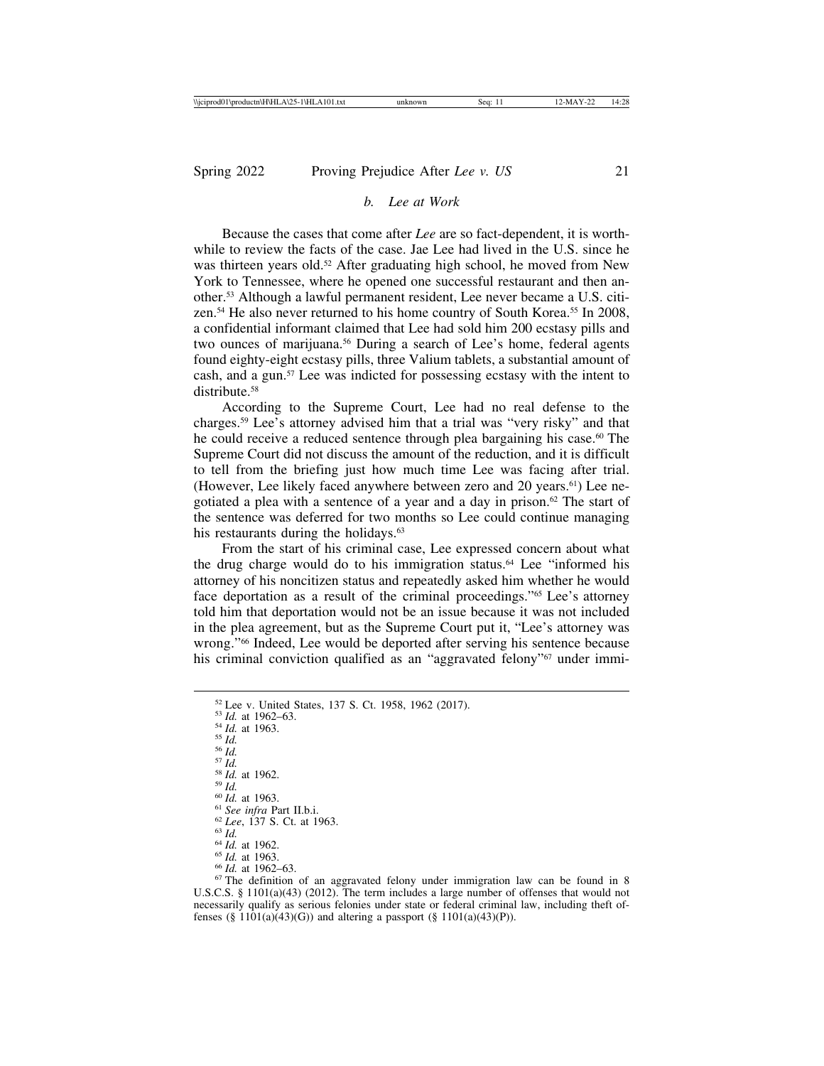### *b. Lee at Work*

Because the cases that come after *Lee* are so fact-dependent, it is worthwhile to review the facts of the case. Jae Lee had lived in the U.S. since he was thirteen years old.[52] After graduating high school, he moved from New York to Tennessee, where he opened one successful restaurant and then another.[53] Although a lawful permanent resident, Lee never became a U.S. citizen.[54] He also never returned to his home country of South Korea.[55] In 2008, a confidential informant claimed that Lee had sold him 200 ecstasy pills and two ounces of marijuana.[56] During a search of Lee's home, federal agents found eighty-eight ecstasy pills, three Valium tablets, a substantial amount of cash, and a gun.[57] Lee was indicted for possessing ecstasy with the intent to distribute.[58]

According to the Supreme Court, Lee had no real defense to the charges.[59] Lee's attorney advised him that a trial was "very risky" and that he could receive a reduced sentence through plea bargaining his case.[60] The Supreme Court did not discuss the amount of the reduction, and it is difficult to tell from the briefing just how much time Lee was facing after trial. (However, Lee likely faced anywhere between zero and 20 years.[61]) Lee negotiated a plea with a sentence of a year and a day in prison.[62] The start of the sentence was deferred for two months so Lee could continue managing his restaurants during the holidays.[63]

From the start of his criminal case, Lee expressed concern about what the drug charge would do to his immigration status.[64] Lee "informed his attorney of his noncitizen status and repeatedly asked him whether he would face deportation as a result of the criminal proceedings."[65] Lee's attorney told him that deportation would not be an issue because it was not included in the plea agreement, but as the Supreme Court put it, "Lee's attorney was wrong."[66] Indeed, Lee would be deported after serving his sentence because his criminal conviction qualified as an "aggravated felony"[67] under immi-

---

[52] Lee v. United States, 137 S. Ct. 1958, 1962 (2017).
[53] *Id.* at 1962–63.
[54] *Id.* at 1963.
[55] *Id.*
[56] *Id.*
[57] *Id.*
[58] *Id.* at 1962.
[59] *Id.*
[60] *Id.* at 1963.
[61] *See infra* Part II.b.i.
[62] *Lee*, 137 S. Ct. at 1963.
[63] *Id.*
[64] *Id.* at 1962.
[65] *Id.* at 1963.
[66] *Id.* at 1962–63.
[67] The definition of an aggravated felony under immigration law can be found in 8 U.S.C.S. § 1101(a)(43) (2012). The term includes a large number of offenses that would not necessarily qualify as serious felonies under state or federal criminal law, including theft offenses (§ 1101(a)(43)(G)) and altering a passport (§ 1101(a)(43)(P)).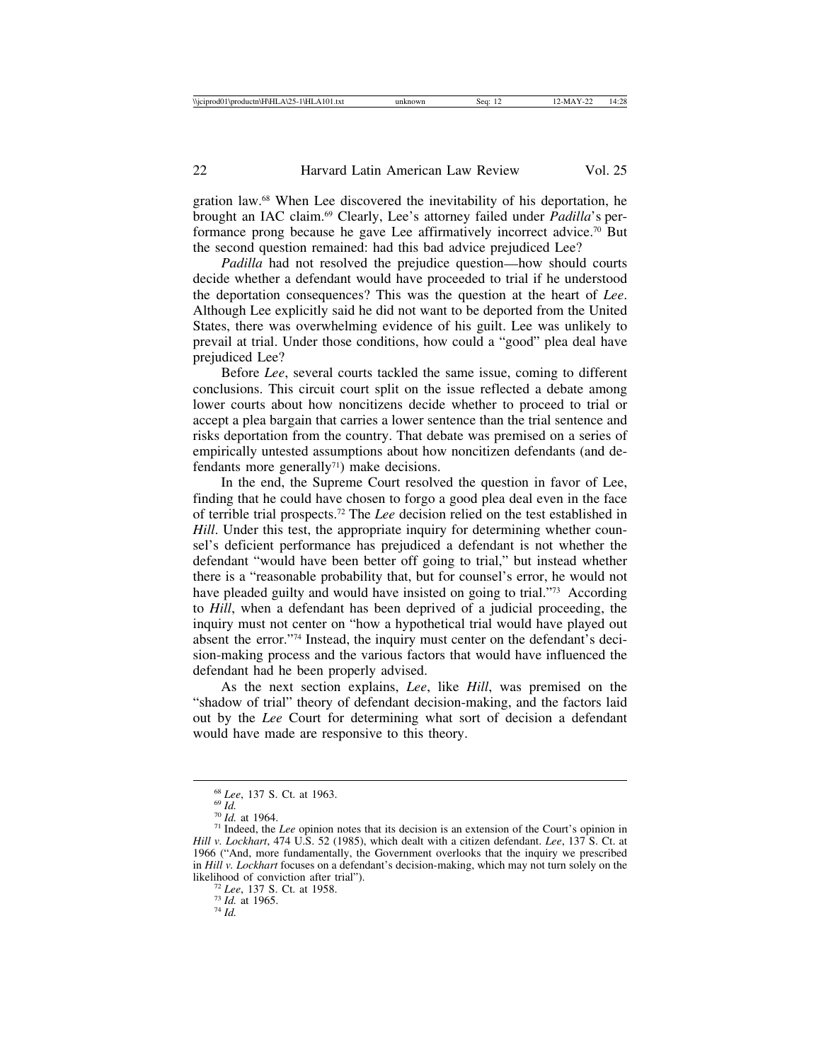gration law.[68] When Lee discovered the inevitability of his deportation, he brought an IAC claim.[69] Clearly, Lee's attorney failed under *Padilla*'s performance prong because he gave Lee affirmatively incorrect advice.[70] But the second question remained: had this bad advice prejudiced Lee?

*Padilla* had not resolved the prejudice question—how should courts decide whether a defendant would have proceeded to trial if he understood the deportation consequences? This was the question at the heart of *Lee*. Although Lee explicitly said he did not want to be deported from the United States, there was overwhelming evidence of his guilt. Lee was unlikely to prevail at trial. Under those conditions, how could a "good" plea deal have prejudiced Lee?

Before *Lee*, several courts tackled the same issue, coming to different conclusions. This circuit court split on the issue reflected a debate among lower courts about how noncitizens decide whether to proceed to trial or accept a plea bargain that carries a lower sentence than the trial sentence and risks deportation from the country. That debate was premised on a series of empirically untested assumptions about how noncitizen defendants (and defendants more generally[71]) make decisions.

In the end, the Supreme Court resolved the question in favor of Lee, finding that he could have chosen to forgo a good plea deal even in the face of terrible trial prospects.[72] The *Lee* decision relied on the test established in *Hill*. Under this test, the appropriate inquiry for determining whether counsel's deficient performance has prejudiced a defendant is not whether the defendant "would have been better off going to trial," but instead whether there is a "reasonable probability that, but for counsel's error, he would not have pleaded guilty and would have insisted on going to trial."[73] According to *Hill*, when a defendant has been deprived of a judicial proceeding, the inquiry must not center on "how a hypothetical trial would have played out absent the error."[74] Instead, the inquiry must center on the defendant's decision-making process and the various factors that would have influenced the defendant had he been properly advised.

As the next section explains, *Lee*, like *Hill*, was premised on the "shadow of trial" theory of defendant decision-making, and the factors laid out by the *Lee* Court for determining what sort of decision a defendant would have made are responsive to this theory.

---

[68] *Lee*, 137 S. Ct. at 1963.

[69] *Id.*

[70] *Id.* at 1964.

[71] Indeed, the *Lee* opinion notes that its decision is an extension of the Court's opinion in *Hill v. Lockhart*, 474 U.S. 52 (1985), which dealt with a citizen defendant. *Lee*, 137 S. Ct. at 1966 ("And, more fundamentally, the Government overlooks that the inquiry we prescribed in *Hill v. Lockhart* focuses on a defendant's decision-making, which may not turn solely on the likelihood of conviction after trial").

[72] *Lee*, 137 S. Ct. at 1958.

[73] *Id.* at 1965.

[74] *Id.*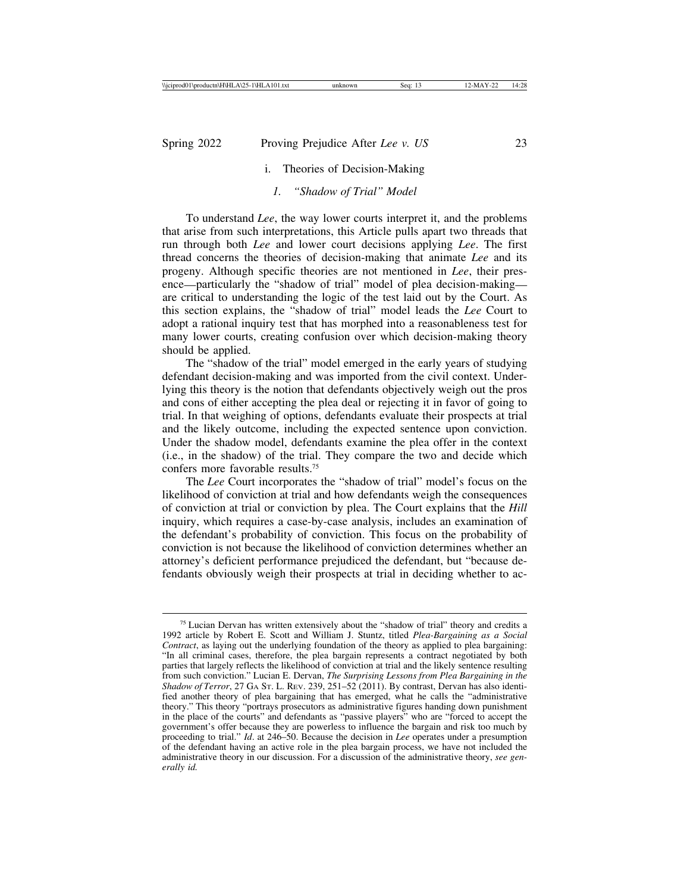### i. Theories of Decision-Making

#### *1. "Shadow of Trial" Model*

To understand *Lee*, the way lower courts interpret it, and the problems that arise from such interpretations, this Article pulls apart two threads that run through both *Lee* and lower court decisions applying *Lee*. The first thread concerns the theories of decision-making that animate *Lee* and its progeny. Although specific theories are not mentioned in *Lee*, their presence—particularly the "shadow of trial" model of plea decision-making—are critical to understanding the logic of the test laid out by the Court. As this section explains, the "shadow of trial" model leads the *Lee* Court to adopt a rational inquiry test that has morphed into a reasonableness test for many lower courts, creating confusion over which decision-making theory should be applied.

The "shadow of the trial" model emerged in the early years of studying defendant decision-making and was imported from the civil context. Underlying this theory is the notion that defendants objectively weigh out the pros and cons of either accepting the plea deal or rejecting it in favor of going to trial. In that weighing of options, defendants evaluate their prospects at trial and the likely outcome, including the expected sentence upon conviction. Under the shadow model, defendants examine the plea offer in the context (i.e., in the shadow) of the trial. They compare the two and decide which confers more favorable results.[75]

The *Lee* Court incorporates the "shadow of trial" model's focus on the likelihood of conviction at trial and how defendants weigh the consequences of conviction at trial or conviction by plea. The Court explains that the *Hill* inquiry, which requires a case-by-case analysis, includes an examination of the defendant's probability of conviction. This focus on the probability of conviction is not because the likelihood of conviction determines whether an attorney's deficient performance prejudiced the defendant, but "because defendants obviously weigh their prospects at trial in deciding whether to ac-

---

[75] Lucian Dervan has written extensively about the "shadow of trial" theory and credits a 1992 article by Robert E. Scott and William J. Stuntz, titled *Plea-Bargaining as a Social Contract*, as laying out the underlying foundation of the theory as applied to plea bargaining: "In all criminal cases, therefore, the plea bargain represents a contract negotiated by both parties that largely reflects the likelihood of conviction at trial and the likely sentence resulting from such conviction." Lucian E. Dervan, *The Surprising Lessons from Plea Bargaining in the Shadow of Terror*, 27 Ga St. L. Rev. 239, 251–52 (2011). By contrast, Dervan has also identified another theory of plea bargaining that has emerged, what he calls the "administrative theory." This theory "portrays prosecutors as administrative figures handing down punishment in the place of the courts" and defendants as "passive players" who are "forced to accept the government's offer because they are powerless to influence the bargain and risk too much by proceeding to trial." *Id*. at 246–50. Because the decision in *Lee* operates under a presumption of the defendant having an active role in the plea bargain process, we have not included the administrative theory in our discussion. For a discussion of the administrative theory, *see generally id.*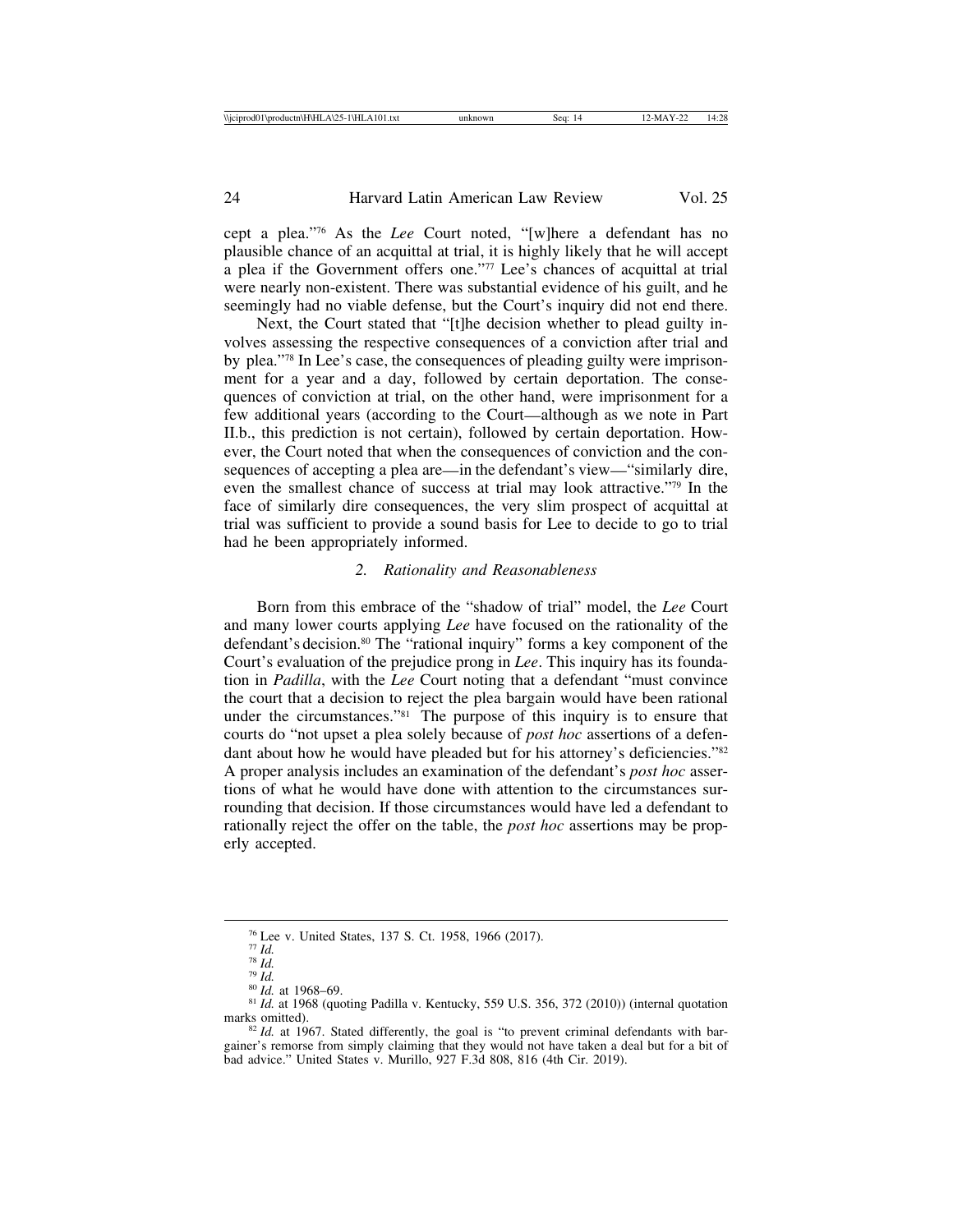cept a plea."[76] As the *Lee* Court noted, "[w]here a defendant has no plausible chance of an acquittal at trial, it is highly likely that he will accept a plea if the Government offers one."[77] Lee's chances of acquittal at trial were nearly non-existent. There was substantial evidence of his guilt, and he seemingly had no viable defense, but the Court's inquiry did not end there.

Next, the Court stated that "[t]he decision whether to plead guilty involves assessing the respective consequences of a conviction after trial and by plea."[78] In Lee's case, the consequences of pleading guilty were imprisonment for a year and a day, followed by certain deportation. The consequences of conviction at trial, on the other hand, were imprisonment for a few additional years (according to the Court—although as we note in Part II.b., this prediction is not certain), followed by certain deportation. However, the Court noted that when the consequences of conviction and the consequences of accepting a plea are—in the defendant's view—"similarly dire, even the smallest chance of success at trial may look attractive."[79] In the face of similarly dire consequences, the very slim prospect of acquittal at trial was sufficient to provide a sound basis for Lee to decide to go to trial had he been appropriately informed.

### *2. Rationality and Reasonableness*

Born from this embrace of the "shadow of trial" model, the *Lee* Court and many lower courts applying *Lee* have focused on the rationality of the defendant's decision.[80] The "rational inquiry" forms a key component of the Court's evaluation of the prejudice prong in *Lee*. This inquiry has its foundation in *Padilla*, with the *Lee* Court noting that a defendant "must convince the court that a decision to reject the plea bargain would have been rational under the circumstances."[81] The purpose of this inquiry is to ensure that courts do "not upset a plea solely because of *post hoc* assertions of a defendant about how he would have pleaded but for his attorney's deficiencies."[82] A proper analysis includes an examination of the defendant's *post hoc* assertions of what he would have done with attention to the circumstances surrounding that decision. If those circumstances would have led a defendant to rationally reject the offer on the table, the *post hoc* assertions may be properly accepted.

---

[76] Lee v. United States, 137 S. Ct. 1958, 1966 (2017).

[77] *Id.*

[78] *Id.*

[79] *Id.*

[80] *Id.* at 1968–69.

[81] *Id.* at 1968 (quoting Padilla v. Kentucky, 559 U.S. 356, 372 (2010)) (internal quotation marks omitted).

[82] *Id.* at 1967. Stated differently, the goal is "to prevent criminal defendants with bargainer's remorse from simply claiming that they would not have taken a deal but for a bit of bad advice." United States v. Murillo, 927 F.3d 808, 816 (4th Cir. 2019).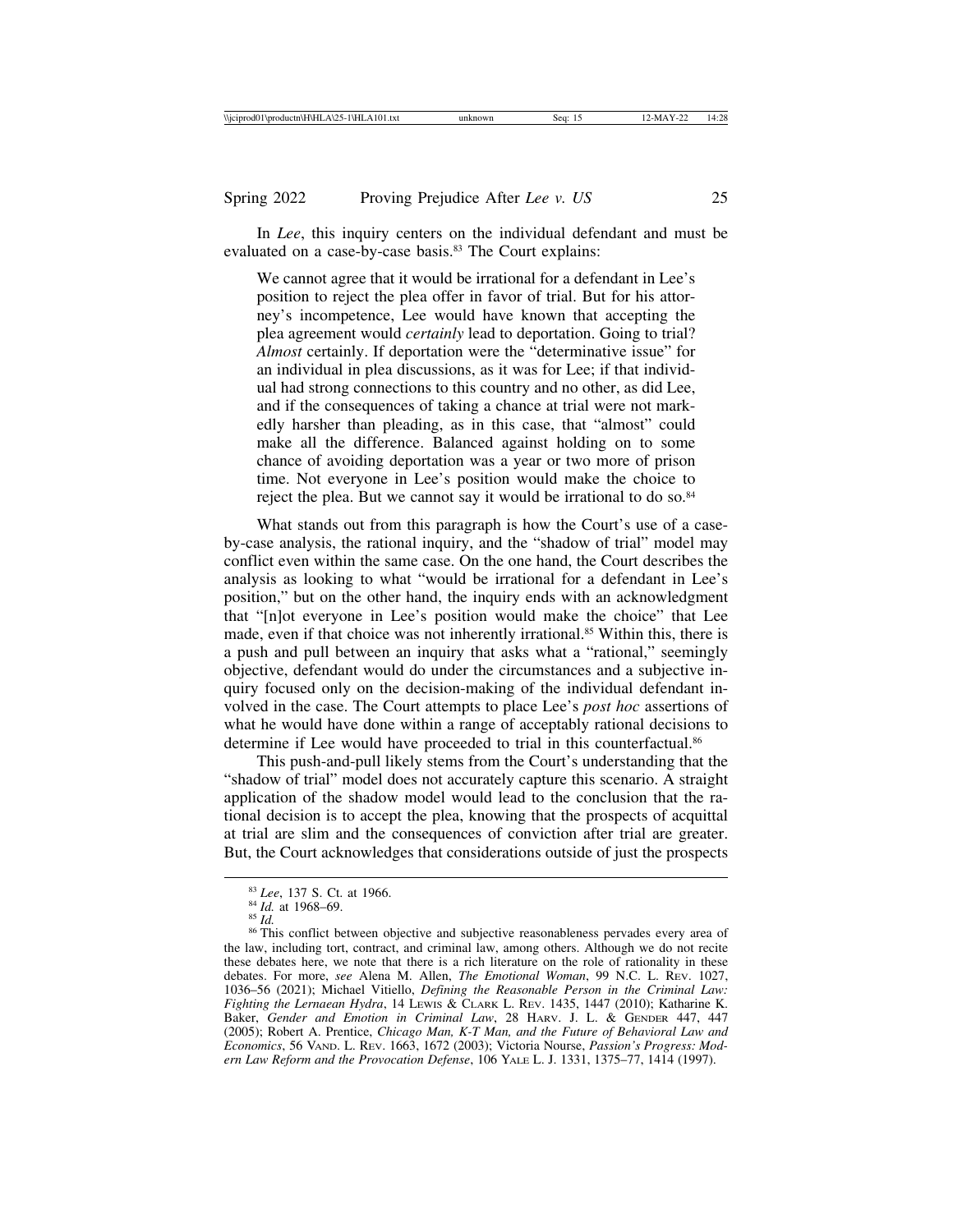In *Lee*, this inquiry centers on the individual defendant and must be evaluated on a case-by-case basis.[83] The Court explains:

> We cannot agree that it would be irrational for a defendant in Lee's position to reject the plea offer in favor of trial. But for his attorney's incompetence, Lee would have known that accepting the plea agreement would *certainly* lead to deportation. Going to trial? *Almost* certainly. If deportation were the "determinative issue" for an individual in plea discussions, as it was for Lee; if that individual had strong connections to this country and no other, as did Lee, and if the consequences of taking a chance at trial were not markedly harsher than pleading, as in this case, that "almost" could make all the difference. Balanced against holding on to some chance of avoiding deportation was a year or two more of prison time. Not everyone in Lee's position would make the choice to reject the plea. But we cannot say it would be irrational to do so.[84]

What stands out from this paragraph is how the Court's use of a case-by-case analysis, the rational inquiry, and the "shadow of trial" model may conflict even within the same case. On the one hand, the Court describes the analysis as looking to what "would be irrational for a defendant in Lee's position," but on the other hand, the inquiry ends with an acknowledgment that "[n]ot everyone in Lee's position would make the choice" that Lee made, even if that choice was not inherently irrational.[85] Within this, there is a push and pull between an inquiry that asks what a "rational," seemingly objective, defendant would do under the circumstances and a subjective inquiry focused only on the decision-making of the individual defendant involved in the case. The Court attempts to place Lee's *post hoc* assertions of what he would have done within a range of acceptably rational decisions to determine if Lee would have proceeded to trial in this counterfactual.[86]

This push-and-pull likely stems from the Court's understanding that the "shadow of trial" model does not accurately capture this scenario. A straight application of the shadow model would lead to the conclusion that the rational decision is to accept the plea, knowing that the prospects of acquittal at trial are slim and the consequences of conviction after trial are greater. But, the Court acknowledges that considerations outside of just the prospects

---

[83] *Lee*, 137 S. Ct. at 1966.

[84] *Id.* at 1968–69.

[85] *Id.*

[86] This conflict between objective and subjective reasonableness pervades every area of the law, including tort, contract, and criminal law, among others. Although we do not recite these debates here, we note that there is a rich literature on the role of rationality in these debates. For more, *see* Alena M. Allen, *The Emotional Woman*, 99 N.C. L. Rev. 1027, 1036–56 (2021); Michael Vitiello, *Defining the Reasonable Person in the Criminal Law: Fighting the Lernaean Hydra*, 14 Lewis & Clark L. Rev. 1435, 1447 (2010); Katharine K. Baker, *Gender and Emotion in Criminal Law*, 28 Harv. J. L. & Gender 447, 447 (2005); Robert A. Prentice, *Chicago Man, K-T Man, and the Future of Behavioral Law and Economics*, 56 Vand. L. Rev. 1663, 1672 (2003); Victoria Nourse, *Passion's Progress: Modern Law Reform and the Provocation Defense*, 106 Yale L. J. 1331, 1375–77, 1414 (1997).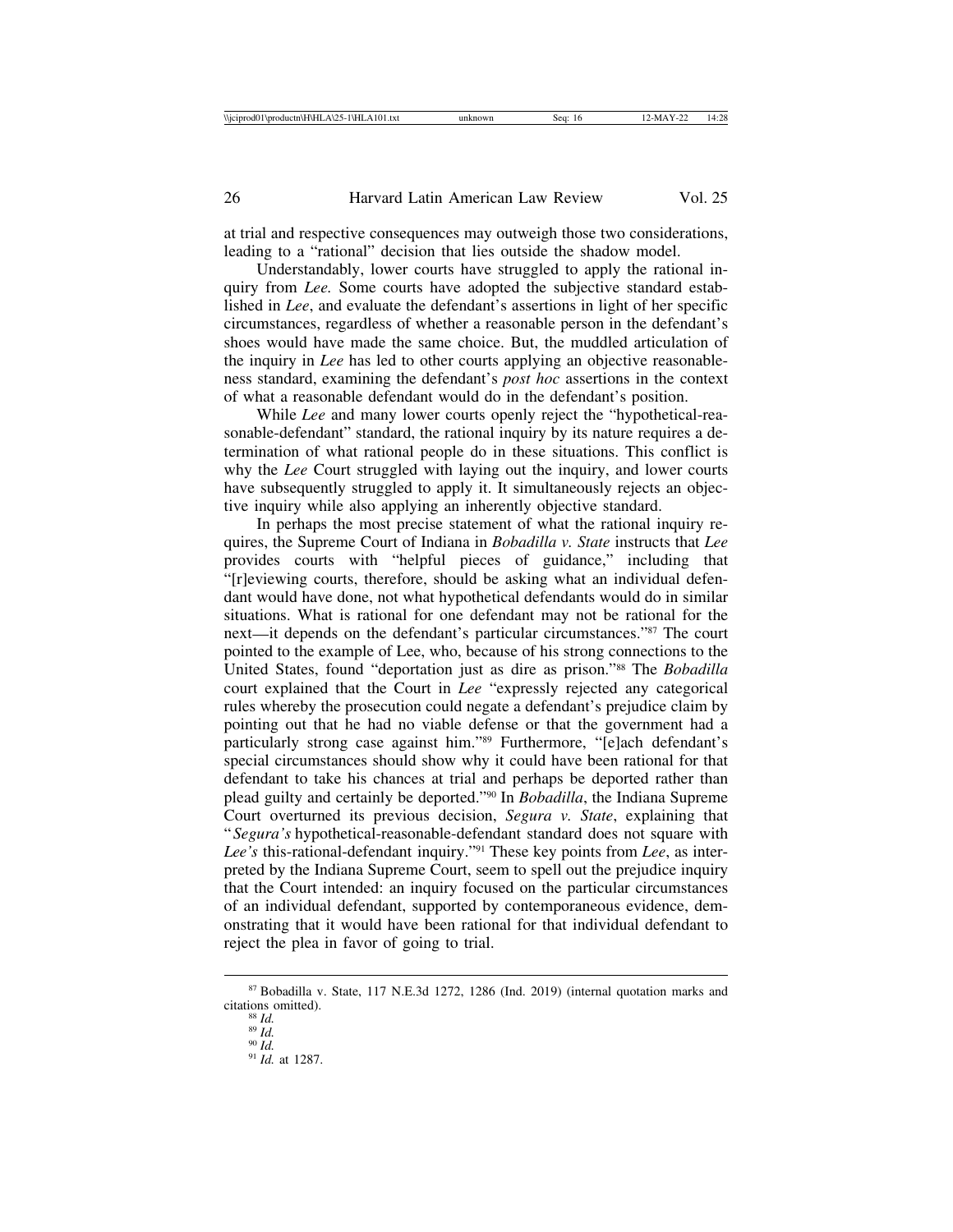at trial and respective consequences may outweigh those two considerations, leading to a "rational" decision that lies outside the shadow model.

Understandably, lower courts have struggled to apply the rational inquiry from *Lee.* Some courts have adopted the subjective standard established in *Lee*, and evaluate the defendant's assertions in light of her specific circumstances, regardless of whether a reasonable person in the defendant's shoes would have made the same choice. But, the muddled articulation of the inquiry in *Lee* has led to other courts applying an objective reasonableness standard, examining the defendant's *post hoc* assertions in the context of what a reasonable defendant would do in the defendant's position.

While *Lee* and many lower courts openly reject the "hypothetical-reasonable-defendant" standard, the rational inquiry by its nature requires a determination of what rational people do in these situations. This conflict is why the *Lee* Court struggled with laying out the inquiry, and lower courts have subsequently struggled to apply it. It simultaneously rejects an objective inquiry while also applying an inherently objective standard.

In perhaps the most precise statement of what the rational inquiry requires, the Supreme Court of Indiana in *Bobadilla v. State* instructs that *Lee* provides courts with "helpful pieces of guidance," including that "[r]eviewing courts, therefore, should be asking what an individual defendant would have done, not what hypothetical defendants would do in similar situations. What is rational for one defendant may not be rational for the next—it depends on the defendant's particular circumstances."[87] The court pointed to the example of Lee, who, because of his strong connections to the United States, found "deportation just as dire as prison."[88] The *Bobadilla* court explained that the Court in *Lee* "expressly rejected any categorical rules whereby the prosecution could negate a defendant's prejudice claim by pointing out that he had no viable defense or that the government had a particularly strong case against him."[89] Furthermore, "[e]ach defendant's special circumstances should show why it could have been rational for that defendant to take his chances at trial and perhaps be deported rather than plead guilty and certainly be deported."[90] In *Bobadilla*, the Indiana Supreme Court overturned its previous decision, *Segura v. State*, explaining that "*Segura's* hypothetical-reasonable-defendant standard does not square with *Lee's* this-rational-defendant inquiry."[91] These key points from *Lee*, as interpreted by the Indiana Supreme Court, seem to spell out the prejudice inquiry that the Court intended: an inquiry focused on the particular circumstances of an individual defendant, supported by contemporaneous evidence, demonstrating that it would have been rational for that individual defendant to reject the plea in favor of going to trial.

[87] Bobadilla v. State, 117 N.E.3d 1272, 1286 (Ind. 2019) (internal quotation marks and citations omitted).

[88] *Id.*

[89] *Id.*

[90] *Id.*

[91] *Id.* at 1287.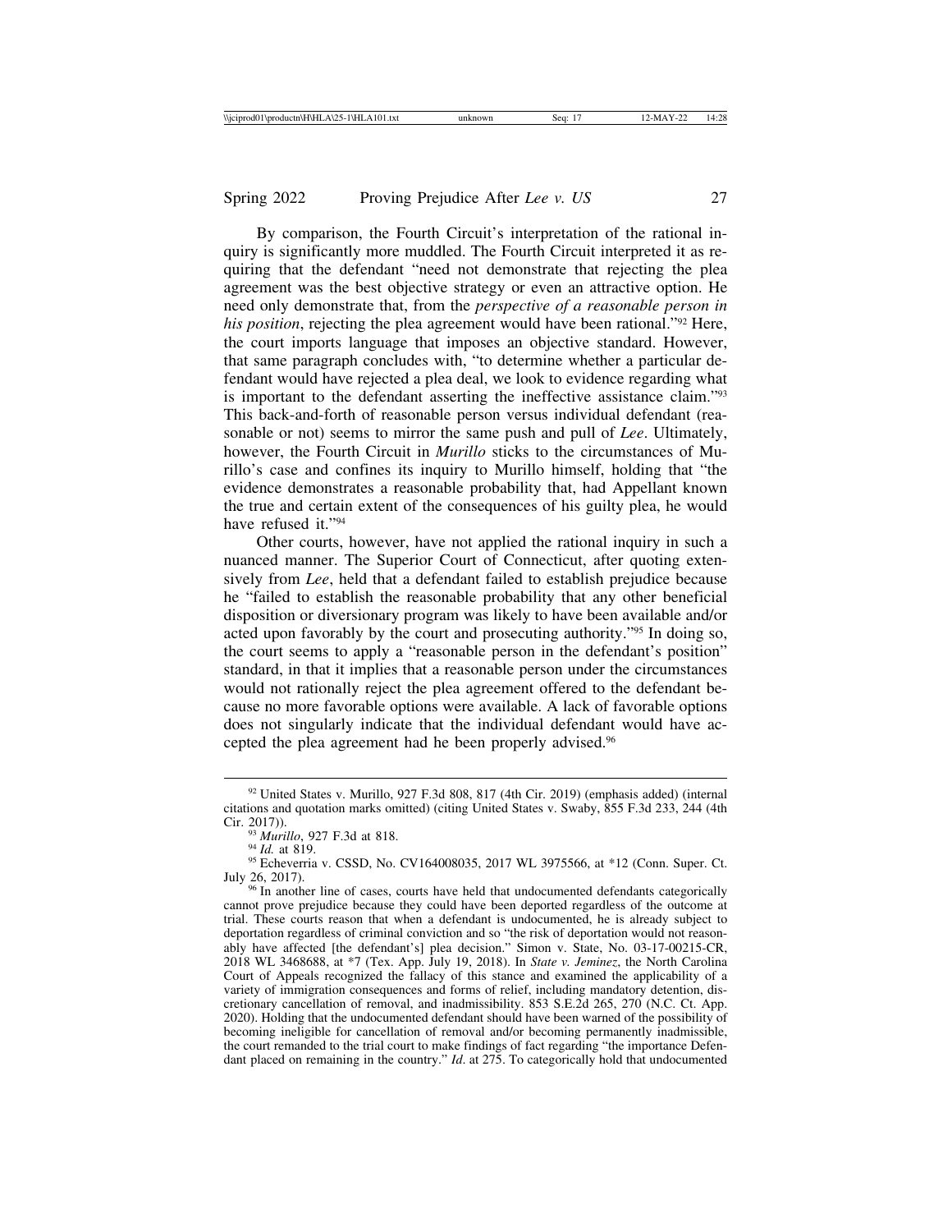By comparison, the Fourth Circuit's interpretation of the rational inquiry is significantly more muddled. The Fourth Circuit interpreted it as requiring that the defendant "need not demonstrate that rejecting the plea agreement was the best objective strategy or even an attractive option. He need only demonstrate that, from the *perspective of a reasonable person in his position*, rejecting the plea agreement would have been rational."[92] Here, the court imports language that imposes an objective standard. However, that same paragraph concludes with, "to determine whether a particular defendant would have rejected a plea deal, we look to evidence regarding what is important to the defendant asserting the ineffective assistance claim."[93] This back-and-forth of reasonable person versus individual defendant (reasonable or not) seems to mirror the same push and pull of *Lee*. Ultimately, however, the Fourth Circuit in *Murillo* sticks to the circumstances of Murillo's case and confines its inquiry to Murillo himself, holding that "the evidence demonstrates a reasonable probability that, had Appellant known the true and certain extent of the consequences of his guilty plea, he would have refused it."[94]

Other courts, however, have not applied the rational inquiry in such a nuanced manner. The Superior Court of Connecticut, after quoting extensively from *Lee*, held that a defendant failed to establish prejudice because he "failed to establish the reasonable probability that any other beneficial disposition or diversionary program was likely to have been available and/or acted upon favorably by the court and prosecuting authority."[95] In doing so, the court seems to apply a "reasonable person in the defendant's position" standard, in that it implies that a reasonable person under the circumstances would not rationally reject the plea agreement offered to the defendant because no more favorable options were available. A lack of favorable options does not singularly indicate that the individual defendant would have accepted the plea agreement had he been properly advised.[96]

---

[92] United States v. Murillo, 927 F.3d 808, 817 (4th Cir. 2019) (emphasis added) (internal citations and quotation marks omitted) (citing United States v. Swaby, 855 F.3d 233, 244 (4th Cir. 2017)).

[93] *Murillo*, 927 F.3d at 818.

[94] *Id.* at 819.

[95] Echeverria v. CSSD, No. CV164008035, 2017 WL 3975566, at *12 (Conn. Super. Ct. July 26, 2017).

[96] In another line of cases, courts have held that undocumented defendants categorically cannot prove prejudice because they could have been deported regardless of the outcome at trial. These courts reason that when a defendant is undocumented, he is already subject to deportation regardless of criminal conviction and so "the risk of deportation would not reasonably have affected [the defendant's] plea decision." Simon v. State, No. 03-17-00215-CR, 2018 WL 3468688, at *7 (Tex. App. July 19, 2018). In *State v. Jeminez*, the North Carolina Court of Appeals recognized the fallacy of this stance and examined the applicability of a variety of immigration consequences and forms of relief, including mandatory detention, discretionary cancellation of removal, and inadmissibility. 853 S.E.2d 265, 270 (N.C. Ct. App. 2020). Holding that the undocumented defendant should have been warned of the possibility of becoming ineligible for cancellation of removal and/or becoming permanently inadmissible, the court remanded to the trial court to make findings of fact regarding "the importance Defendant placed on remaining in the country." *Id.* at 275. To categorically hold that undocumented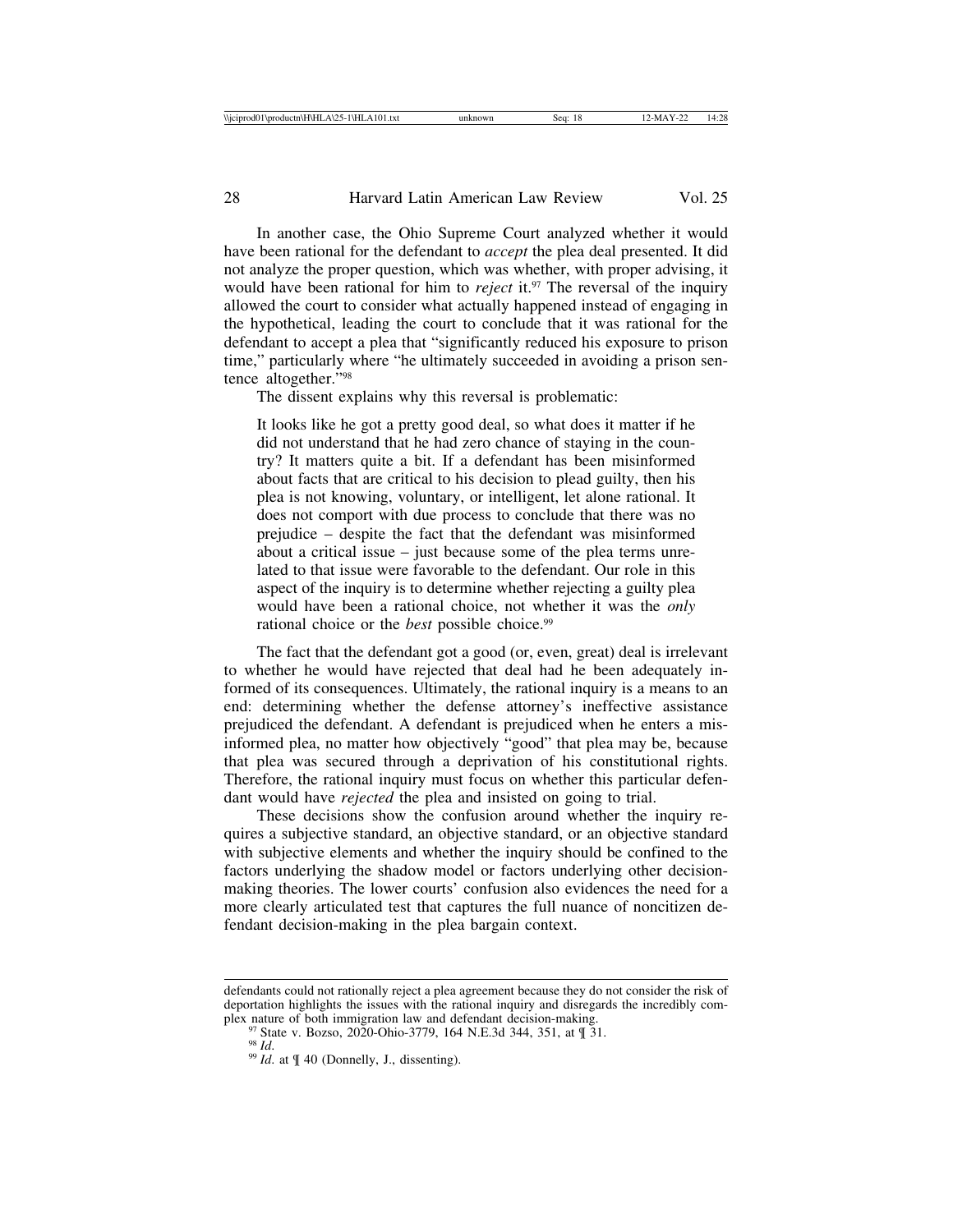In another case, the Ohio Supreme Court analyzed whether it would have been rational for the defendant to *accept* the plea deal presented. It did not analyze the proper question, which was whether, with proper advising, it would have been rational for him to *reject* it.[97] The reversal of the inquiry allowed the court to consider what actually happened instead of engaging in the hypothetical, leading the court to conclude that it was rational for the defendant to accept a plea that "significantly reduced his exposure to prison time," particularly where "he ultimately succeeded in avoiding a prison sentence altogether."[98]

The dissent explains why this reversal is problematic:

> It looks like he got a pretty good deal, so what does it matter if he did not understand that he had zero chance of staying in the country? It matters quite a bit. If a defendant has been misinformed about facts that are critical to his decision to plead guilty, then his plea is not knowing, voluntary, or intelligent, let alone rational. It does not comport with due process to conclude that there was no prejudice – despite the fact that the defendant was misinformed about a critical issue – just because some of the plea terms unrelated to that issue were favorable to the defendant. Our role in this aspect of the inquiry is to determine whether rejecting a guilty plea would have been a rational choice, not whether it was the *only* rational choice or the *best* possible choice.[99]

The fact that the defendant got a good (or, even, great) deal is irrelevant to whether he would have rejected that deal had he been adequately informed of its consequences. Ultimately, the rational inquiry is a means to an end: determining whether the defense attorney's ineffective assistance prejudiced the defendant. A defendant is prejudiced when he enters a misinformed plea, no matter how objectively "good" that plea may be, because that plea was secured through a deprivation of his constitutional rights. Therefore, the rational inquiry must focus on whether this particular defendant would have *rejected* the plea and insisted on going to trial.

These decisions show the confusion around whether the inquiry requires a subjective standard, an objective standard, or an objective standard with subjective elements and whether the inquiry should be confined to the factors underlying the shadow model or factors underlying other decision-making theories. The lower courts' confusion also evidences the need for a more clearly articulated test that captures the full nuance of noncitizen defendant decision-making in the plea bargain context.

---

defendants could not rationally reject a plea agreement because they do not consider the risk of deportation highlights the issues with the rational inquiry and disregards the incredibly complex nature of both immigration law and defendant decision-making.

[97] State v. Bozso, 2020-Ohio-3779, 164 N.E.3d 344, 351, at ¶ 31.

[98] *Id.*

[99] *Id.* at ¶ 40 (Donnelly, J., dissenting).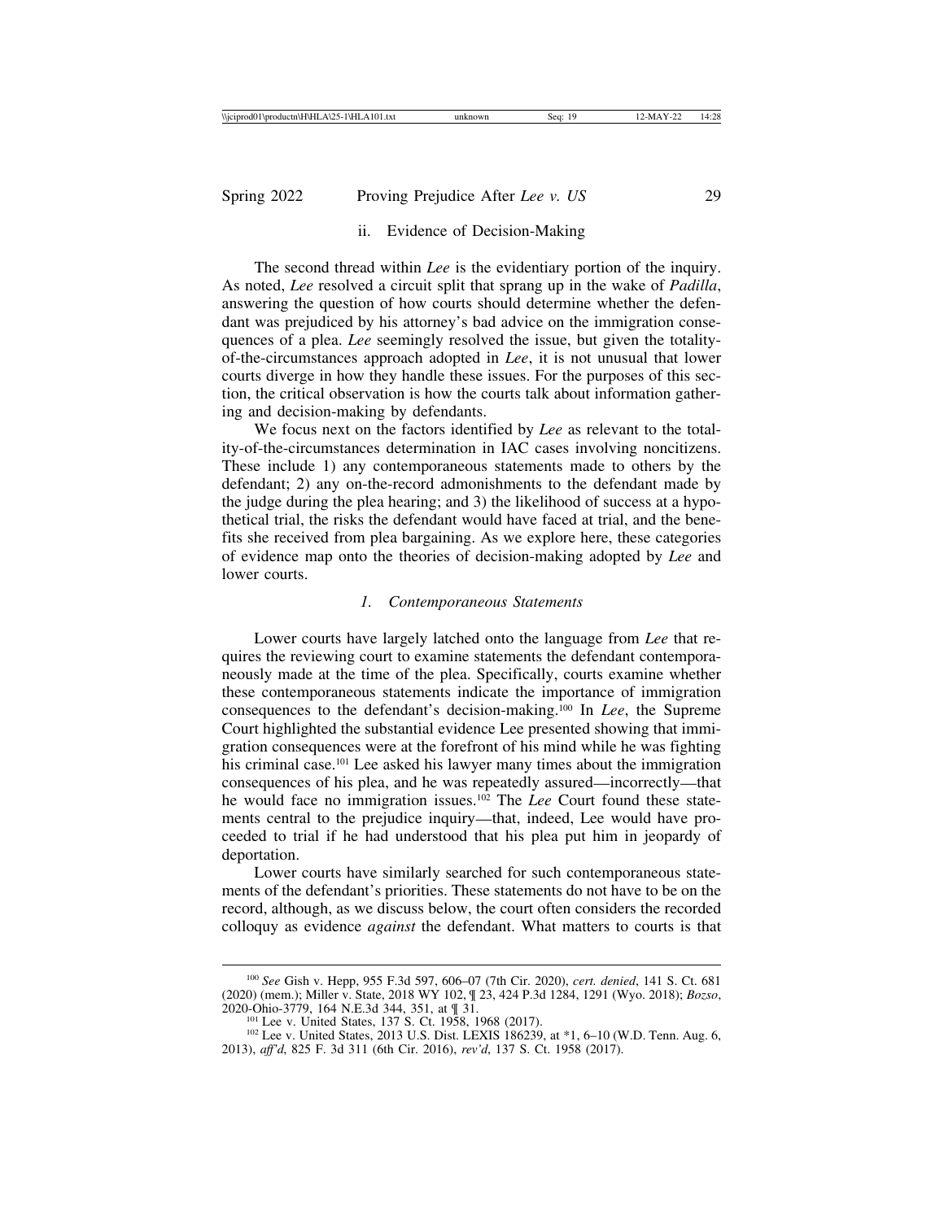#### ii. Evidence of Decision-Making

The second thread within *Lee* is the evidentiary portion of the inquiry. As noted, *Lee* resolved a circuit split that sprang up in the wake of *Padilla*, answering the question of how courts should determine whether the defendant was prejudiced by his attorney's bad advice on the immigration consequences of a plea. *Lee* seemingly resolved the issue, but given the totality-of-the-circumstances approach adopted in *Lee*, it is not unusual that lower courts diverge in how they handle these issues. For the purposes of this section, the critical observation is how the courts talk about information gathering and decision-making by defendants.

We focus next on the factors identified by *Lee* as relevant to the totality-of-the-circumstances determination in IAC cases involving noncitizens. These include 1) any contemporaneous statements made to others by the defendant; 2) any on-the-record admonishments to the defendant made by the judge during the plea hearing; and 3) the likelihood of success at a hypothetical trial, the risks the defendant would have faced at trial, and the benefits she received from plea bargaining. As we explore here, these categories of evidence map onto the theories of decision-making adopted by *Lee* and lower courts.

##### *1. Contemporaneous Statements*

Lower courts have largely latched onto the language from *Lee* that requires the reviewing court to examine statements the defendant contemporaneously made at the time of the plea. Specifically, courts examine whether these contemporaneous statements indicate the importance of immigration consequences to the defendant's decision-making.[100] In *Lee*, the Supreme Court highlighted the substantial evidence Lee presented showing that immigration consequences were at the forefront of his mind while he was fighting his criminal case.[101] Lee asked his lawyer many times about the immigration consequences of his plea, and he was repeatedly assured—incorrectly—that he would face no immigration issues.[102] The *Lee* Court found these statements central to the prejudice inquiry—that, indeed, Lee would have proceeded to trial if he had understood that his plea put him in jeopardy of deportation.

Lower courts have similarly searched for such contemporaneous statements of the defendant's priorities. These statements do not have to be on the record, although, as we discuss below, the court often considers the recorded colloquy as evidence *against* the defendant. What matters to courts is that

---

[100] *See* Gish v. Hepp, 955 F.3d 597, 606–07 (7th Cir. 2020), *cert. denied*, 141 S. Ct. 681 (2020) (mem.); Miller v. State, 2018 WY 102, ¶ 23, 424 P.3d 1284, 1291 (Wyo. 2018); *Bozso*, 2020-Ohio-3779, 164 N.E.3d 344, 351, at ¶ 31.

[101] Lee v. United States, 137 S. Ct. 1958, 1968 (2017).

[102] Lee v. United States, 2013 U.S. Dist. LEXIS 186239, at *1, 6–10 (W.D. Tenn. Aug. 6, 2013), *aff'd*, 825 F. 3d 311 (6th Cir. 2016), *rev'd*, 137 S. Ct. 1958 (2017).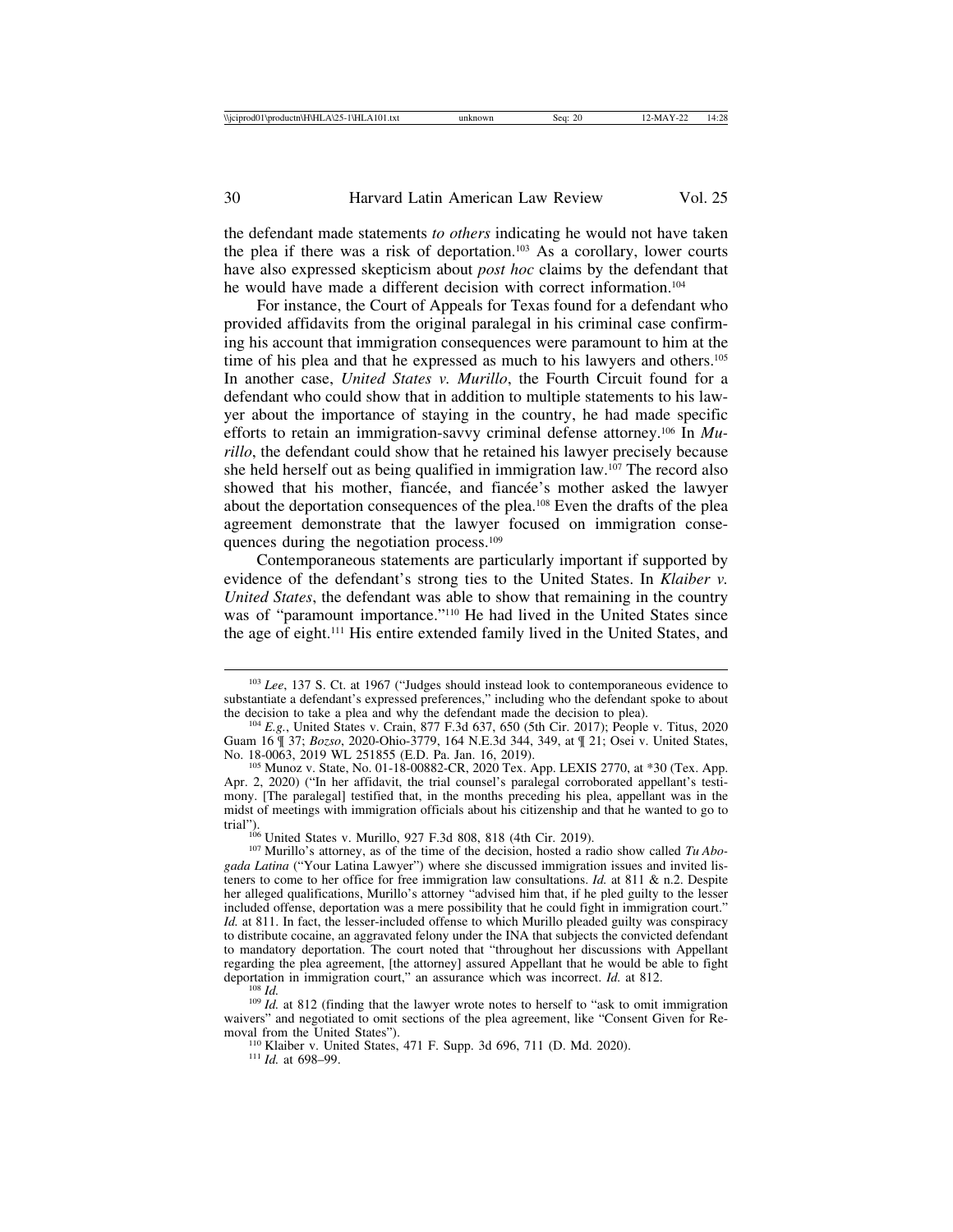the defendant made statements *to others* indicating he would not have taken the plea if there was a risk of deportation.[103] As a corollary, lower courts have also expressed skepticism about *post hoc* claims by the defendant that he would have made a different decision with correct information.[104]

For instance, the Court of Appeals for Texas found for a defendant who provided affidavits from the original paralegal in his criminal case confirming his account that immigration consequences were paramount to him at the time of his plea and that he expressed as much to his lawyers and others.[105] In another case, *United States v. Murillo*, the Fourth Circuit found for a defendant who could show that in addition to multiple statements to his lawyer about the importance of staying in the country, he had made specific efforts to retain an immigration-savvy criminal defense attorney.[106] In *Murillo*, the defendant could show that he retained his lawyer precisely because she held herself out as being qualified in immigration law.[107] The record also showed that his mother, fiancée, and fiancée's mother asked the lawyer about the deportation consequences of the plea.[108] Even the drafts of the plea agreement demonstrate that the lawyer focused on immigration consequences during the negotiation process.[109]

Contemporaneous statements are particularly important if supported by evidence of the defendant's strong ties to the United States. In *Klaiber v. United States*, the defendant was able to show that remaining in the country was of "paramount importance."[110] He had lived in the United States since the age of eight.[111] His entire extended family lived in the United States, and

---

[103] *Lee*, 137 S. Ct. at 1967 ("Judges should instead look to contemporaneous evidence to substantiate a defendant's expressed preferences," including who the defendant spoke to about the decision to take a plea and why the defendant made the decision to plea).

[104] *E.g.*, United States v. Crain, 877 F.3d 637, 650 (5th Cir. 2017); People v. Titus, 2020 Guam 16 ¶ 37; *Bozso*, 2020-Ohio-3779, 164 N.E.3d 344, 349, at ¶ 21; Osei v. United States, No. 18-0063, 2019 WL 251855 (E.D. Pa. Jan. 16, 2019).

[105] Munoz v. State, No. 01-18-00882-CR, 2020 Tex. App. LEXIS 2770, at *30 (Tex. App. Apr. 2, 2020) ("In her affidavit, the trial counsel's paralegal corroborated appellant's testimony. [The paralegal] testified that, in the months preceding his plea, appellant was in the midst of meetings with immigration officials about his citizenship and that he wanted to go to trial").

[106] United States v. Murillo, 927 F.3d 808, 818 (4th Cir. 2019).

[107] Murillo's attorney, as of the time of the decision, hosted a radio show called *Tu Abogada Latina* ("Your Latina Lawyer") where she discussed immigration issues and invited listeners to come to her office for free immigration law consultations. *Id.* at 811 & n.2. Despite her alleged qualifications, Murillo's attorney "advised him that, if he pled guilty to the lesser included offense, deportation was a mere possibility that he could fight in immigration court." *Id.* at 811. In fact, the lesser-included offense to which Murillo pleaded guilty was conspiracy to distribute cocaine, an aggravated felony under the INA that subjects the convicted defendant to mandatory deportation. The court noted that "throughout her discussions with Appellant regarding the plea agreement, [the attorney] assured Appellant that he would be able to fight deportation in immigration court," an assurance which was incorrect. *Id.* at 812.

[108] *Id.*

[109] *Id.* at 812 (finding that the lawyer wrote notes to herself to "ask to omit immigration waivers" and negotiated to omit sections of the plea agreement, like "Consent Given for Removal from the United States").

[110] Klaiber v. United States, 471 F. Supp. 3d 696, 711 (D. Md. 2020).

[111] *Id.* at 698–99.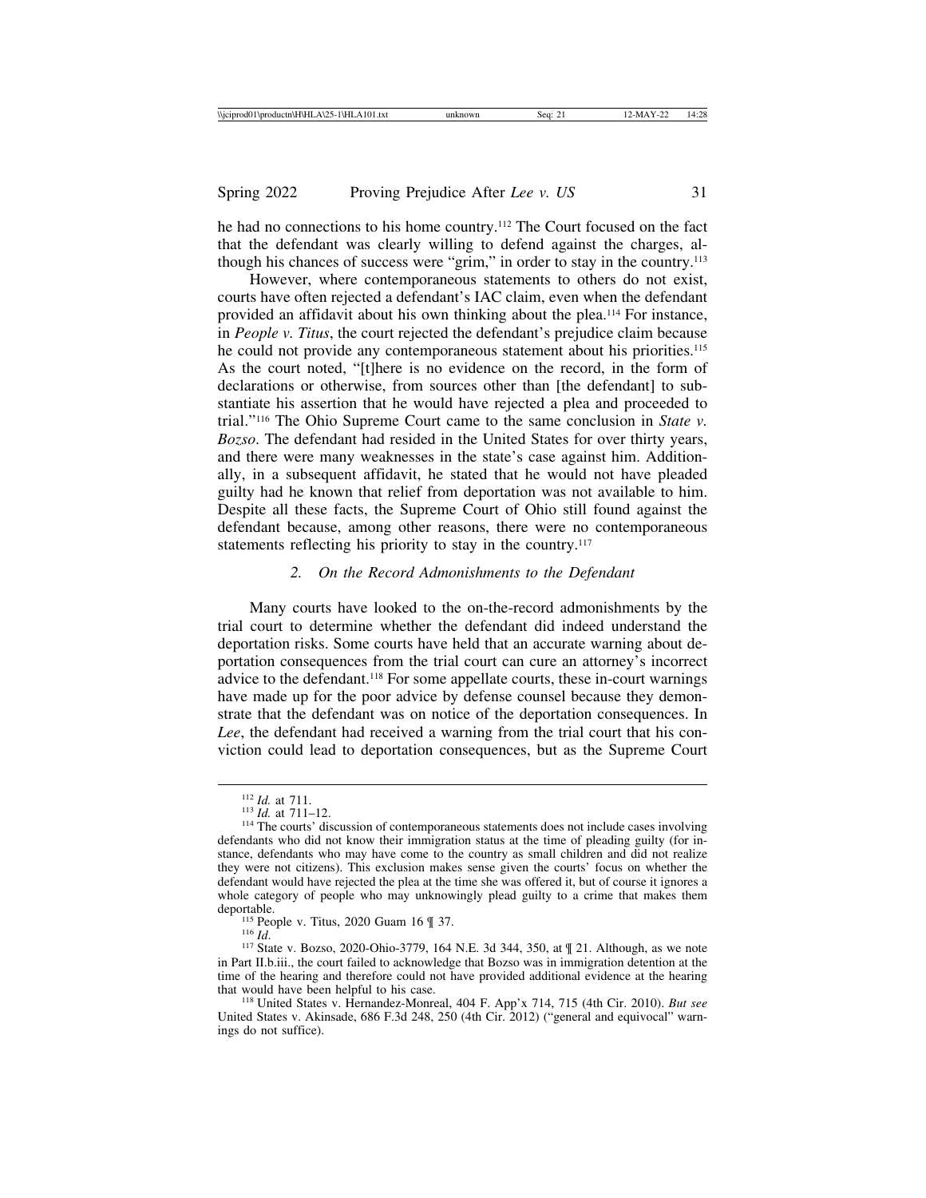he had no connections to his home country.[112] The Court focused on the fact that the defendant was clearly willing to defend against the charges, although his chances of success were "grim," in order to stay in the country.[113]

However, where contemporaneous statements to others do not exist, courts have often rejected a defendant's IAC claim, even when the defendant provided an affidavit about his own thinking about the plea.[114] For instance, in *People v. Titus*, the court rejected the defendant's prejudice claim because he could not provide any contemporaneous statement about his priorities.[115] As the court noted, "[t]here is no evidence on the record, in the form of declarations or otherwise, from sources other than [the defendant] to substantiate his assertion that he would have rejected a plea and proceeded to trial."[116] The Ohio Supreme Court came to the same conclusion in *State v. Bozso*. The defendant had resided in the United States for over thirty years, and there were many weaknesses in the state's case against him. Additionally, in a subsequent affidavit, he stated that he would not have pleaded guilty had he known that relief from deportation was not available to him. Despite all these facts, the Supreme Court of Ohio still found against the defendant because, among other reasons, there were no contemporaneous statements reflecting his priority to stay in the country.[117]

### *2. On the Record Admonishments to the Defendant*

Many courts have looked to the on-the-record admonishments by the trial court to determine whether the defendant did indeed understand the deportation risks. Some courts have held that an accurate warning about deportation consequences from the trial court can cure an attorney's incorrect advice to the defendant.[118] For some appellate courts, these in-court warnings have made up for the poor advice by defense counsel because they demonstrate that the defendant was on notice of the deportation consequences. In *Lee*, the defendant had received a warning from the trial court that his conviction could lead to deportation consequences, but as the Supreme Court

---

[112] *Id.* at 711.

[113] *Id.* at 711–12.

[114] The courts' discussion of contemporaneous statements does not include cases involving defendants who did not know their immigration status at the time of pleading guilty (for instance, defendants who may have come to the country as small children and did not realize they were not citizens). This exclusion makes sense given the courts' focus on whether the defendant would have rejected the plea at the time she was offered it, but of course it ignores a whole category of people who may unknowingly plead guilty to a crime that makes them deportable.

[115] People v. Titus, 2020 Guam 16 ¶ 37.

[116] *Id.*

[117] State v. Bozso, 2020-Ohio-3779, 164 N.E. 3d 344, 350, at ¶ 21. Although, as we note in Part II.b.iii., the court failed to acknowledge that Bozso was in immigration detention at the time of the hearing and therefore could not have provided additional evidence at the hearing that would have been helpful to his case.

[118] United States v. Hernandez-Monreal, 404 F. App'x 714, 715 (4th Cir. 2010). *But see* United States v. Akinsade, 686 F.3d 248, 250 (4th Cir. 2012) ("general and equivocal" warnings do not suffice).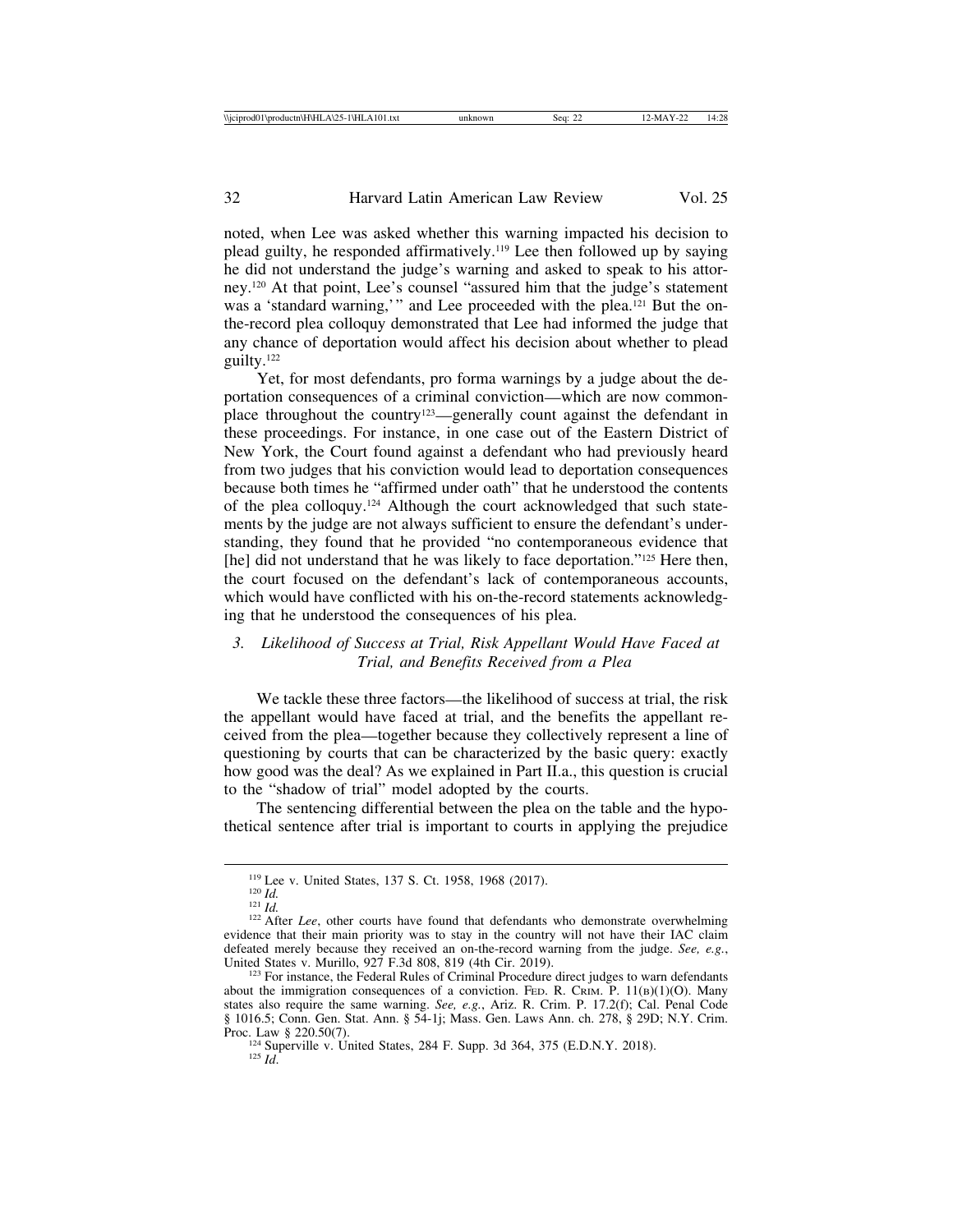noted, when Lee was asked whether this warning impacted his decision to plead guilty, he responded affirmatively.[119] Lee then followed up by saying he did not understand the judge's warning and asked to speak to his attorney.[120] At that point, Lee's counsel "assured him that the judge's statement was a 'standard warning,'" and Lee proceeded with the plea.[121] But the on-the-record plea colloquy demonstrated that Lee had informed the judge that any chance of deportation would affect his decision about whether to plead guilty.[122]

Yet, for most defendants, pro forma warnings by a judge about the deportation consequences of a criminal conviction—which are now commonplace throughout the country[123]—generally count against the defendant in these proceedings. For instance, in one case out of the Eastern District of New York, the Court found against a defendant who had previously heard from two judges that his conviction would lead to deportation consequences because both times he "affirmed under oath" that he understood the contents of the plea colloquy.[124] Although the court acknowledged that such statements by the judge are not always sufficient to ensure the defendant's understanding, they found that he provided "no contemporaneous evidence that [he] did not understand that he was likely to face deportation."[125] Here then, the court focused on the defendant's lack of contemporaneous accounts, which would have conflicted with his on-the-record statements acknowledging that he understood the consequences of his plea.

### *3. Likelihood of Success at Trial, Risk Appellant Would Have Faced at Trial, and Benefits Received from a Plea*

We tackle these three factors—the likelihood of success at trial, the risk the appellant would have faced at trial, and the benefits the appellant received from the plea—together because they collectively represent a line of questioning by courts that can be characterized by the basic query: exactly how good was the deal? As we explained in Part II.a., this question is crucial to the "shadow of trial" model adopted by the courts.

The sentencing differential between the plea on the table and the hypothetical sentence after trial is important to courts in applying the prejudice

---

[119] Lee v. United States, 137 S. Ct. 1958, 1968 (2017).

[120] *Id.*

[121] *Id.*

[122] After *Lee*, other courts have found that defendants who demonstrate overwhelming evidence that their main priority was to stay in the country will not have their IAC claim defeated merely because they received an on-the-record warning from the judge. *See, e.g.*, United States v. Murillo, 927 F.3d 808, 819 (4th Cir. 2019).

[123] For instance, the Federal Rules of Criminal Procedure direct judges to warn defendants about the immigration consequences of a conviction. Fed. R. Crim. P. 11(b)(1)(O). Many states also require the same warning. *See, e.g.*, Ariz. R. Crim. P. 17.2(f); Cal. Penal Code § 1016.5; Conn. Gen. Stat. Ann. § 54-1j; Mass. Gen. Laws Ann. ch. 278, § 29D; N.Y. Crim. Proc. Law § 220.50(7).

[124] Superville v. United States, 284 F. Supp. 3d 364, 375 (E.D.N.Y. 2018).

[125] *Id.*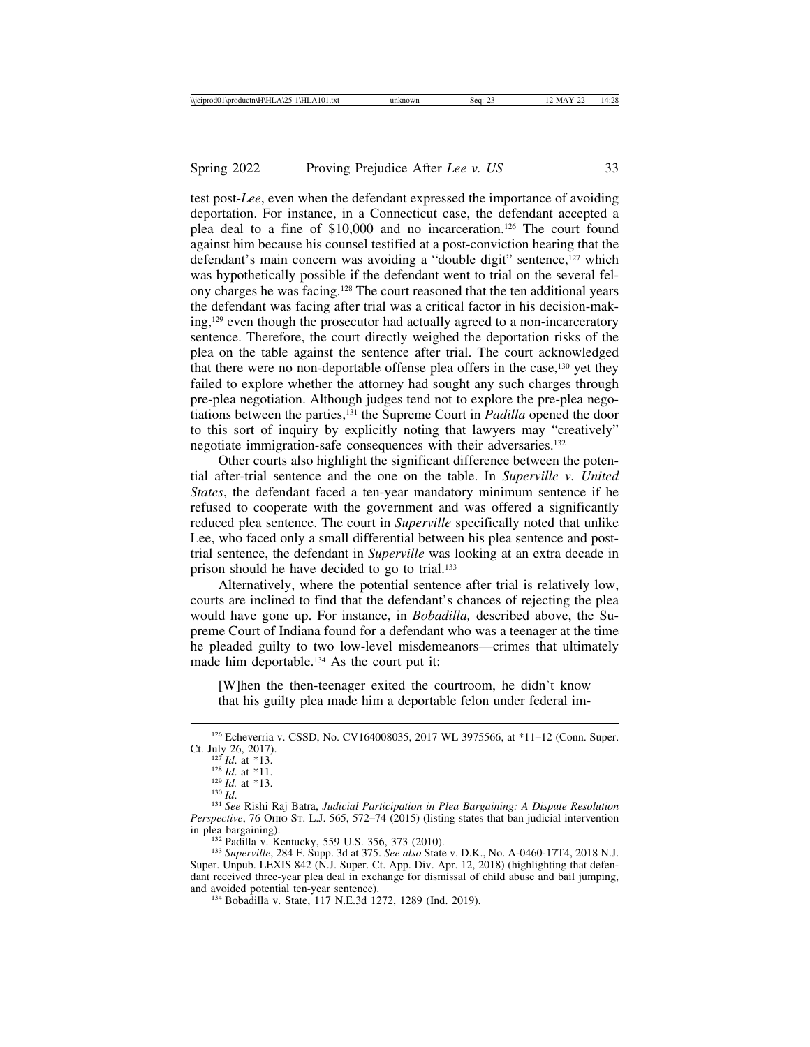test post-*Lee*, even when the defendant expressed the importance of avoiding deportation. For instance, in a Connecticut case, the defendant accepted a plea deal to a fine of $10,000 and no incarceration.[126] The court found against him because his counsel testified at a post-conviction hearing that the defendant's main concern was avoiding a "double digit" sentence,[127] which was hypothetically possible if the defendant went to trial on the several felony charges he was facing.[128] The court reasoned that the ten additional years the defendant was facing after trial was a critical factor in his decision-making,[129] even though the prosecutor had actually agreed to a non-incarceratory sentence. Therefore, the court directly weighed the deportation risks of the plea on the table against the sentence after trial. The court acknowledged that there were no non-deportable offense plea offers in the case,[130] yet they failed to explore whether the attorney had sought any such charges through pre-plea negotiation. Although judges tend not to explore the pre-plea negotiations between the parties,[131] the Supreme Court in *Padilla* opened the door to this sort of inquiry by explicitly noting that lawyers may "creatively" negotiate immigration-safe consequences with their adversaries.[132]

Other courts also highlight the significant difference between the potential after-trial sentence and the one on the table. In *Superville v. United States*, the defendant faced a ten-year mandatory minimum sentence if he refused to cooperate with the government and was offered a significantly reduced plea sentence. The court in *Superville* specifically noted that unlike Lee, who faced only a small differential between his plea sentence and post-trial sentence, the defendant in *Superville* was looking at an extra decade in prison should he have decided to go to trial.[133]

Alternatively, where the potential sentence after trial is relatively low, courts are inclined to find that the defendant's chances of rejecting the plea would have gone up. For instance, in *Bobadilla,* described above, the Supreme Court of Indiana found for a defendant who was a teenager at the time he pleaded guilty to two low-level misdemeanors—crimes that ultimately made him deportable.[134] As the court put it:

> [W]hen the then-teenager exited the courtroom, he didn't know that his guilty plea made him a deportable felon under federal im-

---

[126] Echeverria v. CSSD, No. CV164008035, 2017 WL 3975566, at *11–12 (Conn. Super. Ct. July 26, 2017).

[127] *Id*. at *13.

[128] *Id*. at *11.

[129] *Id.* at *13.

[130] *Id*.

[131] *See* Rishi Raj Batra, *Judicial Participation in Plea Bargaining: A Dispute Resolution Perspective*, 76 Ohio St. L.J. 565, 572–74 (2015) (listing states that ban judicial intervention in plea bargaining).

[132] Padilla v. Kentucky, 559 U.S. 356, 373 (2010).

[133] *Superville*, 284 F. Supp. 3d at 375. *See also* State v. D.K., No. A-0460-17T4, 2018 N.J. Super. Unpub. LEXIS 842 (N.J. Super. Ct. App. Div. Apr. 12, 2018) (highlighting that defendant received three-year plea deal in exchange for dismissal of child abuse and bail jumping, and avoided potential ten-year sentence).

[134] Bobadilla v. State, 117 N.E.3d 1272, 1289 (Ind. 2019).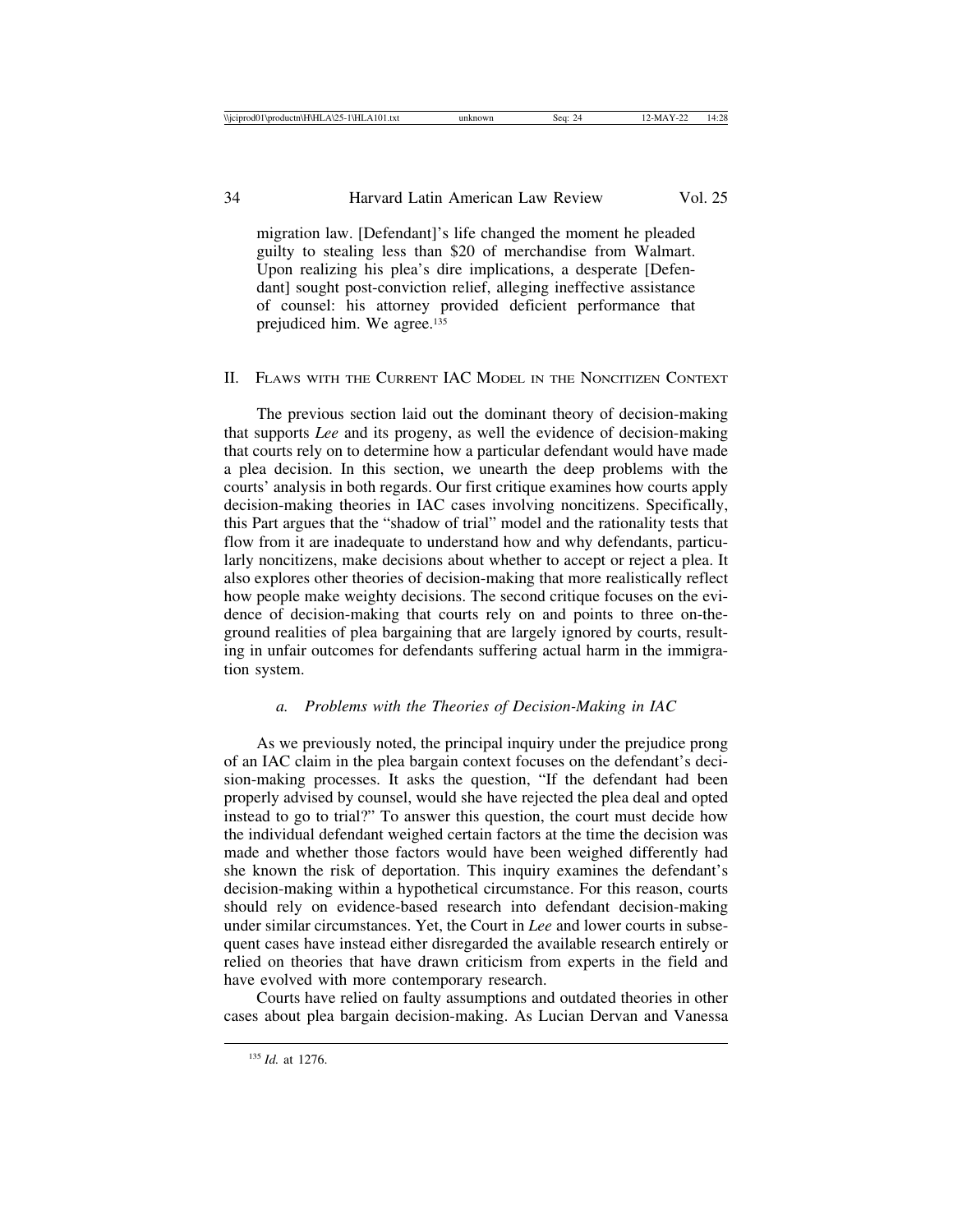migration law. [Defendant]'s life changed the moment he pleaded guilty to stealing less than $20 of merchandise from Walmart. Upon realizing his plea's dire implications, a desperate [Defendant] sought post-conviction relief, alleging ineffective assistance of counsel: his attorney provided deficient performance that prejudiced him. We agree.[135]

## II. Flaws with the Current IAC Model in the Noncitizen Context

The previous section laid out the dominant theory of decision-making that supports *Lee* and its progeny, as well the evidence of decision-making that courts rely on to determine how a particular defendant would have made a plea decision. In this section, we unearth the deep problems with the courts' analysis in both regards. Our first critique examines how courts apply decision-making theories in IAC cases involving noncitizens. Specifically, this Part argues that the "shadow of trial" model and the rationality tests that flow from it are inadequate to understand how and why defendants, particularly noncitizens, make decisions about whether to accept or reject a plea. It also explores other theories of decision-making that more realistically reflect how people make weighty decisions. The second critique focuses on the evidence of decision-making that courts rely on and points to three on-the-ground realities of plea bargaining that are largely ignored by courts, resulting in unfair outcomes for defendants suffering actual harm in the immigration system.

### *a. Problems with the Theories of Decision-Making in IAC*

As we previously noted, the principal inquiry under the prejudice prong of an IAC claim in the plea bargain context focuses on the defendant's decision-making processes. It asks the question, "If the defendant had been properly advised by counsel, would she have rejected the plea deal and opted instead to go to trial?" To answer this question, the court must decide how the individual defendant weighed certain factors at the time the decision was made and whether those factors would have been weighed differently had she known the risk of deportation. This inquiry examines the defendant's decision-making within a hypothetical circumstance. For this reason, courts should rely on evidence-based research into defendant decision-making under similar circumstances. Yet, the Court in *Lee* and lower courts in subsequent cases have instead either disregarded the available research entirely or relied on theories that have drawn criticism from experts in the field and have evolved with more contemporary research.

Courts have relied on faulty assumptions and outdated theories in other cases about plea bargain decision-making. As Lucian Dervan and Vanessa

[135] *Id.* at 1276.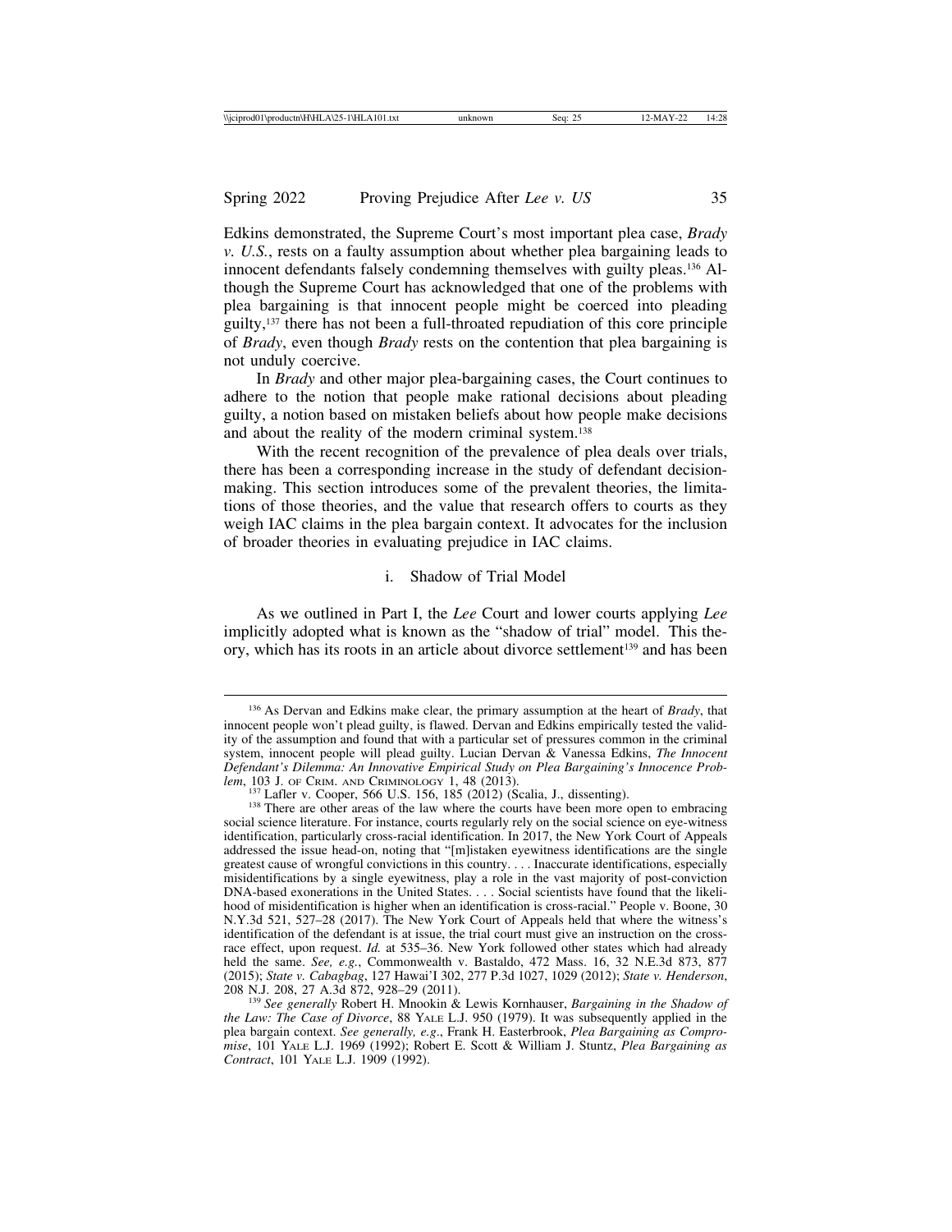Edkins demonstrated, the Supreme Court's most important plea case, *Brady v. U.S.*, rests on a faulty assumption about whether plea bargaining leads to innocent defendants falsely condemning themselves with guilty pleas.[136] Although the Supreme Court has acknowledged that one of the problems with plea bargaining is that innocent people might be coerced into pleading guilty,[137] there has not been a full-throated repudiation of this core principle of *Brady*, even though *Brady* rests on the contention that plea bargaining is not unduly coercive.

In *Brady* and other major plea-bargaining cases, the Court continues to adhere to the notion that people make rational decisions about pleading guilty, a notion based on mistaken beliefs about how people make decisions and about the reality of the modern criminal system.[138]

With the recent recognition of the prevalence of plea deals over trials, there has been a corresponding increase in the study of defendant decision-making. This section introduces some of the prevalent theories, the limitations of those theories, and the value that research offers to courts as they weigh IAC claims in the plea bargain context. It advocates for the inclusion of broader theories in evaluating prejudice in IAC claims.

#### i. Shadow of Trial Model

As we outlined in Part I, the *Lee* Court and lower courts applying *Lee* implicitly adopted what is known as the "shadow of trial" model. This theory, which has its roots in an article about divorce settlement[139] and has been

---

[136] As Dervan and Edkins make clear, the primary assumption at the heart of *Brady*, that innocent people won't plead guilty, is flawed. Dervan and Edkins empirically tested the validity of the assumption and found that with a particular set of pressures common in the criminal system, innocent people will plead guilty. Lucian Dervan & Vanessa Edkins, *The Innocent Defendant's Dilemma: An Innovative Empirical Study on Plea Bargaining's Innocence Problem*, 103 J. OF CRIM. AND CRIMINOLOGY 1, 48 (2013).

[137] Lafler v. Cooper, 566 U.S. 156, 185 (2012) (Scalia, J., dissenting).

[138] There are other areas of the law where the courts have been more open to embracing social science literature. For instance, courts regularly rely on the social science on eye-witness identification, particularly cross-racial identification. In 2017, the New York Court of Appeals addressed the issue head-on, noting that "[m]istaken eyewitness identifications are the single greatest cause of wrongful convictions in this country. . . . Inaccurate identifications, especially misidentifications by a single eyewitness, play a role in the vast majority of post-conviction DNA-based exonerations in the United States. . . . Social scientists have found that the likelihood of misidentification is higher when an identification is cross-racial." People v. Boone, 30 N.Y.3d 521, 527–28 (2017). The New York Court of Appeals held that where the witness's identification of the defendant is at issue, the trial court must give an instruction on the cross-race effect, upon request. *Id.* at 535–36. New York followed other states which had already held the same. *See, e.g.*, Commonwealth v. Bastaldo, 472 Mass. 16, 32 N.E.3d 873, 877 (2015); *State v. Cabagbag*, 127 Hawai'I 302, 277 P.3d 1027, 1029 (2012); *State v. Henderson*, 208 N.J. 208, 27 A.3d 872, 928–29 (2011).

[139] *See generally* Robert H. Mnookin & Lewis Kornhauser, *Bargaining in the Shadow of the Law: The Case of Divorce*, 88 YALE L.J. 950 (1979). It was subsequently applied in the plea bargain context. *See generally, e.g.*, Frank H. Easterbrook, *Plea Bargaining as Compromise*, 101 YALE L.J. 1969 (1992); Robert E. Scott & William J. Stuntz, *Plea Bargaining as Contract*, 101 YALE L.J. 1909 (1992).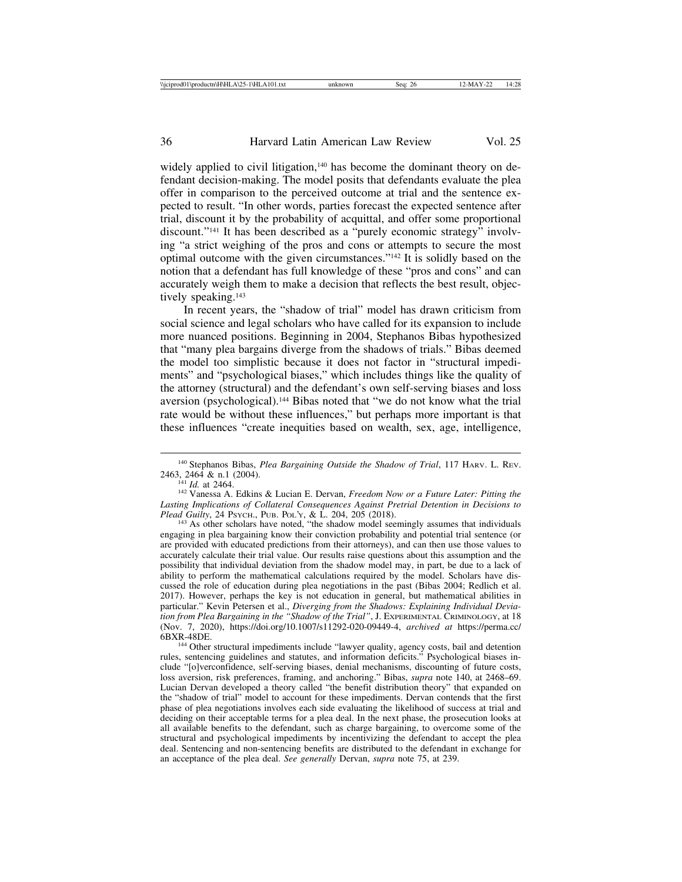widely applied to civil litigation,[140] has become the dominant theory on defendant decision-making. The model posits that defendants evaluate the plea offer in comparison to the perceived outcome at trial and the sentence expected to result. "In other words, parties forecast the expected sentence after trial, discount it by the probability of acquittal, and offer some proportional discount."[141] It has been described as a "purely economic strategy" involving "a strict weighing of the pros and cons or attempts to secure the most optimal outcome with the given circumstances."[142] It is solidly based on the notion that a defendant has full knowledge of these "pros and cons" and can accurately weigh them to make a decision that reflects the best result, objectively speaking.[143]

In recent years, the "shadow of trial" model has drawn criticism from social science and legal scholars who have called for its expansion to include more nuanced positions. Beginning in 2004, Stephanos Bibas hypothesized that "many plea bargains diverge from the shadows of trials." Bibas deemed the model too simplistic because it does not factor in "structural impediments" and "psychological biases," which includes things like the quality of the attorney (structural) and the defendant's own self-serving biases and loss aversion (psychological).[144] Bibas noted that "we do not know what the trial rate would be without these influences," but perhaps more important is that these influences "create inequities based on wealth, sex, age, intelligence,

---

[140] Stephanos Bibas, *Plea Bargaining Outside the Shadow of Trial*, 117 Harv. L. Rev. 2463, 2464 & n.1 (2004).

[141] *Id.* at 2464.

[142] Vanessa A. Edkins & Lucian E. Dervan, *Freedom Now or a Future Later: Pitting the Lasting Implications of Collateral Consequences Against Pretrial Detention in Decisions to Plead Guilty*, 24 Psych., Pub. Pol'y, & L. 204, 205 (2018).

[143] As other scholars have noted, "the shadow model seemingly assumes that individuals engaging in plea bargaining know their conviction probability and potential trial sentence (or are provided with educated predictions from their attorneys), and can then use those values to accurately calculate their trial value. Our results raise questions about this assumption and the possibility that individual deviation from the shadow model may, in part, be due to a lack of ability to perform the mathematical calculations required by the model. Scholars have discussed the role of education during plea negotiations in the past (Bibas 2004; Redlich et al. 2017). However, perhaps the key is not education in general, but mathematical abilities in particular." Kevin Petersen et al., *Diverging from the Shadows: Explaining Individual Deviation from Plea Bargaining in the "Shadow of the Trial"*, J. Experimental Criminology, at 18 (Nov. 7, 2020), https://doi.org/10.1007/s11292-020-09449-4, *archived at* https://perma.cc/6BXR-48DE.

[144] Other structural impediments include "lawyer quality, agency costs, bail and detention rules, sentencing guidelines and statutes, and information deficits." Psychological biases include "[o]verconfidence, self-serving biases, denial mechanisms, discounting of future costs, loss aversion, risk preferences, framing, and anchoring." Bibas, *supra* note 140, at 2468–69. Lucian Dervan developed a theory called "the benefit distribution theory" that expanded on the "shadow of trial" model to account for these impediments. Dervan contends that the first phase of plea negotiations involves each side evaluating the likelihood of success at trial and deciding on their acceptable terms for a plea deal. In the next phase, the prosecution looks at all available benefits to the defendant, such as charge bargaining, to overcome some of the structural and psychological impediments by incentivizing the defendant to accept the plea deal. Sentencing and non-sentencing benefits are distributed to the defendant in exchange for an acceptance of the plea deal. *See generally* Dervan, *supra* note 75, at 239.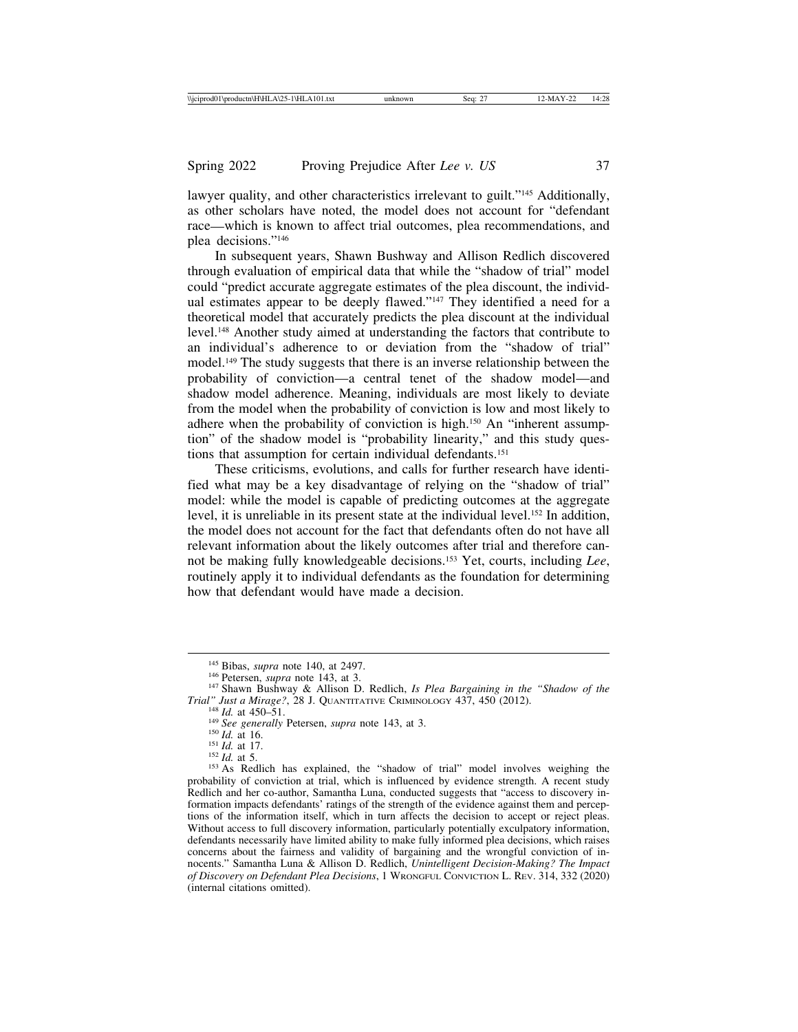lawyer quality, and other characteristics irrelevant to guilt."[145] Additionally, as other scholars have noted, the model does not account for "defendant race—which is known to affect trial outcomes, plea recommendations, and plea decisions."[146]

In subsequent years, Shawn Bushway and Allison Redlich discovered through evaluation of empirical data that while the "shadow of trial" model could "predict accurate aggregate estimates of the plea discount, the individual estimates appear to be deeply flawed."[147] They identified a need for a theoretical model that accurately predicts the plea discount at the individual level.[148] Another study aimed at understanding the factors that contribute to an individual's adherence to or deviation from the "shadow of trial" model.[149] The study suggests that there is an inverse relationship between the probability of conviction—a central tenet of the shadow model—and shadow model adherence. Meaning, individuals are most likely to deviate from the model when the probability of conviction is low and most likely to adhere when the probability of conviction is high.[150] An "inherent assumption" of the shadow model is "probability linearity," and this study questions that assumption for certain individual defendants.[151]

These criticisms, evolutions, and calls for further research have identified what may be a key disadvantage of relying on the "shadow of trial" model: while the model is capable of predicting outcomes at the aggregate level, it is unreliable in its present state at the individual level.[152] In addition, the model does not account for the fact that defendants often do not have all relevant information about the likely outcomes after trial and therefore cannot be making fully knowledgeable decisions.[153] Yet, courts, including *Lee*, routinely apply it to individual defendants as the foundation for determining how that defendant would have made a decision.

---

[145] Bibas, *supra* note 140, at 2497.

[146] Petersen, *supra* note 143, at 3.

[147] Shawn Bushway & Allison D. Redlich, *Is Plea Bargaining in the "Shadow of the Trial" Just a Mirage?*, 28 J. Quantitative Criminology 437, 450 (2012).

[148] *Id.* at 450–51.

[149] *See generally* Petersen, *supra* note 143, at 3.

[150] *Id.* at 16.

[151] *Id.* at 17.

[152] *Id.* at 5.

[153] As Redlich has explained, the "shadow of trial" model involves weighing the probability of conviction at trial, which is influenced by evidence strength. A recent study Redlich and her co-author, Samantha Luna, conducted suggests that "access to discovery information impacts defendants' ratings of the strength of the evidence against them and perceptions of the information itself, which in turn affects the decision to accept or reject pleas. Without access to full discovery information, particularly potentially exculpatory information, defendants necessarily have limited ability to make fully informed plea decisions, which raises concerns about the fairness and validity of bargaining and the wrongful conviction of innocents." Samantha Luna & Allison D. Redlich, *Unintelligent Decision-Making? The Impact of Discovery on Defendant Plea Decisions*, 1 Wrongful Conviction L. Rev. 314, 332 (2020) (internal citations omitted).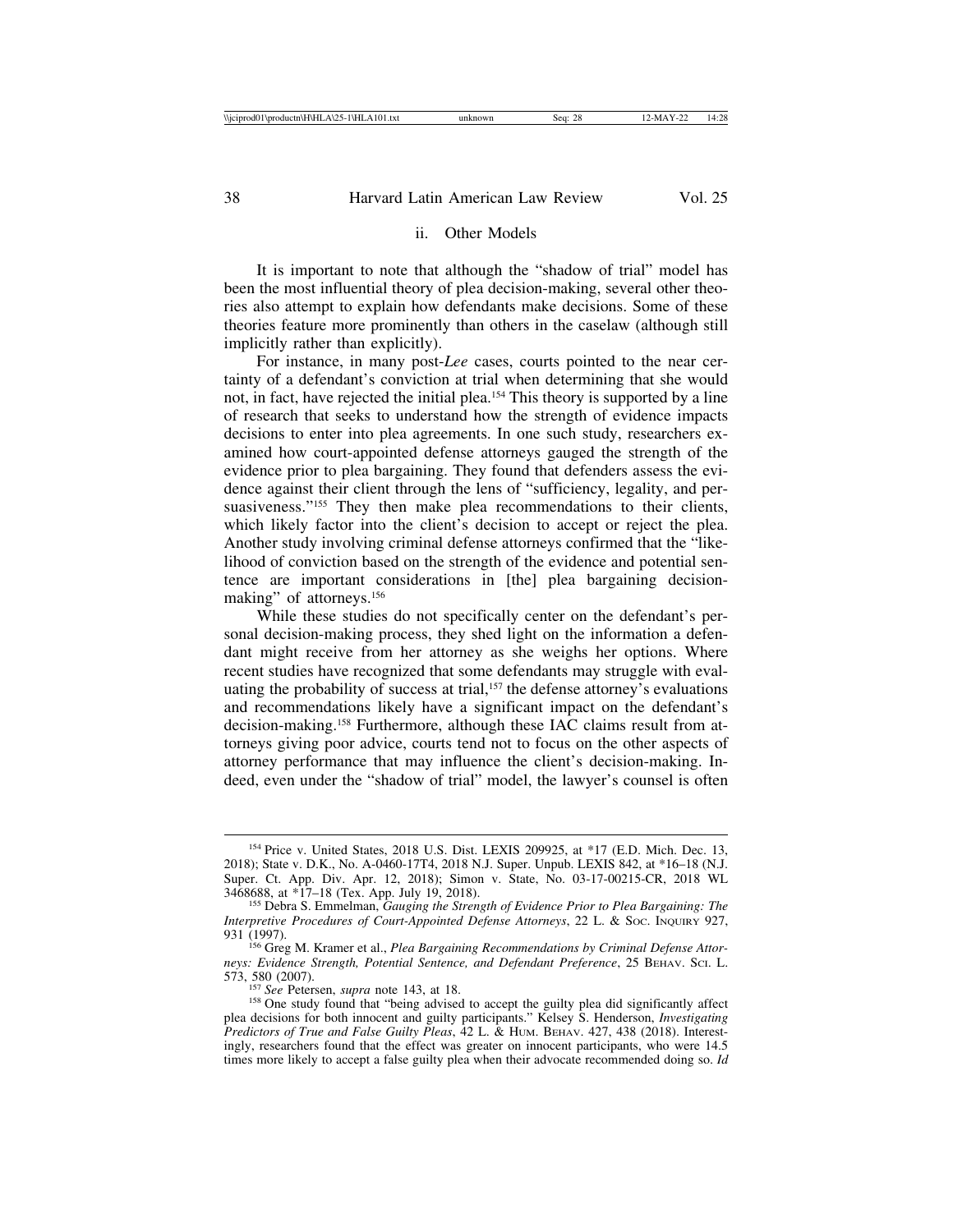### ii. Other Models

It is important to note that although the "shadow of trial" model has been the most influential theory of plea decision-making, several other theories also attempt to explain how defendants make decisions. Some of these theories feature more prominently than others in the caselaw (although still implicitly rather than explicitly).

For instance, in many post-*Lee* cases, courts pointed to the near certainty of a defendant's conviction at trial when determining that she would not, in fact, have rejected the initial plea.[154] This theory is supported by a line of research that seeks to understand how the strength of evidence impacts decisions to enter into plea agreements. In one such study, researchers examined how court-appointed defense attorneys gauged the strength of the evidence prior to plea bargaining. They found that defenders assess the evidence against their client through the lens of "sufficiency, legality, and persuasiveness."[155] They then make plea recommendations to their clients, which likely factor into the client's decision to accept or reject the plea. Another study involving criminal defense attorneys confirmed that the "likelihood of conviction based on the strength of the evidence and potential sentence are important considerations in [the] plea bargaining decision-making" of attorneys.[156]

While these studies do not specifically center on the defendant's personal decision-making process, they shed light on the information a defendant might receive from her attorney as she weighs her options. Where recent studies have recognized that some defendants may struggle with evaluating the probability of success at trial,[157] the defense attorney's evaluations and recommendations likely have a significant impact on the defendant's decision-making.[158] Furthermore, although these IAC claims result from attorneys giving poor advice, courts tend not to focus on the other aspects of attorney performance that may influence the client's decision-making. Indeed, even under the "shadow of trial" model, the lawyer's counsel is often

---

[154] Price v. United States, 2018 U.S. Dist. LEXIS 209925, at *17 (E.D. Mich. Dec. 13, 2018); State v. D.K., No. A-0460-17T4, 2018 N.J. Super. Unpub. LEXIS 842, at *16–18 (N.J. Super. Ct. App. Div. Apr. 12, 2018); Simon v. State, No. 03-17-00215-CR, 2018 WL 3468688, at *17–18 (Tex. App. July 19, 2018).

[155] Debra S. Emmelman, *Gauging the Strength of Evidence Prior to Plea Bargaining: The Interpretive Procedures of Court-Appointed Defense Attorneys*, 22 L. & Soc. Inquiry 927, 931 (1997).

[156] Greg M. Kramer et al., *Plea Bargaining Recommendations by Criminal Defense Attorneys: Evidence Strength, Potential Sentence, and Defendant Preference*, 25 Behav. Sci. L. 573, 580 (2007).

[157] *See* Petersen, *supra* note 143, at 18.

[158] One study found that "being advised to accept the guilty plea did significantly affect plea decisions for both innocent and guilty participants." Kelsey S. Henderson, *Investigating Predictors of True and False Guilty Pleas*, 42 L. & Hum. Behav. 427, 438 (2018). Interestingly, researchers found that the effect was greater on innocent participants, who were 14.5 times more likely to accept a false guilty plea when their advocate recommended doing so. *Id*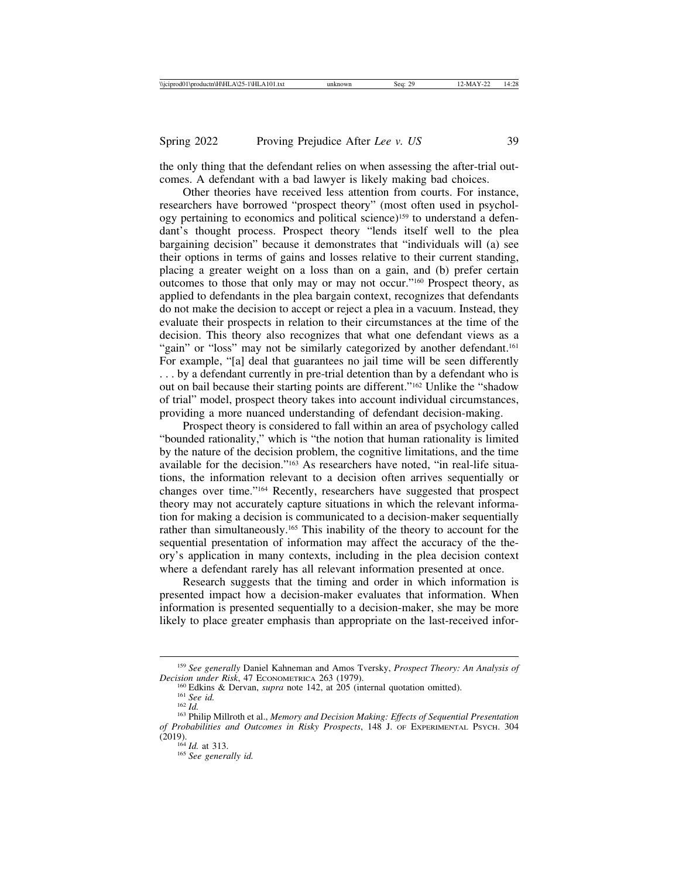the only thing that the defendant relies on when assessing the after-trial outcomes. A defendant with a bad lawyer is likely making bad choices.

Other theories have received less attention from courts. For instance, researchers have borrowed "prospect theory" (most often used in psychology pertaining to economics and political science)[159] to understand a defendant's thought process. Prospect theory "lends itself well to the plea bargaining decision" because it demonstrates that "individuals will (a) see their options in terms of gains and losses relative to their current standing, placing a greater weight on a loss than on a gain, and (b) prefer certain outcomes to those that only may or may not occur."[160] Prospect theory, as applied to defendants in the plea bargain context, recognizes that defendants do not make the decision to accept or reject a plea in a vacuum. Instead, they evaluate their prospects in relation to their circumstances at the time of the decision. This theory also recognizes that what one defendant views as a "gain" or "loss" may not be similarly categorized by another defendant.[161] For example, "[a] deal that guarantees no jail time will be seen differently . . . by a defendant currently in pre-trial detention than by a defendant who is out on bail because their starting points are different."[162] Unlike the "shadow of trial" model, prospect theory takes into account individual circumstances, providing a more nuanced understanding of defendant decision-making.

Prospect theory is considered to fall within an area of psychology called "bounded rationality," which is "the notion that human rationality is limited by the nature of the decision problem, the cognitive limitations, and the time available for the decision."[163] As researchers have noted, "in real-life situations, the information relevant to a decision often arrives sequentially or changes over time."[164] Recently, researchers have suggested that prospect theory may not accurately capture situations in which the relevant information for making a decision is communicated to a decision-maker sequentially rather than simultaneously.[165] This inability of the theory to account for the sequential presentation of information may affect the accuracy of the theory's application in many contexts, including in the plea decision context where a defendant rarely has all relevant information presented at once.

Research suggests that the timing and order in which information is presented impact how a decision-maker evaluates that information. When information is presented sequentially to a decision-maker, she may be more likely to place greater emphasis than appropriate on the last-received infor-

---

[159] *See generally* Daniel Kahneman and Amos Tversky, *Prospect Theory: An Analysis of Decision under Risk*, 47 Econometrica 263 (1979).

[160] Edkins & Dervan, *supra* note 142, at 205 (internal quotation omitted).

[161] *See id.*

[162] *Id.*

[163] Philip Millroth et al., *Memory and Decision Making: Effects of Sequential Presentation of Probabilities and Outcomes in Risky Prospects*, 148 J. of Experimental Psych. 304 (2019).

[164] *Id.* at 313.

[165] *See generally id.*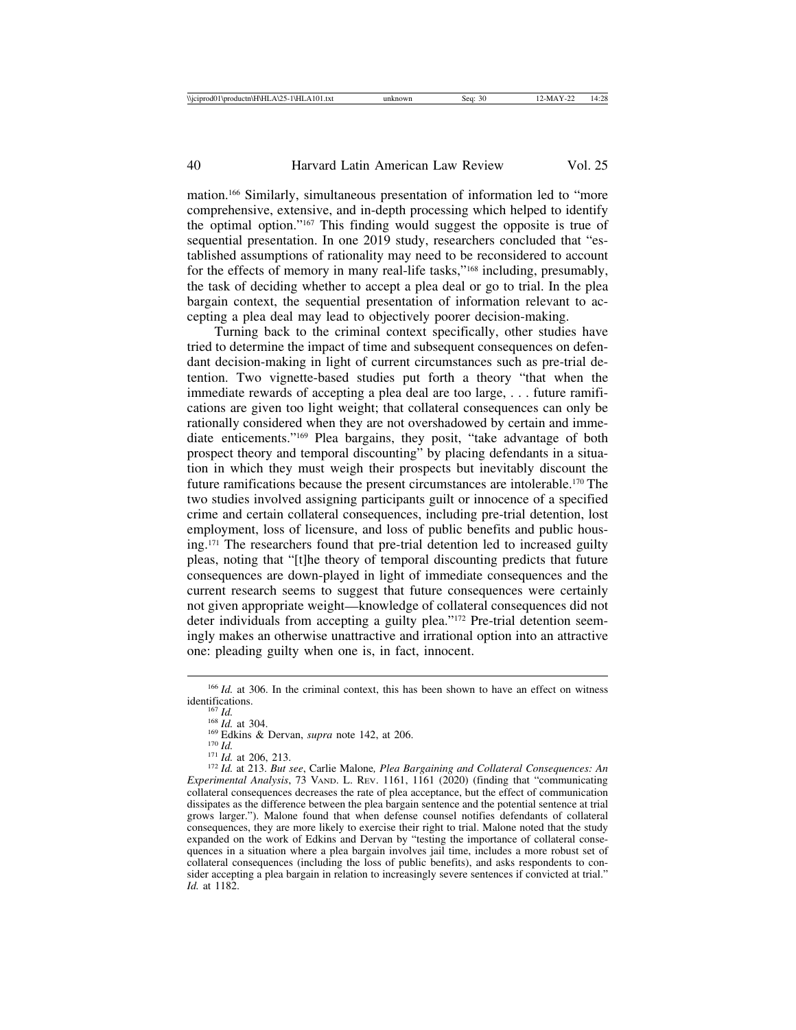mation.[166] Similarly, simultaneous presentation of information led to "more comprehensive, extensive, and in-depth processing which helped to identify the optimal option."[167] This finding would suggest the opposite is true of sequential presentation. In one 2019 study, researchers concluded that "established assumptions of rationality may need to be reconsidered to account for the effects of memory in many real-life tasks,"[168] including, presumably, the task of deciding whether to accept a plea deal or go to trial. In the plea bargain context, the sequential presentation of information relevant to accepting a plea deal may lead to objectively poorer decision-making.

Turning back to the criminal context specifically, other studies have tried to determine the impact of time and subsequent consequences on defendant decision-making in light of current circumstances such as pre-trial detention. Two vignette-based studies put forth a theory "that when the immediate rewards of accepting a plea deal are too large, . . . future ramifications are given too light weight; that collateral consequences can only be rationally considered when they are not overshadowed by certain and immediate enticements."[169] Plea bargains, they posit, "take advantage of both prospect theory and temporal discounting" by placing defendants in a situation in which they must weigh their prospects but inevitably discount the future ramifications because the present circumstances are intolerable.[170] The two studies involved assigning participants guilt or innocence of a specified crime and certain collateral consequences, including pre-trial detention, lost employment, loss of licensure, and loss of public benefits and public housing.[171] The researchers found that pre-trial detention led to increased guilty pleas, noting that "[t]he theory of temporal discounting predicts that future consequences are down-played in light of immediate consequences and the current research seems to suggest that future consequences were certainly not given appropriate weight—knowledge of collateral consequences did not deter individuals from accepting a guilty plea."[172] Pre-trial detention seemingly makes an otherwise unattractive and irrational option into an attractive one: pleading guilty when one is, in fact, innocent.

---

[166] *Id.* at 306. In the criminal context, this has been shown to have an effect on witness identifications.

[167] *Id.*

[168] *Id.* at 304.

[169] Edkins & Dervan, *supra* note 142, at 206.

[170] *Id.*

[171] *Id.* at 206, 213.

[172] *Id.* at 213. *But see*, Carlie Malone*, Plea Bargaining and Collateral Consequences: An Experimental Analysis*, 73 Vand. L. Rev. 1161, 1161 (2020) (finding that "communicating collateral consequences decreases the rate of plea acceptance, but the effect of communication dissipates as the difference between the plea bargain sentence and the potential sentence at trial grows larger."). Malone found that when defense counsel notifies defendants of collateral consequences, they are more likely to exercise their right to trial. Malone noted that the study expanded on the work of Edkins and Dervan by "testing the importance of collateral consequences in a situation where a plea bargain involves jail time, includes a more robust set of collateral consequences (including the loss of public benefits), and asks respondents to consider accepting a plea bargain in relation to increasingly severe sentences if convicted at trial." *Id.* at 1182.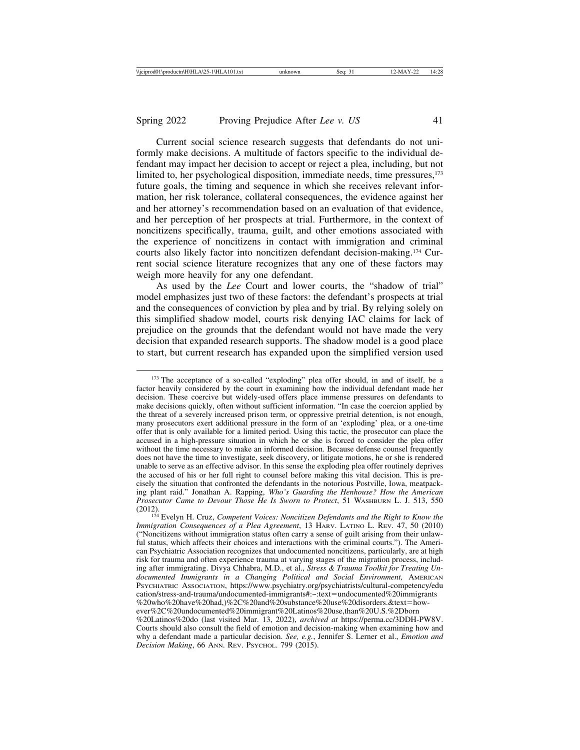Current social science research suggests that defendants do not uniformly make decisions. A multitude of factors specific to the individual defendant may impact her decision to accept or reject a plea, including, but not limited to, her psychological disposition, immediate needs, time pressures,[173] future goals, the timing and sequence in which she receives relevant information, her risk tolerance, collateral consequences, the evidence against her and her attorney's recommendation based on an evaluation of that evidence, and her perception of her prospects at trial. Furthermore, in the context of noncitizens specifically, trauma, guilt, and other emotions associated with the experience of noncitizens in contact with immigration and criminal courts also likely factor into noncitizen defendant decision-making.[174] Current social science literature recognizes that any one of these factors may weigh more heavily for any one defendant.

As used by the *Lee* Court and lower courts, the "shadow of trial" model emphasizes just two of these factors: the defendant's prospects at trial and the consequences of conviction by plea and by trial. By relying solely on this simplified shadow model, courts risk denying IAC claims for lack of prejudice on the grounds that the defendant would not have made the very decision that expanded research supports. The shadow model is a good place to start, but current research has expanded upon the simplified version used

---

[173] The acceptance of a so-called "exploding" plea offer should, in and of itself, be a factor heavily considered by the court in examining how the individual defendant made her decision. These coercive but widely-used offers place immense pressures on defendants to make decisions quickly, often without sufficient information. "In case the coercion applied by the threat of a severely increased prison term, or oppressive pretrial detention, is not enough, many prosecutors exert additional pressure in the form of an 'exploding' plea, or a one-time offer that is only available for a limited period. Using this tactic, the prosecutor can place the accused in a high-pressure situation in which he or she is forced to consider the plea offer without the time necessary to make an informed decision. Because defense counsel frequently does not have the time to investigate, seek discovery, or litigate motions, he or she is rendered unable to serve as an effective advisor. In this sense the exploding plea offer routinely deprives the accused of his or her full right to counsel before making this vital decision. This is precisely the situation that confronted the defendants in the notorious Postville, Iowa, meatpacking plant raid." Jonathan A. Rapping, *Who's Guarding the Henhouse? How the American Prosecutor Came to Devour Those He Is Sworn to Protect*, 51 Washburn L. J. 513, 550 (2012).

[174] Evelyn H. Cruz, *Competent Voices: Noncitizen Defendants and the Right to Know the Immigration Consequences of a Plea Agreement*, 13 Harv. Latino L. Rev. 47, 50 (2010) ("Noncitizens without immigration status often carry a sense of guilt arising from their unlawful status, which affects their choices and interactions with the criminal courts."). The American Psychiatric Association recognizes that undocumented noncitizens, particularly, are at high risk for trauma and often experience trauma at varying stages of the migration process, including after immigrating. Divya Chhabra, M.D., et al., *Stress & Trauma Toolkit for Treating Undocumented Immigrants in a Changing Political and Social Environment,* American Psychiatric Association, https://www.psychiatry.org/psychiatrists/cultural-competency/education/stress-and-trauma/undocumented-immigrants#:~:text=undocumented%20immigrants%20who%20have%20had,)%2C%20and%20substance%20use%20disorders.&text=however%2C%20undocumented%20immigrant%20Latinos%20use,than%20U.S.%2Dborn%20Latinos%20do (last visited Mar. 13, 2022), *archived at* https://perma.cc/3DDH-PW8V. Courts should also consult the field of emotion and decision-making when examining how and why a defendant made a particular decision. *See, e.g.*, Jennifer S. Lerner et al., *Emotion and Decision Making*, 66 Ann. Rev. Psychol. 799 (2015).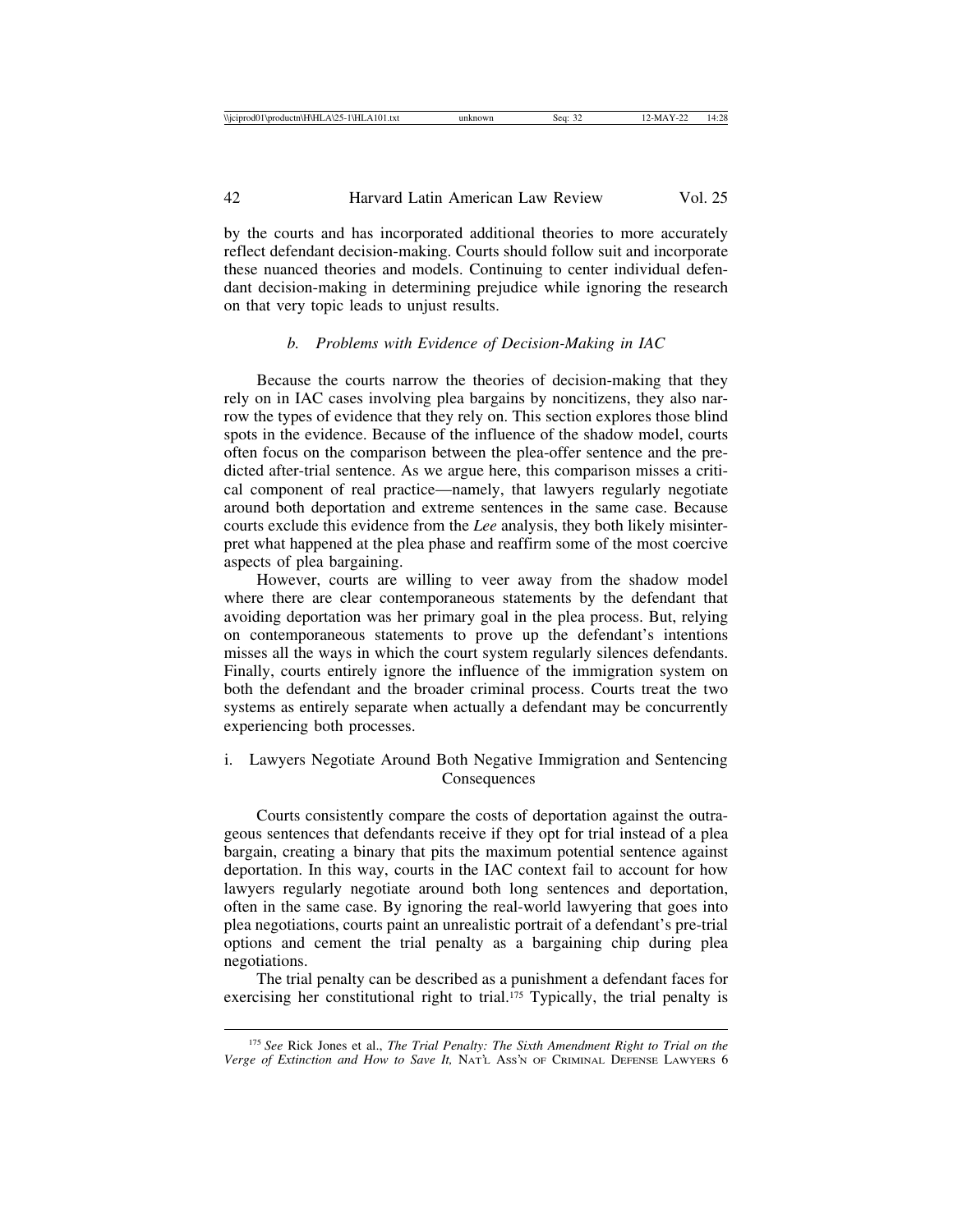by the courts and has incorporated additional theories to more accurately reflect defendant decision-making. Courts should follow suit and incorporate these nuanced theories and models. Continuing to center individual defendant decision-making in determining prejudice while ignoring the research on that very topic leads to unjust results.

#### *b. Problems with Evidence of Decision-Making in IAC*

Because the courts narrow the theories of decision-making that they rely on in IAC cases involving plea bargains by noncitizens, they also narrow the types of evidence that they rely on. This section explores those blind spots in the evidence. Because of the influence of the shadow model, courts often focus on the comparison between the plea-offer sentence and the predicted after-trial sentence. As we argue here, this comparison misses a critical component of real practice—namely, that lawyers regularly negotiate around both deportation and extreme sentences in the same case. Because courts exclude this evidence from the *Lee* analysis, they both likely misinterpret what happened at the plea phase and reaffirm some of the most coercive aspects of plea bargaining.

However, courts are willing to veer away from the shadow model where there are clear contemporaneous statements by the defendant that avoiding deportation was her primary goal in the plea process. But, relying on contemporaneous statements to prove up the defendant's intentions misses all the ways in which the court system regularly silences defendants. Finally, courts entirely ignore the influence of the immigration system on both the defendant and the broader criminal process. Courts treat the two systems as entirely separate when actually a defendant may be concurrently experiencing both processes.

##### i. Lawyers Negotiate Around Both Negative Immigration and Sentencing Consequences

Courts consistently compare the costs of deportation against the outrageous sentences that defendants receive if they opt for trial instead of a plea bargain, creating a binary that pits the maximum potential sentence against deportation. In this way, courts in the IAC context fail to account for how lawyers regularly negotiate around both long sentences and deportation, often in the same case. By ignoring the real-world lawyering that goes into plea negotiations, courts paint an unrealistic portrait of a defendant's pre-trial options and cement the trial penalty as a bargaining chip during plea negotiations.

The trial penalty can be described as a punishment a defendant faces for exercising her constitutional right to trial.[175] Typically, the trial penalty is

---

[175] *See* Rick Jones et al., *The Trial Penalty: The Sixth Amendment Right to Trial on the Verge of Extinction and How to Save It,* NAT'L ASS'N OF CRIMINAL DEFENSE LAWYERS 6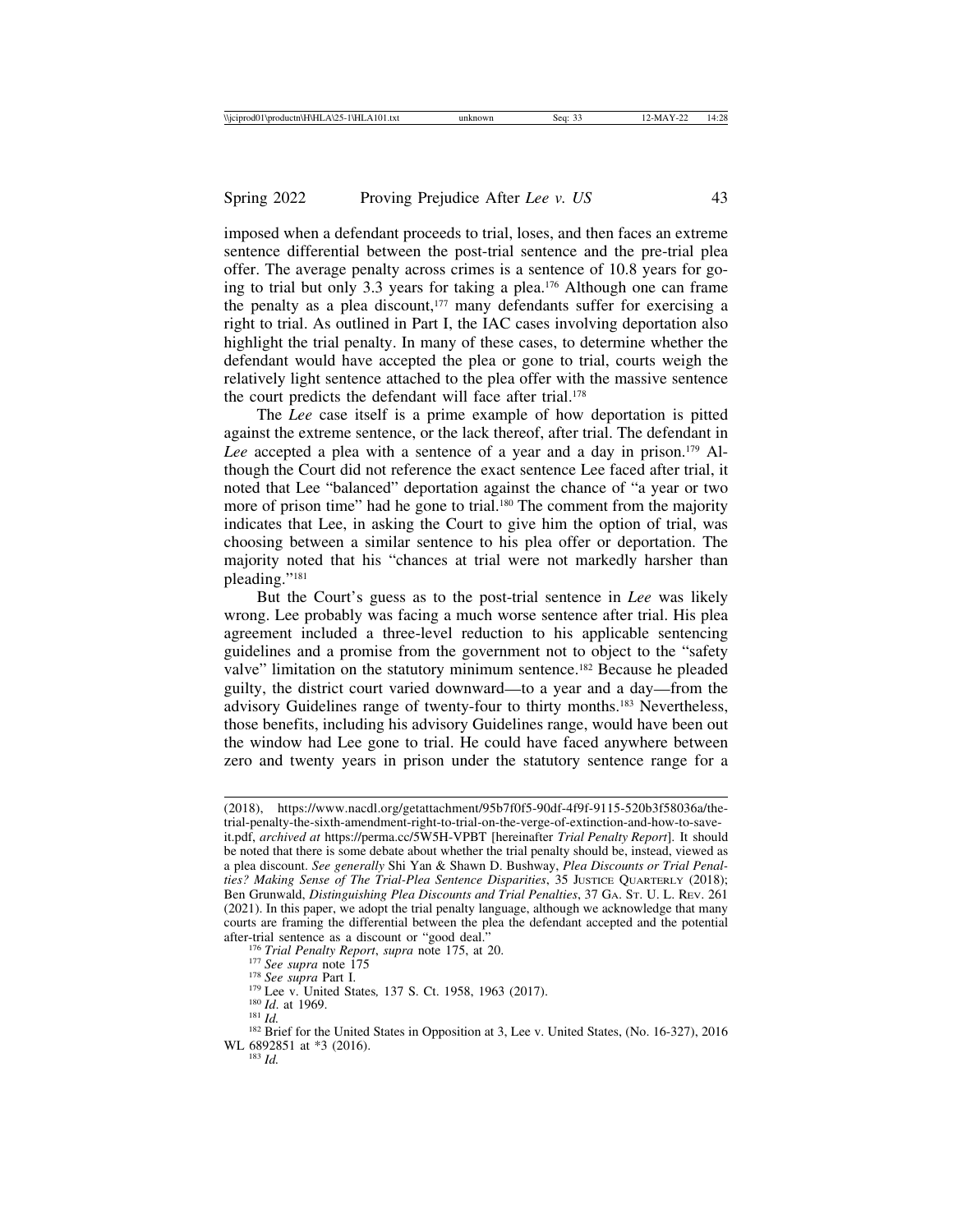imposed when a defendant proceeds to trial, loses, and then faces an extreme sentence differential between the post-trial sentence and the pre-trial plea offer. The average penalty across crimes is a sentence of 10.8 years for going to trial but only 3.3 years for taking a plea.[176] Although one can frame the penalty as a plea discount,[177] many defendants suffer for exercising a right to trial. As outlined in Part I, the IAC cases involving deportation also highlight the trial penalty. In many of these cases, to determine whether the defendant would have accepted the plea or gone to trial, courts weigh the relatively light sentence attached to the plea offer with the massive sentence the court predicts the defendant will face after trial.[178]

The *Lee* case itself is a prime example of how deportation is pitted against the extreme sentence, or the lack thereof, after trial. The defendant in *Lee* accepted a plea with a sentence of a year and a day in prison.[179] Although the Court did not reference the exact sentence Lee faced after trial, it noted that Lee "balanced" deportation against the chance of "a year or two more of prison time" had he gone to trial.[180] The comment from the majority indicates that Lee, in asking the Court to give him the option of trial, was choosing between a similar sentence to his plea offer or deportation. The majority noted that his "chances at trial were not markedly harsher than pleading."[181]

But the Court's guess as to the post-trial sentence in *Lee* was likely wrong. Lee probably was facing a much worse sentence after trial. His plea agreement included a three-level reduction to his applicable sentencing guidelines and a promise from the government not to object to the "safety valve" limitation on the statutory minimum sentence.[182] Because he pleaded guilty, the district court varied downward—to a year and a day—from the advisory Guidelines range of twenty-four to thirty months.[183] Nevertheless, those benefits, including his advisory Guidelines range, would have been out the window had Lee gone to trial. He could have faced anywhere between zero and twenty years in prison under the statutory sentence range for a

---

(2018), https://www.nacdl.org/getattachment/95b7f0f5-90df-4f9f-9115-520b3f58036a/the-trial-penalty-the-sixth-amendment-right-to-trial-on-the-verge-of-extinction-and-how-to-save-it.pdf, *archived at* https://perma.cc/5W5H-VPBT [hereinafter *Trial Penalty Report*]. It should be noted that there is some debate about whether the trial penalty should be, instead, viewed as a plea discount. *See generally* Shi Yan & Shawn D. Bushway, *Plea Discounts or Trial Penalties? Making Sense of The Trial-Plea Sentence Disparities*, 35 JUSTICE QUARTERLY (2018); Ben Grunwald, *Distinguishing Plea Discounts and Trial Penalties*, 37 GA. ST. U. L. REV. 261 (2021). In this paper, we adopt the trial penalty language, although we acknowledge that many courts are framing the differential between the plea the defendant accepted and the potential after-trial sentence as a discount or "good deal."

[176] *Trial Penalty Report*, *supra* note 175, at 20.

[177] *See supra* note 175

[178] *See supra* Part I.

[179] Lee v. United States*,* 137 S. Ct. 1958, 1963 (2017).

[180] *Id.* at 1969.

[181] *Id.*

[182] Brief for the United States in Opposition at 3, Lee v. United States, (No. 16-327), 2016 WL 6892851 at *3 (2016).

[183] *Id.*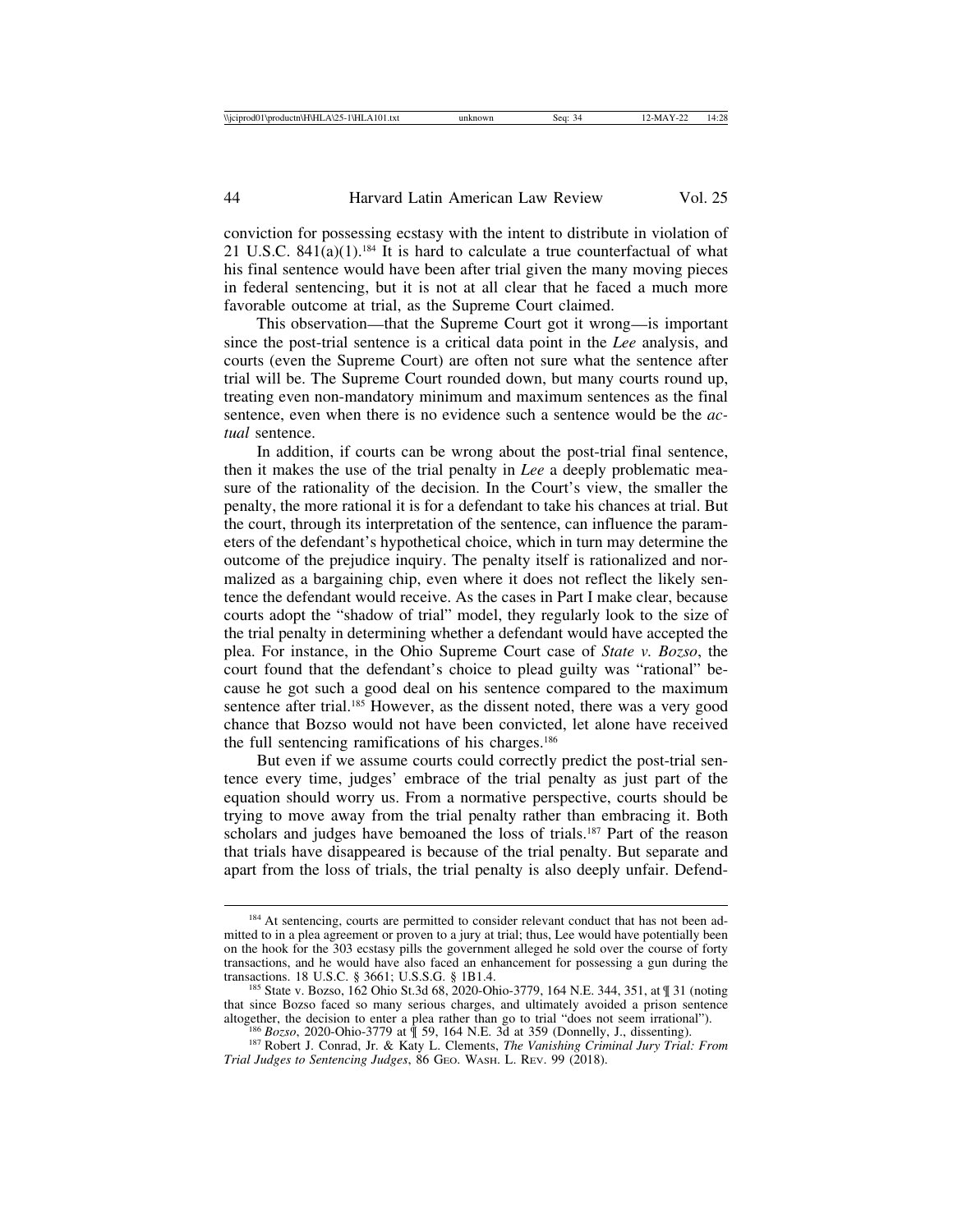conviction for possessing ecstasy with the intent to distribute in violation of 21 U.S.C. 841(a)(1).[184] It is hard to calculate a true counterfactual of what his final sentence would have been after trial given the many moving pieces in federal sentencing, but it is not at all clear that he faced a much more favorable outcome at trial, as the Supreme Court claimed.

This observation—that the Supreme Court got it wrong—is important since the post-trial sentence is a critical data point in the *Lee* analysis, and courts (even the Supreme Court) are often not sure what the sentence after trial will be. The Supreme Court rounded down, but many courts round up, treating even non-mandatory minimum and maximum sentences as the final sentence, even when there is no evidence such a sentence would be the *actual* sentence.

In addition, if courts can be wrong about the post-trial final sentence, then it makes the use of the trial penalty in *Lee* a deeply problematic measure of the rationality of the decision. In the Court's view, the smaller the penalty, the more rational it is for a defendant to take his chances at trial. But the court, through its interpretation of the sentence, can influence the parameters of the defendant's hypothetical choice, which in turn may determine the outcome of the prejudice inquiry. The penalty itself is rationalized and normalized as a bargaining chip, even where it does not reflect the likely sentence the defendant would receive. As the cases in Part I make clear, because courts adopt the "shadow of trial" model, they regularly look to the size of the trial penalty in determining whether a defendant would have accepted the plea. For instance, in the Ohio Supreme Court case of *State v. Bozso*, the court found that the defendant's choice to plead guilty was "rational" because he got such a good deal on his sentence compared to the maximum sentence after trial.[185] However, as the dissent noted, there was a very good chance that Bozso would not have been convicted, let alone have received the full sentencing ramifications of his charges.[186]

But even if we assume courts could correctly predict the post-trial sentence every time, judges' embrace of the trial penalty as just part of the equation should worry us. From a normative perspective, courts should be trying to move away from the trial penalty rather than embracing it. Both scholars and judges have bemoaned the loss of trials.[187] Part of the reason that trials have disappeared is because of the trial penalty. But separate and apart from the loss of trials, the trial penalty is also deeply unfair. Defend-

---

[184] At sentencing, courts are permitted to consider relevant conduct that has not been admitted to in a plea agreement or proven to a jury at trial; thus, Lee would have potentially been on the hook for the 303 ecstasy pills the government alleged he sold over the course of forty transactions, and he would have also faced an enhancement for possessing a gun during the transactions. 18 U.S.C. § 3661; U.S.S.G. § 1B1.4.

[185] State v. Bozso, 162 Ohio St.3d 68, 2020-Ohio-3779, 164 N.E. 344, 351, at ¶ 31 (noting that since Bozso faced so many serious charges, and ultimately avoided a prison sentence altogether, the decision to enter a plea rather than go to trial "does not seem irrational").

[186] *Bozso*, 2020-Ohio-3779 at ¶ 59, 164 N.E. 3d at 359 (Donnelly, J., dissenting).

[187] Robert J. Conrad, Jr. & Katy L. Clements, *The Vanishing Criminal Jury Trial: From Trial Judges to Sentencing Judges*, 86 Geo. Wash. L. Rev. 99 (2018).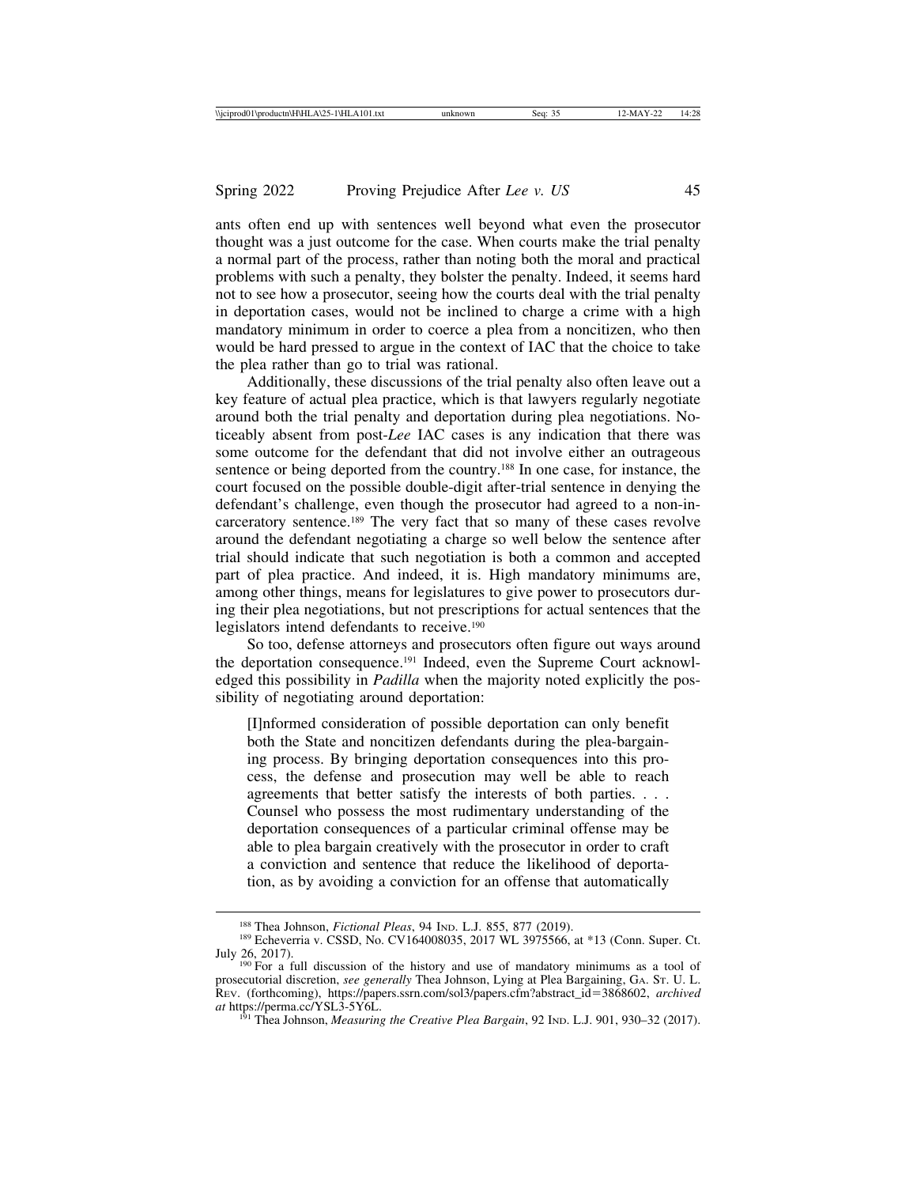ants often end up with sentences well beyond what even the prosecutor thought was a just outcome for the case. When courts make the trial penalty a normal part of the process, rather than noting both the moral and practical problems with such a penalty, they bolster the penalty. Indeed, it seems hard not to see how a prosecutor, seeing how the courts deal with the trial penalty in deportation cases, would not be inclined to charge a crime with a high mandatory minimum in order to coerce a plea from a noncitizen, who then would be hard pressed to argue in the context of IAC that the choice to take the plea rather than go to trial was rational.

Additionally, these discussions of the trial penalty also often leave out a key feature of actual plea practice, which is that lawyers regularly negotiate around both the trial penalty and deportation during plea negotiations. Noticeably absent from post-*Lee* IAC cases is any indication that there was some outcome for the defendant that did not involve either an outrageous sentence or being deported from the country.[188] In one case, for instance, the court focused on the possible double-digit after-trial sentence in denying the defendant's challenge, even though the prosecutor had agreed to a non-incarceratory sentence.[189] The very fact that so many of these cases revolve around the defendant negotiating a charge so well below the sentence after trial should indicate that such negotiation is both a common and accepted part of plea practice. And indeed, it is. High mandatory minimums are, among other things, means for legislatures to give power to prosecutors during their plea negotiations, but not prescriptions for actual sentences that the legislators intend defendants to receive.[190]

So too, defense attorneys and prosecutors often figure out ways around the deportation consequence.[191] Indeed, even the Supreme Court acknowledged this possibility in *Padilla* when the majority noted explicitly the possibility of negotiating around deportation:

> [I]nformed consideration of possible deportation can only benefit both the State and noncitizen defendants during the plea-bargaining process. By bringing deportation consequences into this process, the defense and prosecution may well be able to reach agreements that better satisfy the interests of both parties. . . . Counsel who possess the most rudimentary understanding of the deportation consequences of a particular criminal offense may be able to plea bargain creatively with the prosecutor in order to craft a conviction and sentence that reduce the likelihood of deportation, as by avoiding a conviction for an offense that automatically

---

[188] Thea Johnson, *Fictional Pleas*, 94 Ind. L.J. 855, 877 (2019).

[189] Echeverria v. CSSD, No. CV164008035, 2017 WL 3975566, at *13 (Conn. Super. Ct. July 26, 2017).

[190] For a full discussion of the history and use of mandatory minimums as a tool of prosecutorial discretion, *see generally* Thea Johnson, Lying at Plea Bargaining, Ga. St. U. L. Rev. (forthcoming), https://papers.ssrn.com/sol3/papers.cfm?abstract_id=3868602, *archived at* https://perma.cc/YSL3-5Y6L.

[191] Thea Johnson, *Measuring the Creative Plea Bargain*, 92 Ind. L.J. 901, 930–32 (2017).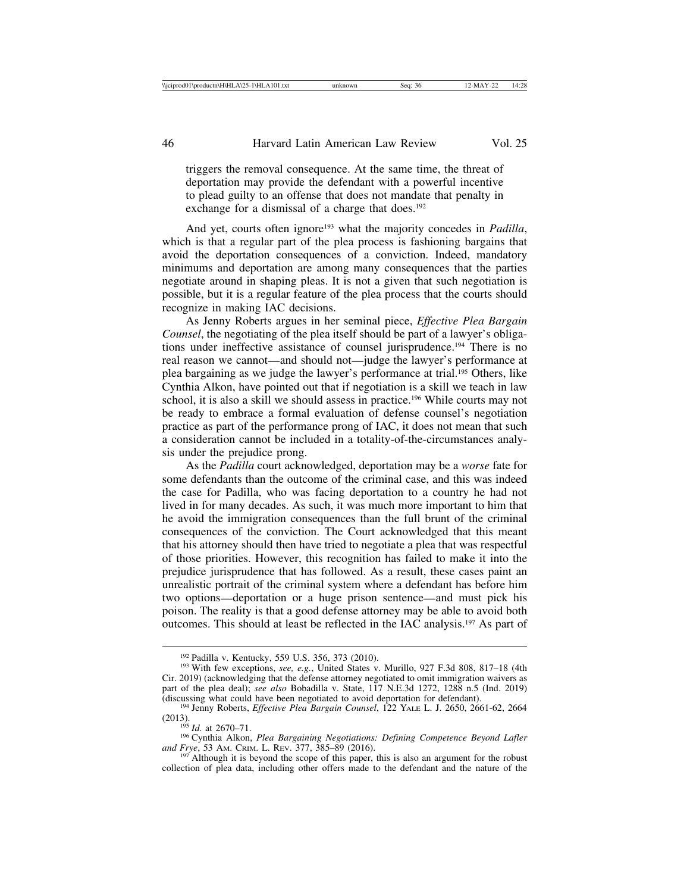> triggers the removal consequence. At the same time, the threat of deportation may provide the defendant with a powerful incentive to plead guilty to an offense that does not mandate that penalty in exchange for a dismissal of a charge that does.[192]

And yet, courts often ignore[193] what the majority concedes in *Padilla*, which is that a regular part of the plea process is fashioning bargains that avoid the deportation consequences of a conviction. Indeed, mandatory minimums and deportation are among many consequences that the parties negotiate around in shaping pleas. It is not a given that such negotiation is possible, but it is a regular feature of the plea process that the courts should recognize in making IAC decisions.

As Jenny Roberts argues in her seminal piece, *Effective Plea Bargain Counsel*, the negotiating of the plea itself should be part of a lawyer's obligations under ineffective assistance of counsel jurisprudence.[194] There is no real reason we cannot—and should not—judge the lawyer's performance at plea bargaining as we judge the lawyer's performance at trial.[195] Others, like Cynthia Alkon, have pointed out that if negotiation is a skill we teach in law school, it is also a skill we should assess in practice.[196] While courts may not be ready to embrace a formal evaluation of defense counsel's negotiation practice as part of the performance prong of IAC, it does not mean that such a consideration cannot be included in a totality-of-the-circumstances analysis under the prejudice prong.

As the *Padilla* court acknowledged, deportation may be a *worse* fate for some defendants than the outcome of the criminal case, and this was indeed the case for Padilla, who was facing deportation to a country he had not lived in for many decades. As such, it was much more important to him that he avoid the immigration consequences than the full brunt of the criminal consequences of the conviction. The Court acknowledged that this meant that his attorney should then have tried to negotiate a plea that was respectful of those priorities. However, this recognition has failed to make it into the prejudice jurisprudence that has followed. As a result, these cases paint an unrealistic portrait of the criminal system where a defendant has before him two options—deportation or a huge prison sentence—and must pick his poison. The reality is that a good defense attorney may be able to avoid both outcomes. This should at least be reflected in the IAC analysis.[197] As part of

---

[192] Padilla v. Kentucky, 559 U.S. 356, 373 (2010).

[193] With few exceptions, *see, e.g.*, United States v. Murillo, 927 F.3d 808, 817–18 (4th Cir. 2019) (acknowledging that the defense attorney negotiated to omit immigration waivers as part of the plea deal); *see also* Bobadilla v. State, 117 N.E.3d 1272, 1288 n.5 (Ind. 2019) (discussing what could have been negotiated to avoid deportation for defendant).

[194] Jenny Roberts, *Effective Plea Bargain Counsel*, 122 Yale L. J. 2650, 2661-62, 2664 (2013).

[195] *Id.* at 2670–71.

[196] Cynthia Alkon, *Plea Bargaining Negotiations: Defining Competence Beyond Lafler and Frye*, 53 Am. Crim. L. Rev. 377, 385–89 (2016).

[197] Although it is beyond the scope of this paper, this is also an argument for the robust collection of plea data, including other offers made to the defendant and the nature of the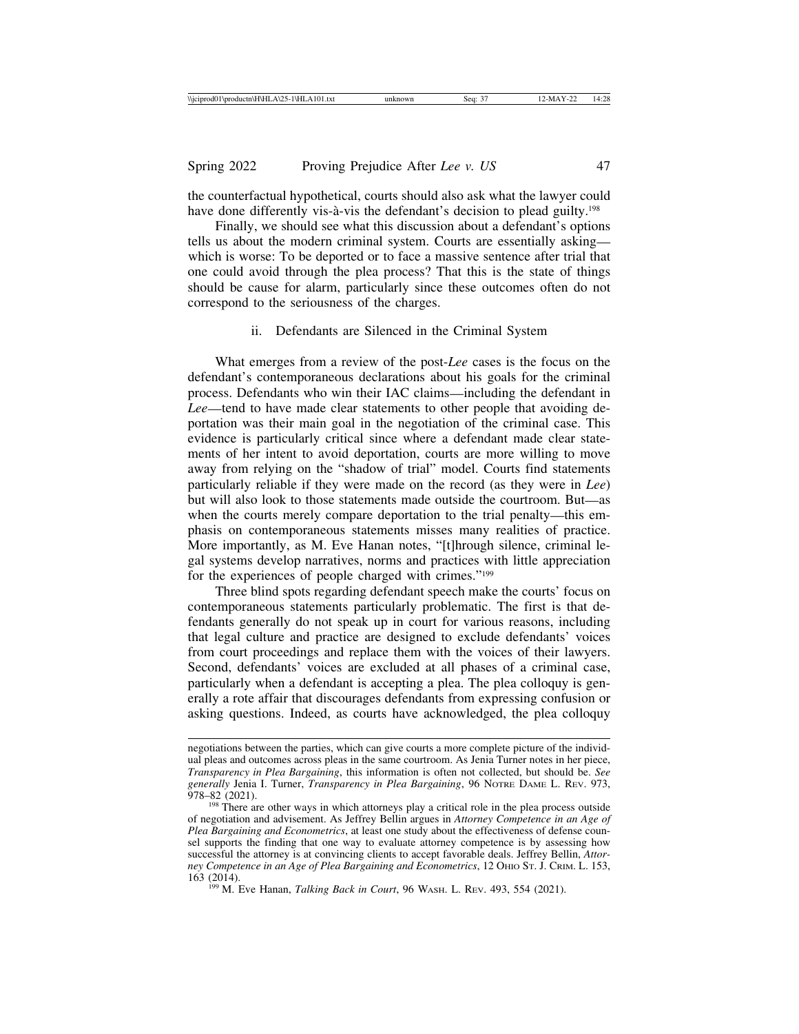the counterfactual hypothetical, courts should also ask what the lawyer could have done differently vis-à-vis the defendant's decision to plead guilty.[198]

Finally, we should see what this discussion about a defendant's options tells us about the modern criminal system. Courts are essentially asking—which is worse: To be deported or to face a massive sentence after trial that one could avoid through the plea process? That this is the state of things should be cause for alarm, particularly since these outcomes often do not correspond to the seriousness of the charges.

### ii. Defendants are Silenced in the Criminal System

What emerges from a review of the post-*Lee* cases is the focus on the defendant's contemporaneous declarations about his goals for the criminal process. Defendants who win their IAC claims—including the defendant in *Lee*—tend to have made clear statements to other people that avoiding deportation was their main goal in the negotiation of the criminal case. This evidence is particularly critical since where a defendant made clear statements of her intent to avoid deportation, courts are more willing to move away from relying on the "shadow of trial" model. Courts find statements particularly reliable if they were made on the record (as they were in *Lee*) but will also look to those statements made outside the courtroom. But—as when the courts merely compare deportation to the trial penalty—this emphasis on contemporaneous statements misses many realities of practice. More importantly, as M. Eve Hanan notes, "[t]hrough silence, criminal legal systems develop narratives, norms and practices with little appreciation for the experiences of people charged with crimes."[199]

Three blind spots regarding defendant speech make the courts' focus on contemporaneous statements particularly problematic. The first is that defendants generally do not speak up in court for various reasons, including that legal culture and practice are designed to exclude defendants' voices from court proceedings and replace them with the voices of their lawyers. Second, defendants' voices are excluded at all phases of a criminal case, particularly when a defendant is accepting a plea. The plea colloquy is generally a rote affair that discourages defendants from expressing confusion or asking questions. Indeed, as courts have acknowledged, the plea colloquy

---

negotiations between the parties, which can give courts a more complete picture of the individual pleas and outcomes across pleas in the same courtroom. As Jenia Turner notes in her piece, *Transparency in Plea Bargaining*, this information is often not collected, but should be. *See generally* Jenia I. Turner, *Transparency in Plea Bargaining*, 96 NOTRE DAME L. REV. 973, 978–82 (2021).

[198] There are other ways in which attorneys play a critical role in the plea process outside of negotiation and advisement. As Jeffrey Bellin argues in *Attorney Competence in an Age of Plea Bargaining and Econometrics*, at least one study about the effectiveness of defense counsel supports the finding that one way to evaluate attorney competence is by assessing how successful the attorney is at convincing clients to accept favorable deals. Jeffrey Bellin, *Attorney Competence in an Age of Plea Bargaining and Econometrics*, 12 OHIO ST. J. CRIM. L. 153, 163 (2014).

[199] M. Eve Hanan, *Talking Back in Court*, 96 WASH. L. REV. 493, 554 (2021).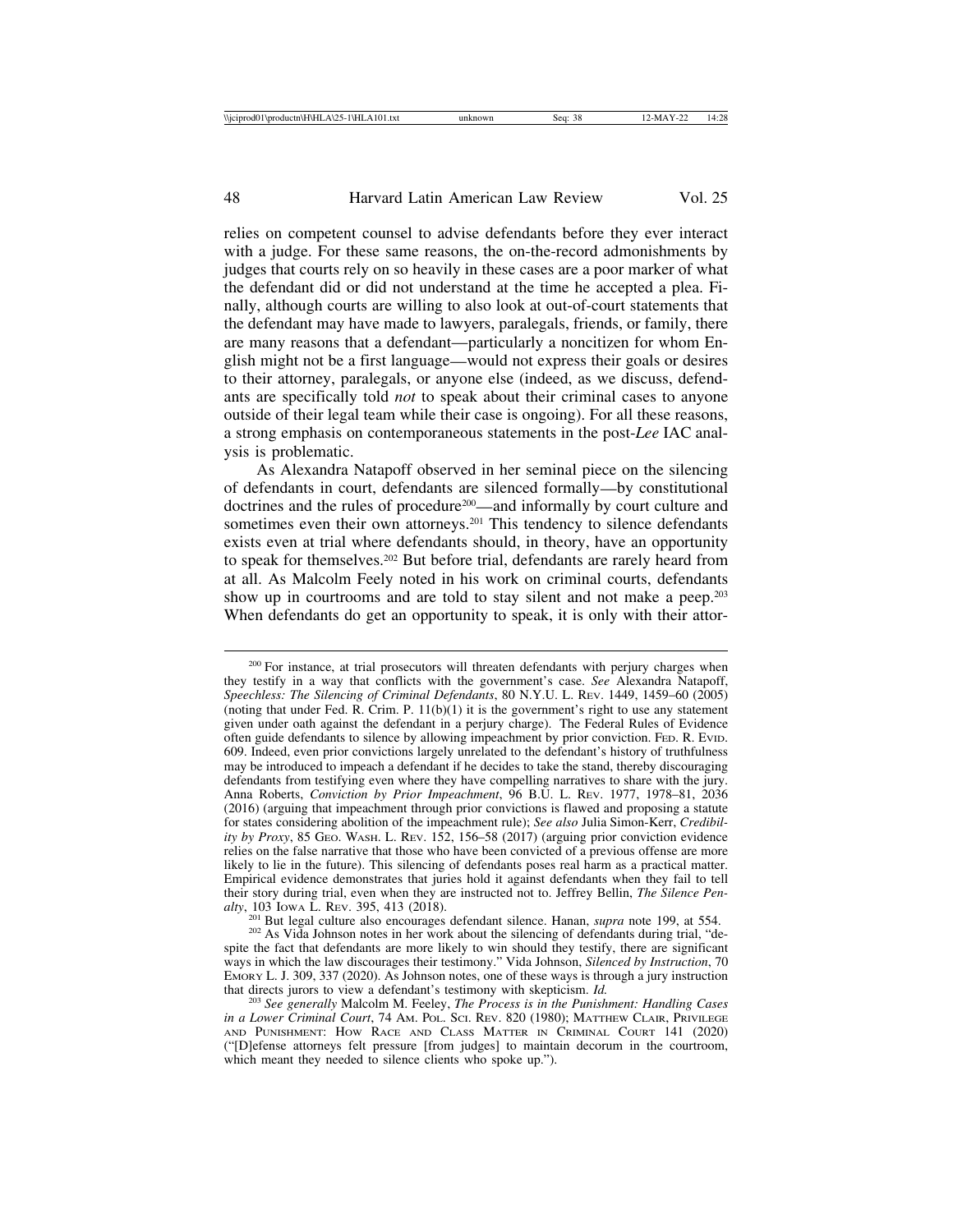relies on competent counsel to advise defendants before they ever interact with a judge. For these same reasons, the on-the-record admonishments by judges that courts rely on so heavily in these cases are a poor marker of what the defendant did or did not understand at the time he accepted a plea. Finally, although courts are willing to also look at out-of-court statements that the defendant may have made to lawyers, paralegals, friends, or family, there are many reasons that a defendant—particularly a noncitizen for whom English might not be a first language—would not express their goals or desires to their attorney, paralegals, or anyone else (indeed, as we discuss, defendants are specifically told *not* to speak about their criminal cases to anyone outside of their legal team while their case is ongoing). For all these reasons, a strong emphasis on contemporaneous statements in the post-*Lee* IAC analysis is problematic.

As Alexandra Natapoff observed in her seminal piece on the silencing of defendants in court, defendants are silenced formally—by constitutional doctrines and the rules of procedure[200]—and informally by court culture and sometimes even their own attorneys.[201] This tendency to silence defendants exists even at trial where defendants should, in theory, have an opportunity to speak for themselves.[202] But before trial, defendants are rarely heard from at all. As Malcolm Feely noted in his work on criminal courts, defendants show up in courtrooms and are told to stay silent and not make a peep.[203] When defendants do get an opportunity to speak, it is only with their attor-

---

[200] For instance, at trial prosecutors will threaten defendants with perjury charges when they testify in a way that conflicts with the government's case. *See* Alexandra Natapoff, *Speechless: The Silencing of Criminal Defendants*, 80 N.Y.U. L. REV. 1449, 1459–60 (2005) (noting that under Fed. R. Crim. P. 11(b)(1) it is the government's right to use any statement given under oath against the defendant in a perjury charge). The Federal Rules of Evidence often guide defendants to silence by allowing impeachment by prior conviction. FED. R. EVID. 609. Indeed, even prior convictions largely unrelated to the defendant's history of truthfulness may be introduced to impeach a defendant if he decides to take the stand, thereby discouraging defendants from testifying even where they have compelling narratives to share with the jury. Anna Roberts, *Conviction by Prior Impeachment*, 96 B.U. L. REV. 1977, 1978–81, 2036 (2016) (arguing that impeachment through prior convictions is flawed and proposing a statute for states considering abolition of the impeachment rule); *See also* Julia Simon-Kerr, *Credibility by Proxy*, 85 GEO. WASH. L. REV. 152, 156–58 (2017) (arguing prior conviction evidence relies on the false narrative that those who have been convicted of a previous offense are more likely to lie in the future). This silencing of defendants poses real harm as a practical matter. Empirical evidence demonstrates that juries hold it against defendants when they fail to tell their story during trial, even when they are instructed not to. Jeffrey Bellin, *The Silence Penalty*, 103 IOWA L. REV. 395, 413 (2018).

[201] But legal culture also encourages defendant silence. Hanan, *supra* note 199, at 554.

[202] As Vida Johnson notes in her work about the silencing of defendants during trial, "despite the fact that defendants are more likely to win should they testify, there are significant ways in which the law discourages their testimony." Vida Johnson, *Silenced by Instruction*, 70 EMORY L. J. 309, 337 (2020). As Johnson notes, one of these ways is through a jury instruction that directs jurors to view a defendant's testimony with skepticism. *Id.*

[203] *See generally* Malcolm M. Feeley, *The Process is in the Punishment: Handling Cases in a Lower Criminal Court*, 74 AM. POL. SCI. REV. 820 (1980); MATTHEW CLAIR, PRIVILEGE AND PUNISHMENT: HOW RACE AND CLASS MATTER IN CRIMINAL COURT 141 (2020) ("[D]efense attorneys felt pressure [from judges] to maintain decorum in the courtroom, which meant they needed to silence clients who spoke up.").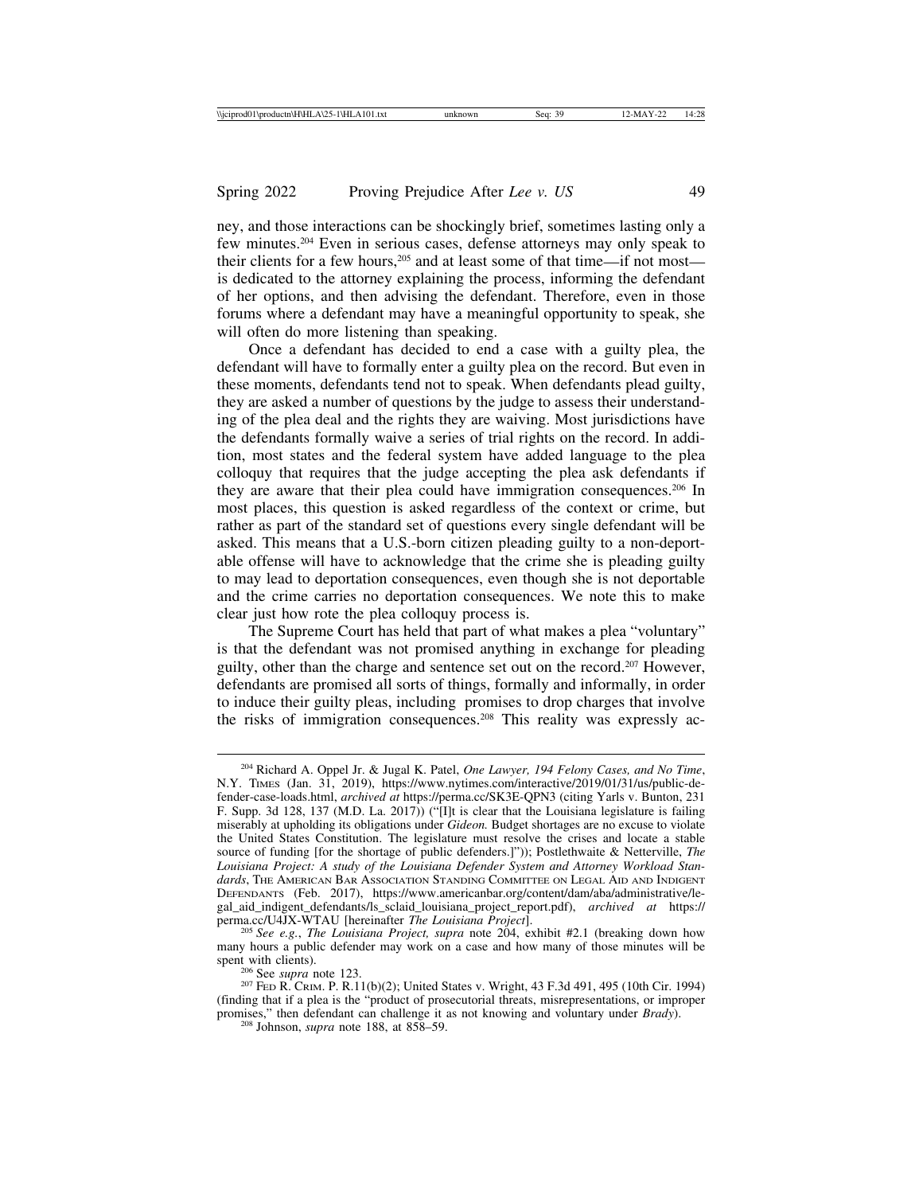ney, and those interactions can be shockingly brief, sometimes lasting only a few minutes.[204] Even in serious cases, defense attorneys may only speak to their clients for a few hours,[205] and at least some of that time—if not most—is dedicated to the attorney explaining the process, informing the defendant of her options, and then advising the defendant. Therefore, even in those forums where a defendant may have a meaningful opportunity to speak, she will often do more listening than speaking.

Once a defendant has decided to end a case with a guilty plea, the defendant will have to formally enter a guilty plea on the record. But even in these moments, defendants tend not to speak. When defendants plead guilty, they are asked a number of questions by the judge to assess their understanding of the plea deal and the rights they are waiving. Most jurisdictions have the defendants formally waive a series of trial rights on the record. In addition, most states and the federal system have added language to the plea colloquy that requires that the judge accepting the plea ask defendants if they are aware that their plea could have immigration consequences.[206] In most places, this question is asked regardless of the context or crime, but rather as part of the standard set of questions every single defendant will be asked. This means that a U.S.-born citizen pleading guilty to a non-deportable offense will have to acknowledge that the crime she is pleading guilty to may lead to deportation consequences, even though she is not deportable and the crime carries no deportation consequences. We note this to make clear just how rote the plea colloquy process is.

The Supreme Court has held that part of what makes a plea "voluntary" is that the defendant was not promised anything in exchange for pleading guilty, other than the charge and sentence set out on the record.[207] However, defendants are promised all sorts of things, formally and informally, in order to induce their guilty pleas, including promises to drop charges that involve the risks of immigration consequences.[208] This reality was expressly ac-

---

[204] Richard A. Oppel Jr. & Jugal K. Patel, *One Lawyer, 194 Felony Cases, and No Time*, N.Y. TIMES (Jan. 31, 2019), https://www.nytimes.com/interactive/2019/01/31/us/public-defender-case-loads.html, *archived at* https://perma.cc/SK3E-QPN3 (citing Yarls v. Bunton, 231 F. Supp. 3d 128, 137 (M.D. La. 2017)) ("[I]t is clear that the Louisiana legislature is failing miserably at upholding its obligations under *Gideon.* Budget shortages are no excuse to violate the United States Constitution. The legislature must resolve the crises and locate a stable source of funding [for the shortage of public defenders.]")); Postlethwaite & Netterville, *The Louisiana Project: A study of the Louisiana Defender System and Attorney Workload Standards*, THE AMERICAN BAR ASSOCIATION STANDING COMMITTEE ON LEGAL AID AND INDIGENT DEFENDANTS (Feb. 2017), https://www.americanbar.org/content/dam/aba/administrative/legal_aid_indigent_defendants/ls_sclaid_louisiana_project_report.pdf), *archived at* https://perma.cc/U4JX-WTAU [hereinafter *The Louisiana Project*].

[205] *See e.g.*, *The Louisiana Project, supra* note 204, exhibit #2.1 (breaking down how many hours a public defender may work on a case and how many of those minutes will be spent with clients).

[206] See *supra* note 123.

[207] FED R. CRIM. P. R.11(b)(2); United States v. Wright, 43 F.3d 491, 495 (10th Cir. 1994) (finding that if a plea is the "product of prosecutorial threats, misrepresentations, or improper promises," then defendant can challenge it as not knowing and voluntary under *Brady*).

[208] Johnson, *supra* note 188, at 858–59.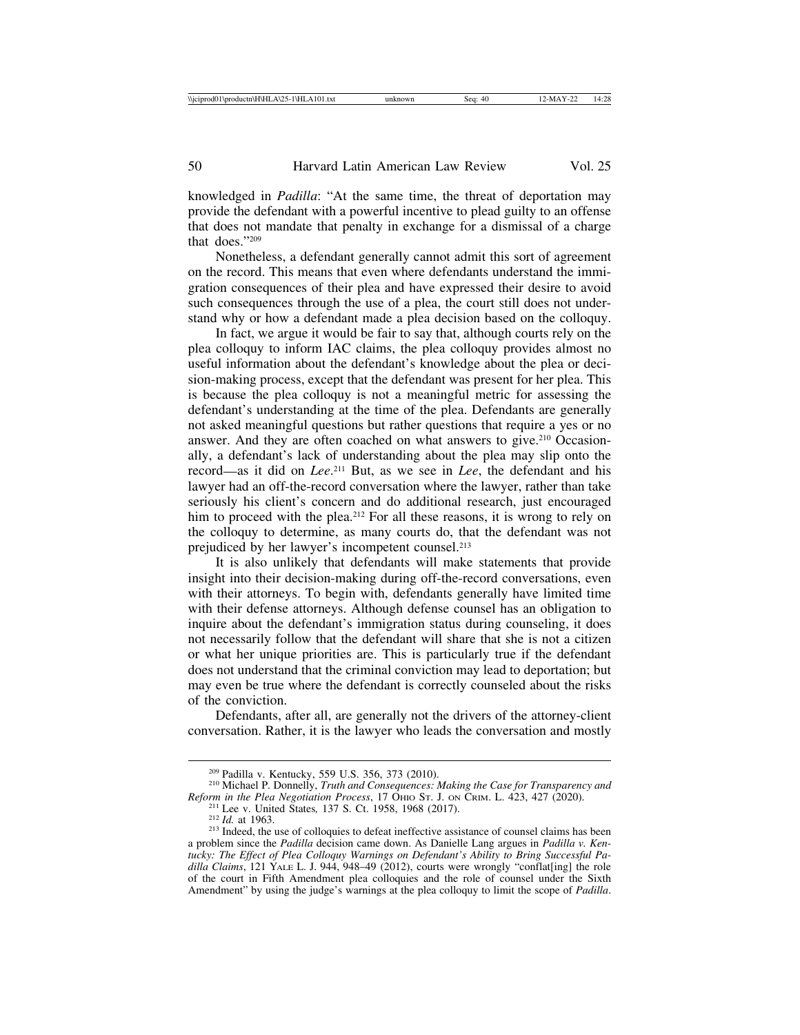knowledged in *Padilla*: "At the same time, the threat of deportation may provide the defendant with a powerful incentive to plead guilty to an offense that does not mandate that penalty in exchange for a dismissal of a charge that does."[209]

Nonetheless, a defendant generally cannot admit this sort of agreement on the record. This means that even where defendants understand the immigration consequences of their plea and have expressed their desire to avoid such consequences through the use of a plea, the court still does not understand why or how a defendant made a plea decision based on the colloquy.

In fact, we argue it would be fair to say that, although courts rely on the plea colloquy to inform IAC claims, the plea colloquy provides almost no useful information about the defendant's knowledge about the plea or decision-making process, except that the defendant was present for her plea. This is because the plea colloquy is not a meaningful metric for assessing the defendant's understanding at the time of the plea. Defendants are generally not asked meaningful questions but rather questions that require a yes or no answer. And they are often coached on what answers to give.[210] Occasionally, a defendant's lack of understanding about the plea may slip onto the record—as it did on *Lee*.[211] But, as we see in *Lee*, the defendant and his lawyer had an off-the-record conversation where the lawyer, rather than take seriously his client's concern and do additional research, just encouraged him to proceed with the plea.[212] For all these reasons, it is wrong to rely on the colloquy to determine, as many courts do, that the defendant was not prejudiced by her lawyer's incompetent counsel.[213]

It is also unlikely that defendants will make statements that provide insight into their decision-making during off-the-record conversations, even with their attorneys. To begin with, defendants generally have limited time with their defense attorneys. Although defense counsel has an obligation to inquire about the defendant's immigration status during counseling, it does not necessarily follow that the defendant will share that she is not a citizen or what her unique priorities are. This is particularly true if the defendant does not understand that the criminal conviction may lead to deportation; but may even be true where the defendant is correctly counseled about the risks of the conviction.

Defendants, after all, are generally not the drivers of the attorney-client conversation. Rather, it is the lawyer who leads the conversation and mostly

---

[209] Padilla v. Kentucky, 559 U.S. 356, 373 (2010).

[210] Michael P. Donnelly, *Truth and Consequences: Making the Case for Transparency and Reform in the Plea Negotiation Process*, 17 Ohio St. J. on Crim. L. 423, 427 (2020).

[211] Lee v. United States*,* 137 S. Ct. 1958, 1968 (2017).

[212] *Id.* at 1963.

[213] Indeed, the use of colloquies to defeat ineffective assistance of counsel claims has been a problem since the *Padilla* decision came down. As Danielle Lang argues in *Padilla v. Kentucky: The Effect of Plea Colloquy Warnings on Defendant's Ability to Bring Successful Padilla Claims*, 121 Yale L. J. 944, 948–49 (2012), courts were wrongly "conflat[ing] the role of the court in Fifth Amendment plea colloquies and the role of counsel under the Sixth Amendment" by using the judge's warnings at the plea colloquy to limit the scope of *Padilla*.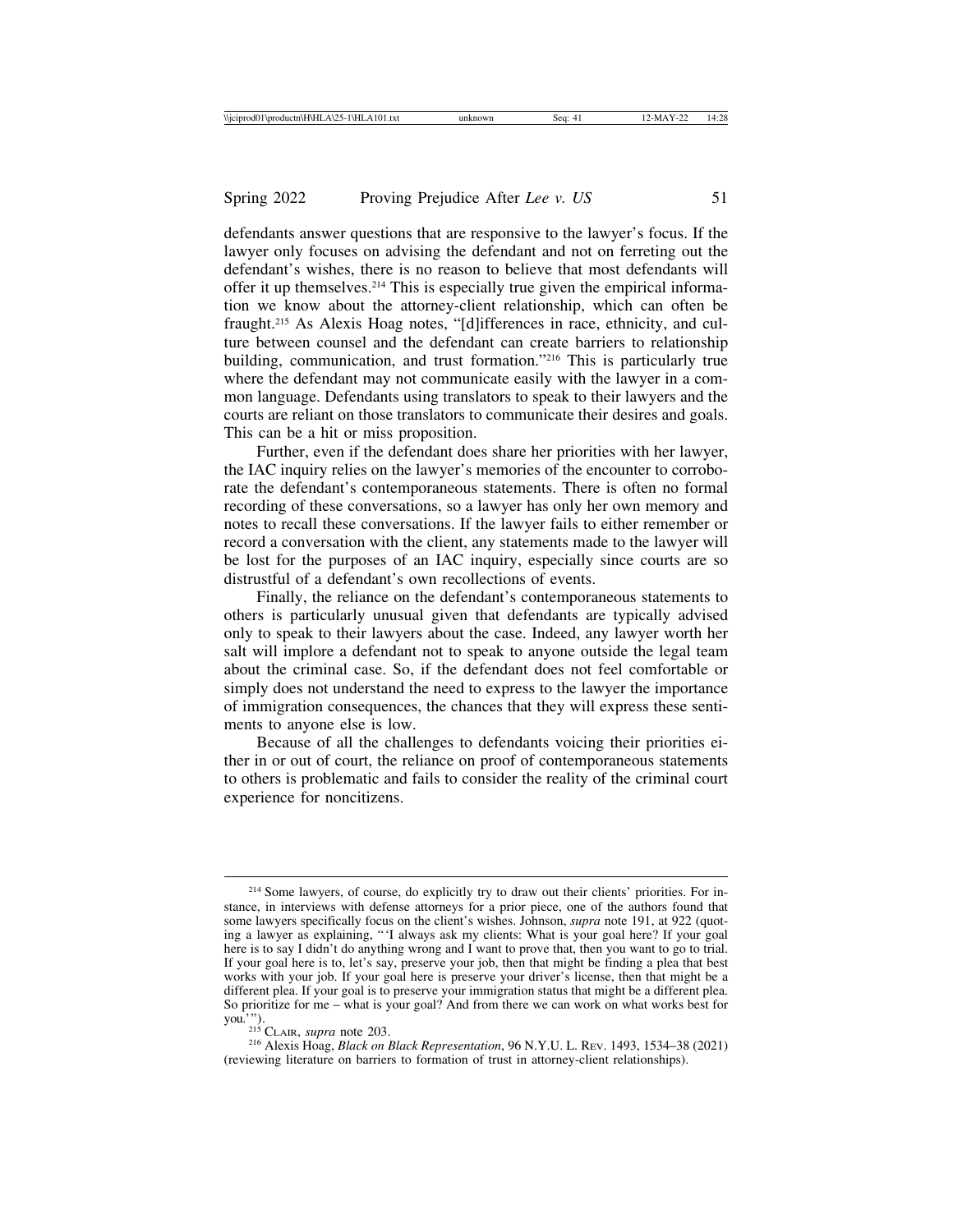defendants answer questions that are responsive to the lawyer's focus. If the lawyer only focuses on advising the defendant and not on ferreting out the defendant's wishes, there is no reason to believe that most defendants will offer it up themselves.[214] This is especially true given the empirical information we know about the attorney-client relationship, which can often be fraught.[215] As Alexis Hoag notes, "[d]ifferences in race, ethnicity, and culture between counsel and the defendant can create barriers to relationship building, communication, and trust formation."[216] This is particularly true where the defendant may not communicate easily with the lawyer in a common language. Defendants using translators to speak to their lawyers and the courts are reliant on those translators to communicate their desires and goals. This can be a hit or miss proposition.

Further, even if the defendant does share her priorities with her lawyer, the IAC inquiry relies on the lawyer's memories of the encounter to corroborate the defendant's contemporaneous statements. There is often no formal recording of these conversations, so a lawyer has only her own memory and notes to recall these conversations. If the lawyer fails to either remember or record a conversation with the client, any statements made to the lawyer will be lost for the purposes of an IAC inquiry, especially since courts are so distrustful of a defendant's own recollections of events.

Finally, the reliance on the defendant's contemporaneous statements to others is particularly unusual given that defendants are typically advised only to speak to their lawyers about the case. Indeed, any lawyer worth her salt will implore a defendant not to speak to anyone outside the legal team about the criminal case. So, if the defendant does not feel comfortable or simply does not understand the need to express to the lawyer the importance of immigration consequences, the chances that they will express these sentiments to anyone else is low.

Because of all the challenges to defendants voicing their priorities either in or out of court, the reliance on proof of contemporaneous statements to others is problematic and fails to consider the reality of the criminal court experience for noncitizens.

---

[214] Some lawyers, of course, do explicitly try to draw out their clients' priorities. For instance, in interviews with defense attorneys for a prior piece, one of the authors found that some lawyers specifically focus on the client's wishes. Johnson, *supra* note 191, at 922 (quoting a lawyer as explaining, "'I always ask my clients: What is your goal here? If your goal here is to say I didn't do anything wrong and I want to prove that, then you want to go to trial. If your goal here is to, let's say, preserve your job, then that might be finding a plea that best works with your job. If your goal here is preserve your driver's license, then that might be a different plea. If your goal is to preserve your immigration status that might be a different plea. So prioritize for me – what is your goal? And from there we can work on what works best for you.'").

[215] Clair, *supra* note 203.

[216] Alexis Hoag, *Black on Black Representation*, 96 N.Y.U. L. Rev. 1493, 1534–38 (2021) (reviewing literature on barriers to formation of trust in attorney-client relationships).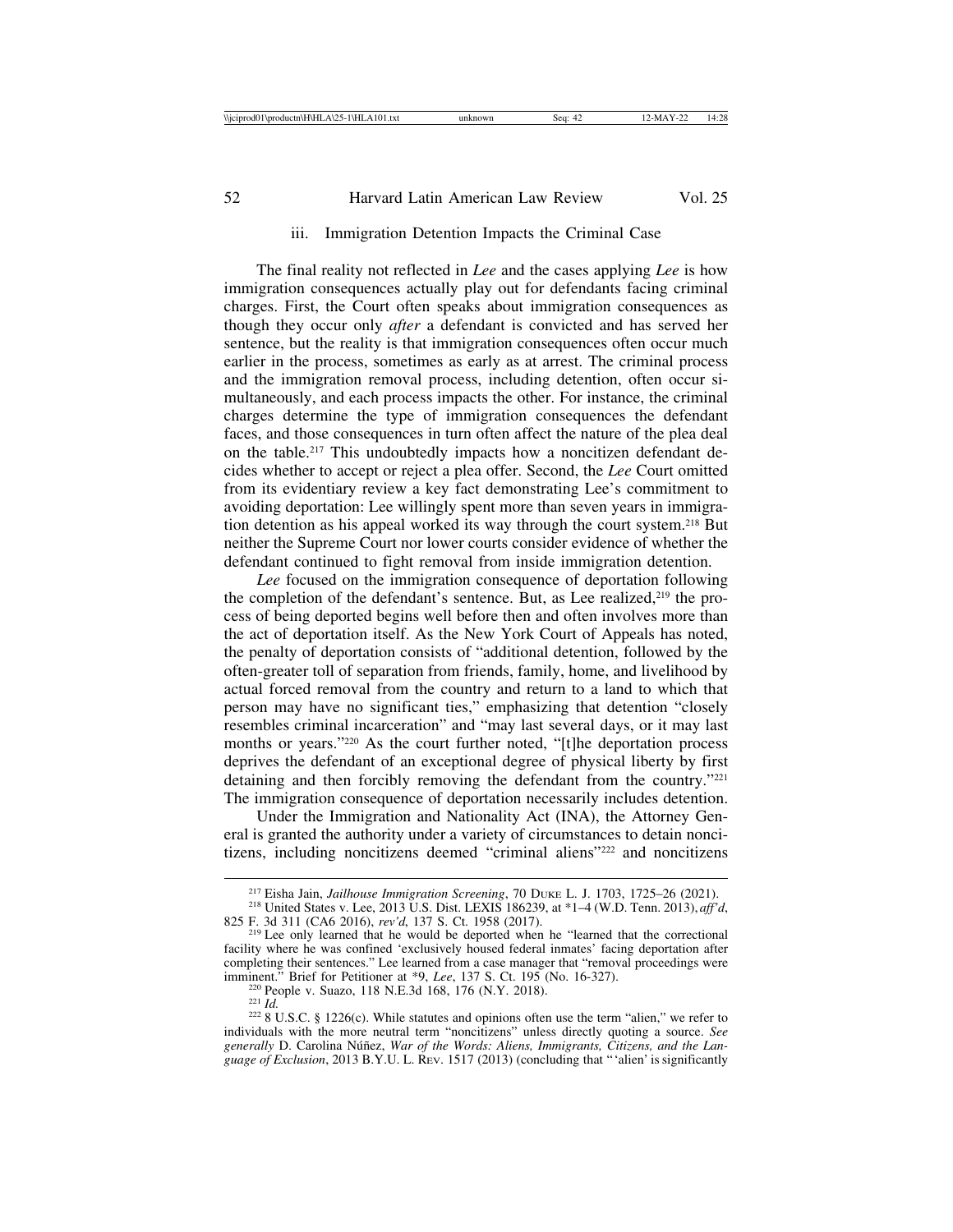### iii. Immigration Detention Impacts the Criminal Case

The final reality not reflected in *Lee* and the cases applying *Lee* is how immigration consequences actually play out for defendants facing criminal charges. First, the Court often speaks about immigration consequences as though they occur only *after* a defendant is convicted and has served her sentence, but the reality is that immigration consequences often occur much earlier in the process, sometimes as early as at arrest. The criminal process and the immigration removal process, including detention, often occur simultaneously, and each process impacts the other. For instance, the criminal charges determine the type of immigration consequences the defendant faces, and those consequences in turn often affect the nature of the plea deal on the table.[217] This undoubtedly impacts how a noncitizen defendant decides whether to accept or reject a plea offer. Second, the *Lee* Court omitted from its evidentiary review a key fact demonstrating Lee's commitment to avoiding deportation: Lee willingly spent more than seven years in immigration detention as his appeal worked its way through the court system.[218] But neither the Supreme Court nor lower courts consider evidence of whether the defendant continued to fight removal from inside immigration detention.

*Lee* focused on the immigration consequence of deportation following the completion of the defendant's sentence. But, as Lee realized,[219] the process of being deported begins well before then and often involves more than the act of deportation itself. As the New York Court of Appeals has noted, the penalty of deportation consists of "additional detention, followed by the often-greater toll of separation from friends, family, home, and livelihood by actual forced removal from the country and return to a land to which that person may have no significant ties," emphasizing that detention "closely resembles criminal incarceration" and "may last several days, or it may last months or years."[220] As the court further noted, "[t]he deportation process deprives the defendant of an exceptional degree of physical liberty by first detaining and then forcibly removing the defendant from the country."[221] The immigration consequence of deportation necessarily includes detention.

Under the Immigration and Nationality Act (INA), the Attorney General is granted the authority under a variety of circumstances to detain noncitizens, including noncitizens deemed "criminal aliens"[222] and noncitizens

---

[217] Eisha Jain, *Jailhouse Immigration Screening*, 70 Duke L. J. 1703, 1725–26 (2021).

[218] United States v. Lee, 2013 U.S. Dist. LEXIS 186239, at *1–4 (W.D. Tenn. 2013), *aff'd*, 825 F. 3d 311 (CA6 2016), *rev'd*, 137 S. Ct. 1958 (2017).

[219] Lee only learned that he would be deported when he "learned that the correctional facility where he was confined 'exclusively housed federal inmates' facing deportation after completing their sentences." Lee learned from a case manager that "removal proceedings were imminent." Brief for Petitioner at *9, *Lee*, 137 S. Ct. 195 (No. 16-327).

[220] People v. Suazo, 118 N.E.3d 168, 176 (N.Y. 2018).

[221] *Id.*

[222] 8 U.S.C. § 1226(c). While statutes and opinions often use the term "alien," we refer to individuals with the more neutral term "noncitizens" unless directly quoting a source. *See generally* D. Carolina Núñez, *War of the Words: Aliens, Immigrants, Citizens, and the Language of Exclusion*, 2013 B.Y.U. L. Rev. 1517 (2013) (concluding that "'alien' is significantly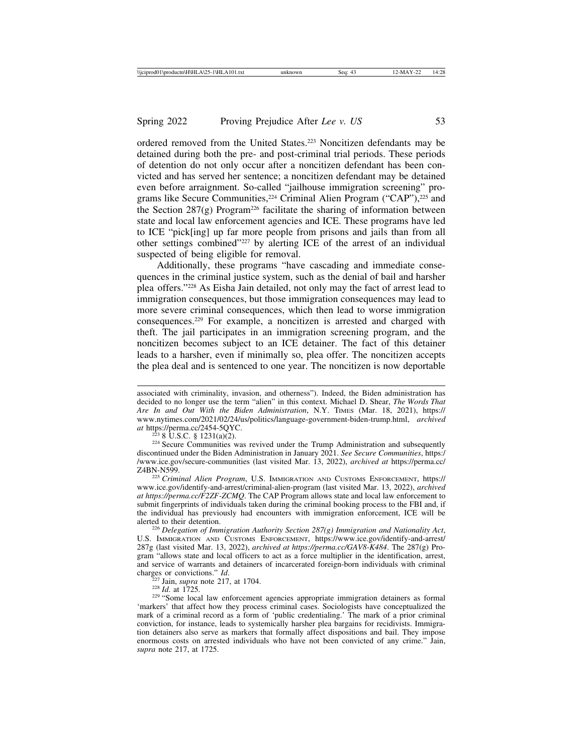ordered removed from the United States.[223] Noncitizen defendants may be detained during both the pre- and post-criminal trial periods. These periods of detention do not only occur after a noncitizen defendant has been convicted and has served her sentence; a noncitizen defendant may be detained even before arraignment. So-called "jailhouse immigration screening" programs like Secure Communities,[224] Criminal Alien Program ("CAP"),[225] and the Section 287(g) Program[226] facilitate the sharing of information between state and local law enforcement agencies and ICE. These programs have led to ICE "pick[ing] up far more people from prisons and jails than from all other settings combined"[227] by alerting ICE of the arrest of an individual suspected of being eligible for removal.

Additionally, these programs "have cascading and immediate consequences in the criminal justice system, such as the denial of bail and harsher plea offers."[228] As Eisha Jain detailed, not only may the fact of arrest lead to immigration consequences, but those immigration consequences may lead to more severe criminal consequences, which then lead to worse immigration consequences.[229] For example, a noncitizen is arrested and charged with theft. The jail participates in an immigration screening program, and the noncitizen becomes subject to an ICE detainer. The fact of this detainer leads to a harsher, even if minimally so, plea offer. The noncitizen accepts the plea deal and is sentenced to one year. The noncitizen is now deportable

---

associated with criminality, invasion, and otherness"). Indeed, the Biden administration has decided to no longer use the term "alien" in this context. Michael D. Shear, *The Words That Are In and Out With the Biden Administration*, N.Y. TIMES (Mar. 18, 2021), https://www.nytimes.com/2021/02/24/us/politics/language-government-biden-trump.html, *archived at* https://perma.cc/2454-5QYC.

[223] 8 U.S.C. § 1231(a)(2).

[224] Secure Communities was revived under the Trump Administration and subsequently discontinued under the Biden Administration in January 2021. *See Secure Communities*, https://www.ice.gov/secure-communities (last visited Mar. 13, 2022), *archived at* https://perma.cc/Z4BN-N599.

[225] *Criminal Alien Program*, U.S. IMMIGRATION AND CUSTOMS ENFORCEMENT, https://www.ice.gov/identify-and-arrest/criminal-alien-program (last visited Mar. 13, 2022), *archived at https://perma.cc/F2ZF-ZCMQ*. The CAP Program allows state and local law enforcement to submit fingerprints of individuals taken during the criminal booking process to the FBI and, if the individual has previously had encounters with immigration enforcement, ICE will be alerted to their detention.

[226] *Delegation of Immigration Authority Section 287(g) Immigration and Nationality Act*, U.S. IMMIGRATION AND CUSTOMS ENFORCEMENT, https://www.ice.gov/identify-and-arrest/287g (last visited Mar. 13, 2022), *archived at https://perma.cc/GAV8-K484*. The 287(g) Program "allows state and local officers to act as a force multiplier in the identification, arrest, and service of warrants and detainers of incarcerated foreign-born individuals with criminal charges or convictions." *Id*.

[227] Jain, *supra* note 217, at 1704.

[228] *Id.* at 1725.

[229] "Some local law enforcement agencies appropriate immigration detainers as formal 'markers' that affect how they process criminal cases. Sociologists have conceptualized the mark of a criminal record as a form of 'public credentialing.' The mark of a prior criminal conviction, for instance, leads to systemically harsher plea bargains for recidivists. Immigration detainers also serve as markers that formally affect dispositions and bail. They impose enormous costs on arrested individuals who have not been convicted of any crime." Jain, *supra* note 217, at 1725.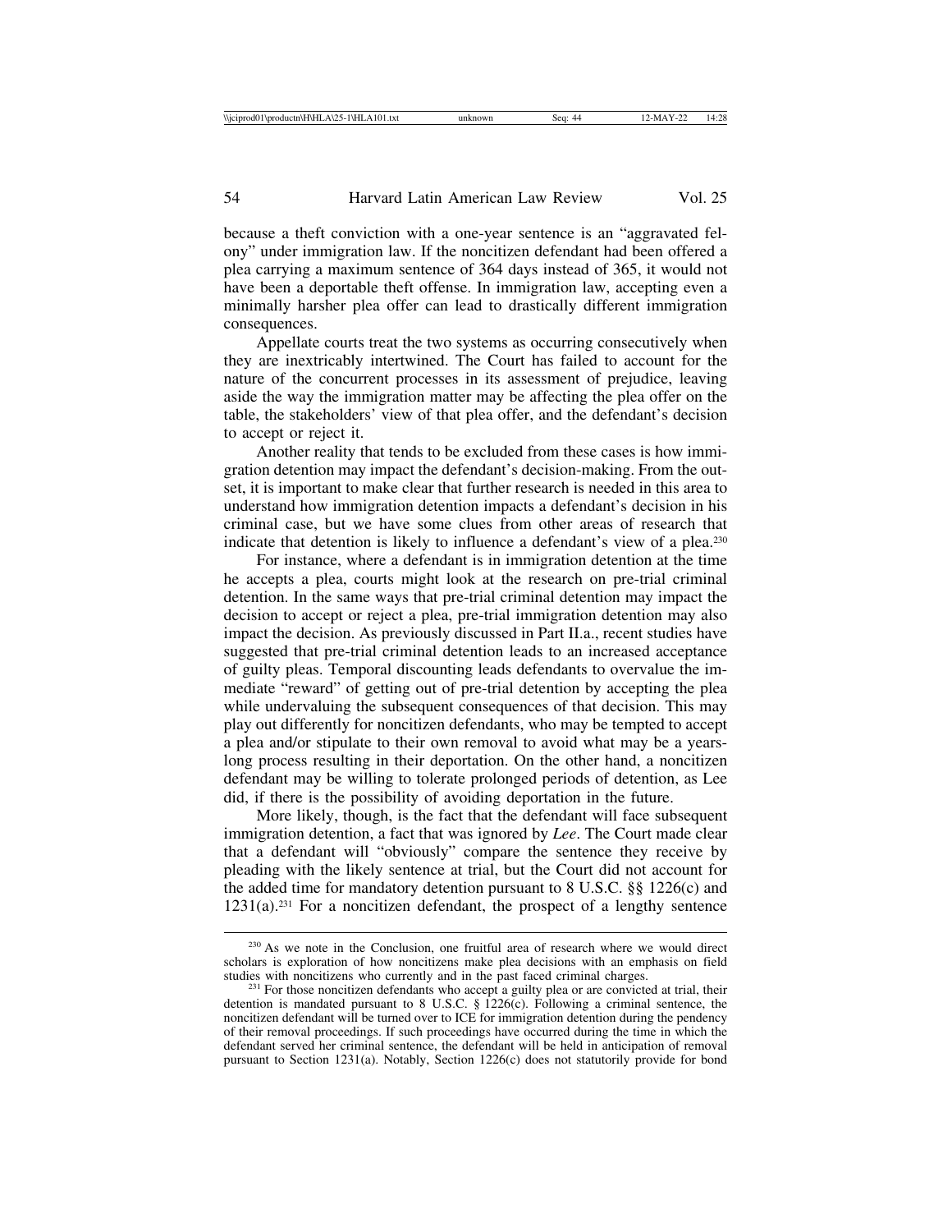because a theft conviction with a one-year sentence is an "aggravated felony" under immigration law. If the noncitizen defendant had been offered a plea carrying a maximum sentence of 364 days instead of 365, it would not have been a deportable theft offense. In immigration law, accepting even a minimally harsher plea offer can lead to drastically different immigration consequences.

Appellate courts treat the two systems as occurring consecutively when they are inextricably intertwined. The Court has failed to account for the nature of the concurrent processes in its assessment of prejudice, leaving aside the way the immigration matter may be affecting the plea offer on the table, the stakeholders' view of that plea offer, and the defendant's decision to accept or reject it.

Another reality that tends to be excluded from these cases is how immigration detention may impact the defendant's decision-making. From the outset, it is important to make clear that further research is needed in this area to understand how immigration detention impacts a defendant's decision in his criminal case, but we have some clues from other areas of research that indicate that detention is likely to influence a defendant's view of a plea.[230]

For instance, where a defendant is in immigration detention at the time he accepts a plea, courts might look at the research on pre-trial criminal detention. In the same ways that pre-trial criminal detention may impact the decision to accept or reject a plea, pre-trial immigration detention may also impact the decision. As previously discussed in Part II.a., recent studies have suggested that pre-trial criminal detention leads to an increased acceptance of guilty pleas. Temporal discounting leads defendants to overvalue the immediate "reward" of getting out of pre-trial detention by accepting the plea while undervaluing the subsequent consequences of that decision. This may play out differently for noncitizen defendants, who may be tempted to accept a plea and/or stipulate to their own removal to avoid what may be a years-long process resulting in their deportation. On the other hand, a noncitizen defendant may be willing to tolerate prolonged periods of detention, as Lee did, if there is the possibility of avoiding deportation in the future.

More likely, though, is the fact that the defendant will face subsequent immigration detention, a fact that was ignored by *Lee*. The Court made clear that a defendant will "obviously" compare the sentence they receive by pleading with the likely sentence at trial, but the Court did not account for the added time for mandatory detention pursuant to 8 U.S.C. §§ 1226(c) and 1231(a).[231] For a noncitizen defendant, the prospect of a lengthy sentence

---

[230] As we note in the Conclusion, one fruitful area of research where we would direct scholars is exploration of how noncitizens make plea decisions with an emphasis on field studies with noncitizens who currently and in the past faced criminal charges.

[231] For those noncitizen defendants who accept a guilty plea or are convicted at trial, their detention is mandated pursuant to 8 U.S.C. § 1226(c). Following a criminal sentence, the noncitizen defendant will be turned over to ICE for immigration detention during the pendency of their removal proceedings. If such proceedings have occurred during the time in which the defendant served her criminal sentence, the defendant will be held in anticipation of removal pursuant to Section 1231(a). Notably, Section 1226(c) does not statutorily provide for bond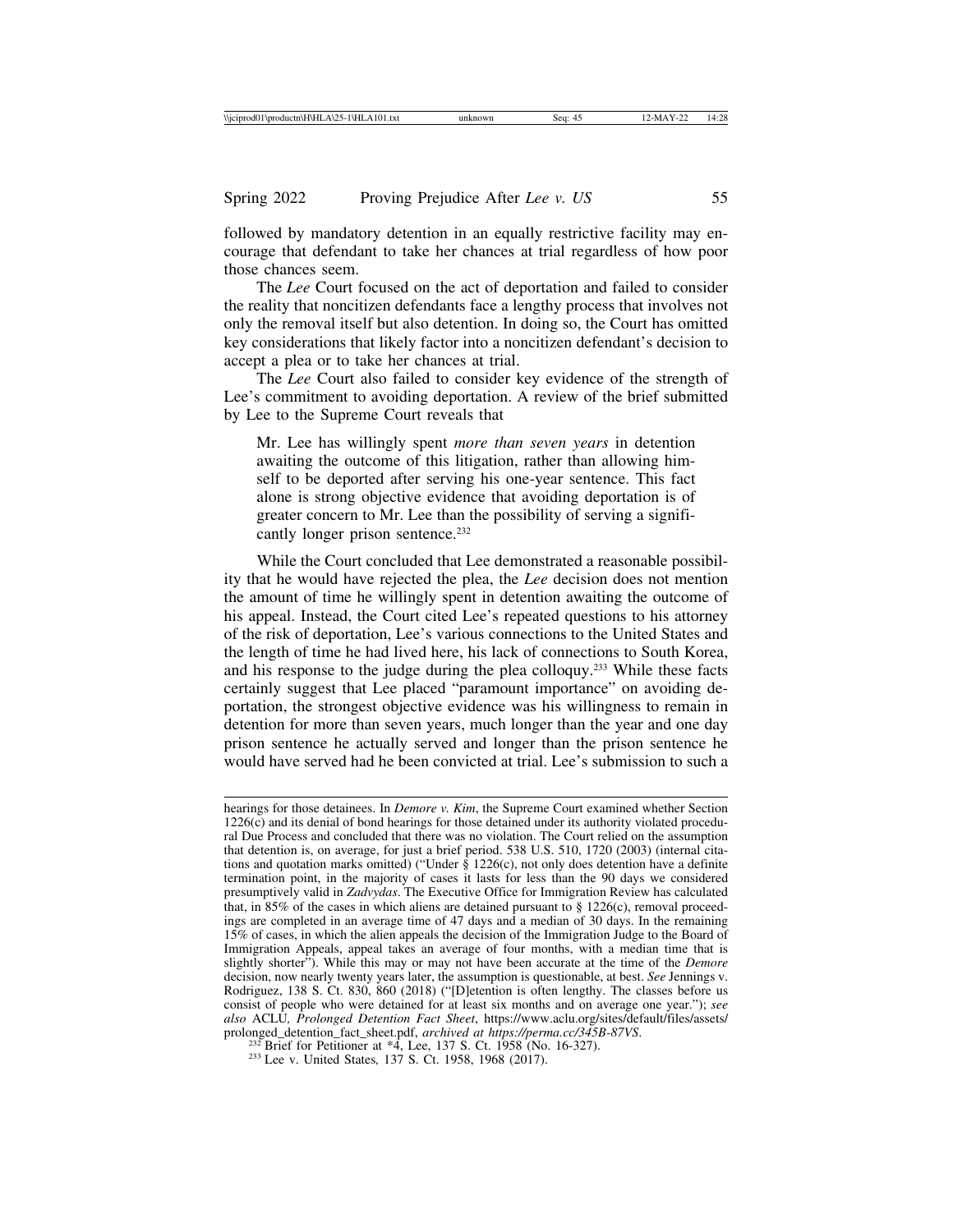followed by mandatory detention in an equally restrictive facility may encourage that defendant to take her chances at trial regardless of how poor those chances seem.

The *Lee* Court focused on the act of deportation and failed to consider the reality that noncitizen defendants face a lengthy process that involves not only the removal itself but also detention. In doing so, the Court has omitted key considerations that likely factor into a noncitizen defendant's decision to accept a plea or to take her chances at trial.

The *Lee* Court also failed to consider key evidence of the strength of Lee's commitment to avoiding deportation. A review of the brief submitted by Lee to the Supreme Court reveals that

> Mr. Lee has willingly spent *more than seven years* in detention awaiting the outcome of this litigation, rather than allowing himself to be deported after serving his one-year sentence. This fact alone is strong objective evidence that avoiding deportation is of greater concern to Mr. Lee than the possibility of serving a significantly longer prison sentence.[232]

While the Court concluded that Lee demonstrated a reasonable possibility that he would have rejected the plea, the *Lee* decision does not mention the amount of time he willingly spent in detention awaiting the outcome of his appeal. Instead, the Court cited Lee's repeated questions to his attorney of the risk of deportation, Lee's various connections to the United States and the length of time he had lived here, his lack of connections to South Korea, and his response to the judge during the plea colloquy.[233] While these facts certainly suggest that Lee placed "paramount importance" on avoiding deportation, the strongest objective evidence was his willingness to remain in detention for more than seven years, much longer than the year and one day prison sentence he actually served and longer than the prison sentence he would have served had he been convicted at trial. Lee's submission to such a

---

hearings for those detainees. In *Demore v. Kim*, the Supreme Court examined whether Section 1226(c) and its denial of bond hearings for those detained under its authority violated procedural Due Process and concluded that there was no violation. The Court relied on the assumption that detention is, on average, for just a brief period. 538 U.S. 510, 1720 (2003) (internal citations and quotation marks omitted) ("Under § 1226(c), not only does detention have a definite termination point, in the majority of cases it lasts for less than the 90 days we considered presumptively valid in *Zadvydas*. The Executive Office for Immigration Review has calculated that, in 85% of the cases in which aliens are detained pursuant to § 1226(c), removal proceedings are completed in an average time of 47 days and a median of 30 days. In the remaining 15% of cases, in which the alien appeals the decision of the Immigration Judge to the Board of Immigration Appeals, appeal takes an average of four months, with a median time that is slightly shorter"). While this may or may not have been accurate at the time of the *Demore* decision, now nearly twenty years later, the assumption is questionable, at best. *See* Jennings v. Rodriguez, 138 S. Ct. 830, 860 (2018) ("[D]etention is often lengthy. The classes before us consist of people who were detained for at least six months and on average one year."); *see also* ACLU, *Prolonged Detention Fact Sheet*, https://www.aclu.org/sites/default/files/assets/prolonged_detention_fact_sheet.pdf, *archived at https://perma.cc/345B-87VS*.

[232] Brief for Petitioner at *4, Lee, 137 S. Ct. 1958 (No. 16-327).

[233] Lee v. United States, 137 S. Ct. 1958, 1968 (2017).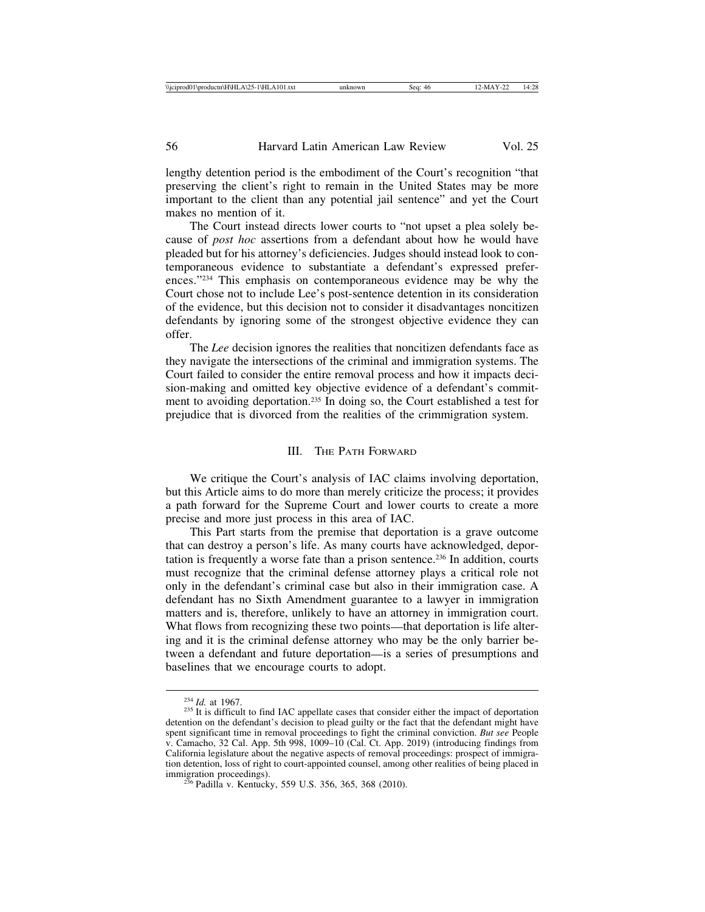lengthy detention period is the embodiment of the Court's recognition "that preserving the client's right to remain in the United States may be more important to the client than any potential jail sentence" and yet the Court makes no mention of it.

The Court instead directs lower courts to "not upset a plea solely because of *post hoc* assertions from a defendant about how he would have pleaded but for his attorney's deficiencies. Judges should instead look to contemporaneous evidence to substantiate a defendant's expressed preferences."[234] This emphasis on contemporaneous evidence may be why the Court chose not to include Lee's post-sentence detention in its consideration of the evidence, but this decision not to consider it disadvantages noncitizen defendants by ignoring some of the strongest objective evidence they can offer.

The *Lee* decision ignores the realities that noncitizen defendants face as they navigate the intersections of the criminal and immigration systems. The Court failed to consider the entire removal process and how it impacts decision-making and omitted key objective evidence of a defendant's commitment to avoiding deportation.[235] In doing so, the Court established a test for prejudice that is divorced from the realities of the crimmigration system.

## III. The Path Forward

We critique the Court's analysis of IAC claims involving deportation, but this Article aims to do more than merely criticize the process; it provides a path forward for the Supreme Court and lower courts to create a more precise and more just process in this area of IAC.

This Part starts from the premise that deportation is a grave outcome that can destroy a person's life. As many courts have acknowledged, deportation is frequently a worse fate than a prison sentence.[236] In addition, courts must recognize that the criminal defense attorney plays a critical role not only in the defendant's criminal case but also in their immigration case. A defendant has no Sixth Amendment guarantee to a lawyer in immigration matters and is, therefore, unlikely to have an attorney in immigration court. What flows from recognizing these two points—that deportation is life altering and it is the criminal defense attorney who may be the only barrier between a defendant and future deportation—is a series of presumptions and baselines that we encourage courts to adopt.

---

[234] *Id.* at 1967.

[235] It is difficult to find IAC appellate cases that consider either the impact of deportation detention on the defendant's decision to plead guilty or the fact that the defendant might have spent significant time in removal proceedings to fight the criminal conviction. *But see* People v. Camacho, 32 Cal. App. 5th 998, 1009–10 (Cal. Ct. App. 2019) (introducing findings from California legislature about the negative aspects of removal proceedings: prospect of immigration detention, loss of right to court-appointed counsel, among other realities of being placed in immigration proceedings).

[236] Padilla v. Kentucky, 559 U.S. 356, 365, 368 (2010).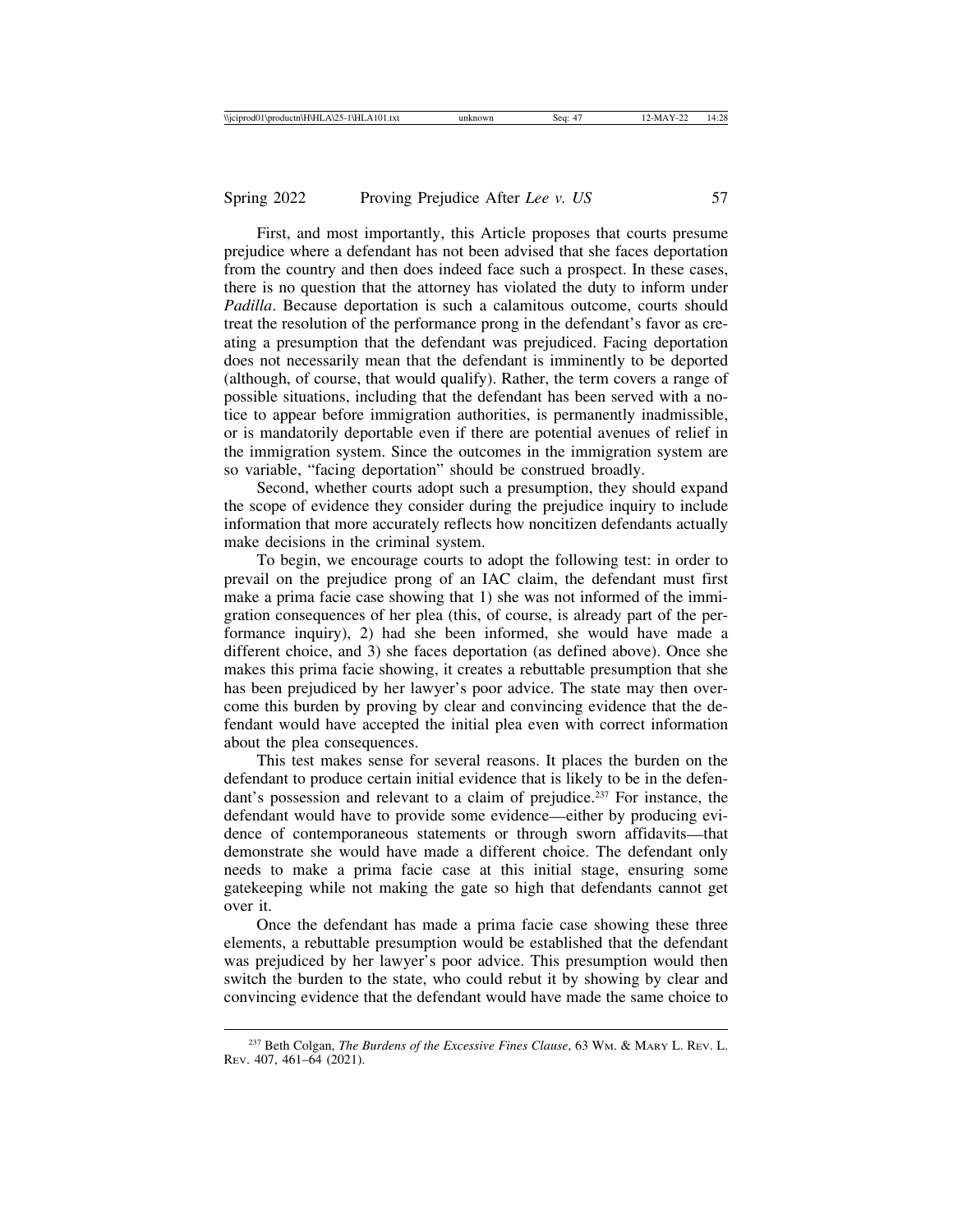First, and most importantly, this Article proposes that courts presume prejudice where a defendant has not been advised that she faces deportation from the country and then does indeed face such a prospect. In these cases, there is no question that the attorney has violated the duty to inform under *Padilla*. Because deportation is such a calamitous outcome, courts should treat the resolution of the performance prong in the defendant's favor as creating a presumption that the defendant was prejudiced. Facing deportation does not necessarily mean that the defendant is imminently to be deported (although, of course, that would qualify). Rather, the term covers a range of possible situations, including that the defendant has been served with a notice to appear before immigration authorities, is permanently inadmissible, or is mandatorily deportable even if there are potential avenues of relief in the immigration system. Since the outcomes in the immigration system are so variable, "facing deportation" should be construed broadly.

Second, whether courts adopt such a presumption, they should expand the scope of evidence they consider during the prejudice inquiry to include information that more accurately reflects how noncitizen defendants actually make decisions in the criminal system.

To begin, we encourage courts to adopt the following test: in order to prevail on the prejudice prong of an IAC claim, the defendant must first make a prima facie case showing that 1) she was not informed of the immigration consequences of her plea (this, of course, is already part of the performance inquiry), 2) had she been informed, she would have made a different choice, and 3) she faces deportation (as defined above). Once she makes this prima facie showing, it creates a rebuttable presumption that she has been prejudiced by her lawyer's poor advice. The state may then overcome this burden by proving by clear and convincing evidence that the defendant would have accepted the initial plea even with correct information about the plea consequences.

This test makes sense for several reasons. It places the burden on the defendant to produce certain initial evidence that is likely to be in the defendant's possession and relevant to a claim of prejudice.[237] For instance, the defendant would have to provide some evidence—either by producing evidence of contemporaneous statements or through sworn affidavits—that demonstrate she would have made a different choice. The defendant only needs to make a prima facie case at this initial stage, ensuring some gatekeeping while not making the gate so high that defendants cannot get over it.

Once the defendant has made a prima facie case showing these three elements, a rebuttable presumption would be established that the defendant was prejudiced by her lawyer's poor advice. This presumption would then switch the burden to the state, who could rebut it by showing by clear and convincing evidence that the defendant would have made the same choice to

[237] Beth Colgan, *The Burdens of the Excessive Fines Clause*, 63 WM. & MARY L. REV. L. REV. 407, 461–64 (2021).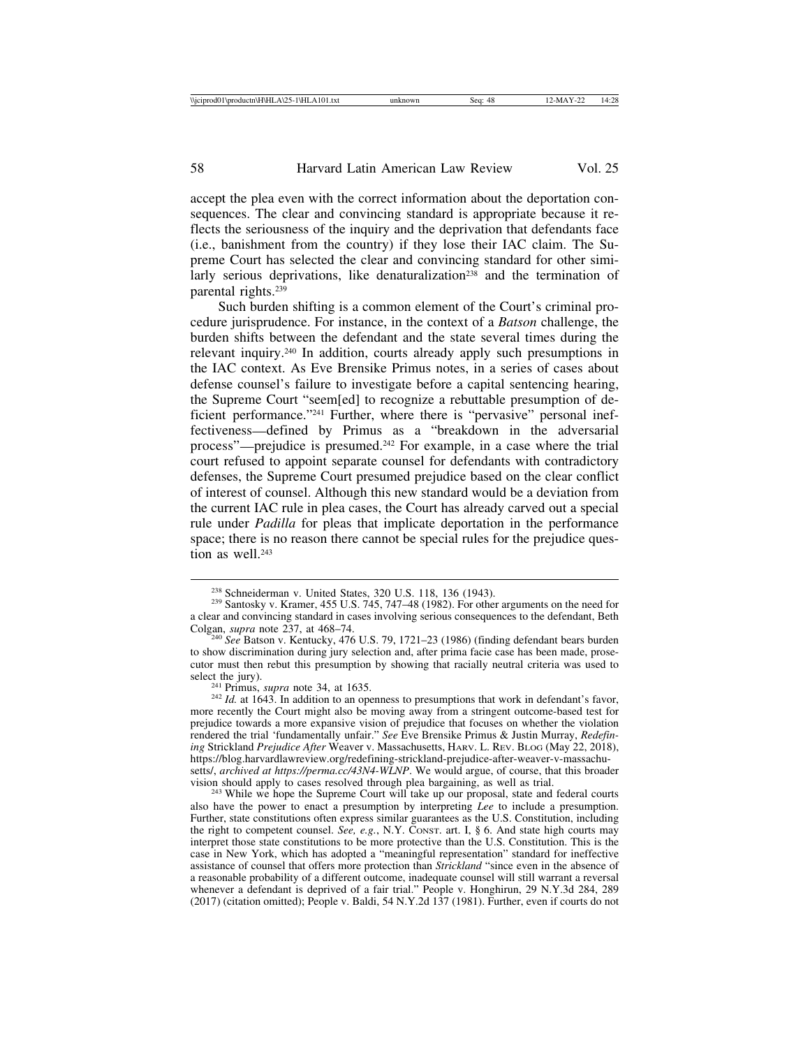accept the plea even with the correct information about the deportation consequences. The clear and convincing standard is appropriate because it reflects the seriousness of the inquiry and the deprivation that defendants face (i.e., banishment from the country) if they lose their IAC claim. The Supreme Court has selected the clear and convincing standard for other similarly serious deprivations, like denaturalization[238] and the termination of parental rights.[239]

Such burden shifting is a common element of the Court's criminal procedure jurisprudence. For instance, in the context of a *Batson* challenge, the burden shifts between the defendant and the state several times during the relevant inquiry.[240] In addition, courts already apply such presumptions in the IAC context. As Eve Brensike Primus notes, in a series of cases about defense counsel's failure to investigate before a capital sentencing hearing, the Supreme Court "seem[ed] to recognize a rebuttable presumption of deficient performance."[241] Further, where there is "pervasive" personal ineffectiveness—defined by Primus as a "breakdown in the adversarial process"—prejudice is presumed.[242] For example, in a case where the trial court refused to appoint separate counsel for defendants with contradictory defenses, the Supreme Court presumed prejudice based on the clear conflict of interest of counsel. Although this new standard would be a deviation from the current IAC rule in plea cases, the Court has already carved out a special rule under *Padilla* for pleas that implicate deportation in the performance space; there is no reason there cannot be special rules for the prejudice question as well.[243]

---

[238] Schneiderman v. United States, 320 U.S. 118, 136 (1943).

[239] Santosky v. Kramer, 455 U.S. 745, 747–48 (1982). For other arguments on the need for a clear and convincing standard in cases involving serious consequences to the defendant, Beth Colgan, *supra* note 237, at 468–74.

[240] *See* Batson v. Kentucky, 476 U.S. 79, 1721–23 (1986) (finding defendant bears burden to show discrimination during jury selection and, after prima facie case has been made, prosecutor must then rebut this presumption by showing that racially neutral criteria was used to select the jury).

[241] Primus, *supra* note 34, at 1635.

[242] *Id.* at 1643. In addition to an openness to presumptions that work in defendant's favor, more recently the Court might also be moving away from a stringent outcome-based test for prejudice towards a more expansive vision of prejudice that focuses on whether the violation rendered the trial 'fundamentally unfair." *See* Eve Brensike Primus & Justin Murray, *Redefining* Strickland *Prejudice After* Weaver v. Massachusetts, HARV. L. REV. BLOG (May 22, 2018), https://blog.harvardlawreview.org/redefining-strickland-prejudice-after-weaver-v-massachusetts/, *archived at https://perma.cc/43N4-WLNP*. We would argue, of course, that this broader vision should apply to cases resolved through plea bargaining, as well as trial.

[243] While we hope the Supreme Court will take up our proposal, state and federal courts also have the power to enact a presumption by interpreting *Lee* to include a presumption. Further, state constitutions often express similar guarantees as the U.S. Constitution, including the right to competent counsel. *See, e.g.*, N.Y. CONST. art. I, § 6. And state high courts may interpret those state constitutions to be more protective than the U.S. Constitution. This is the case in New York, which has adopted a "meaningful representation" standard for ineffective assistance of counsel that offers more protection than *Strickland* "since even in the absence of a reasonable probability of a different outcome, inadequate counsel will still warrant a reversal whenever a defendant is deprived of a fair trial." People v. Honghirun, 29 N.Y.3d 284, 289 (2017) (citation omitted); People v. Baldi, 54 N.Y.2d 137 (1981). Further, even if courts do not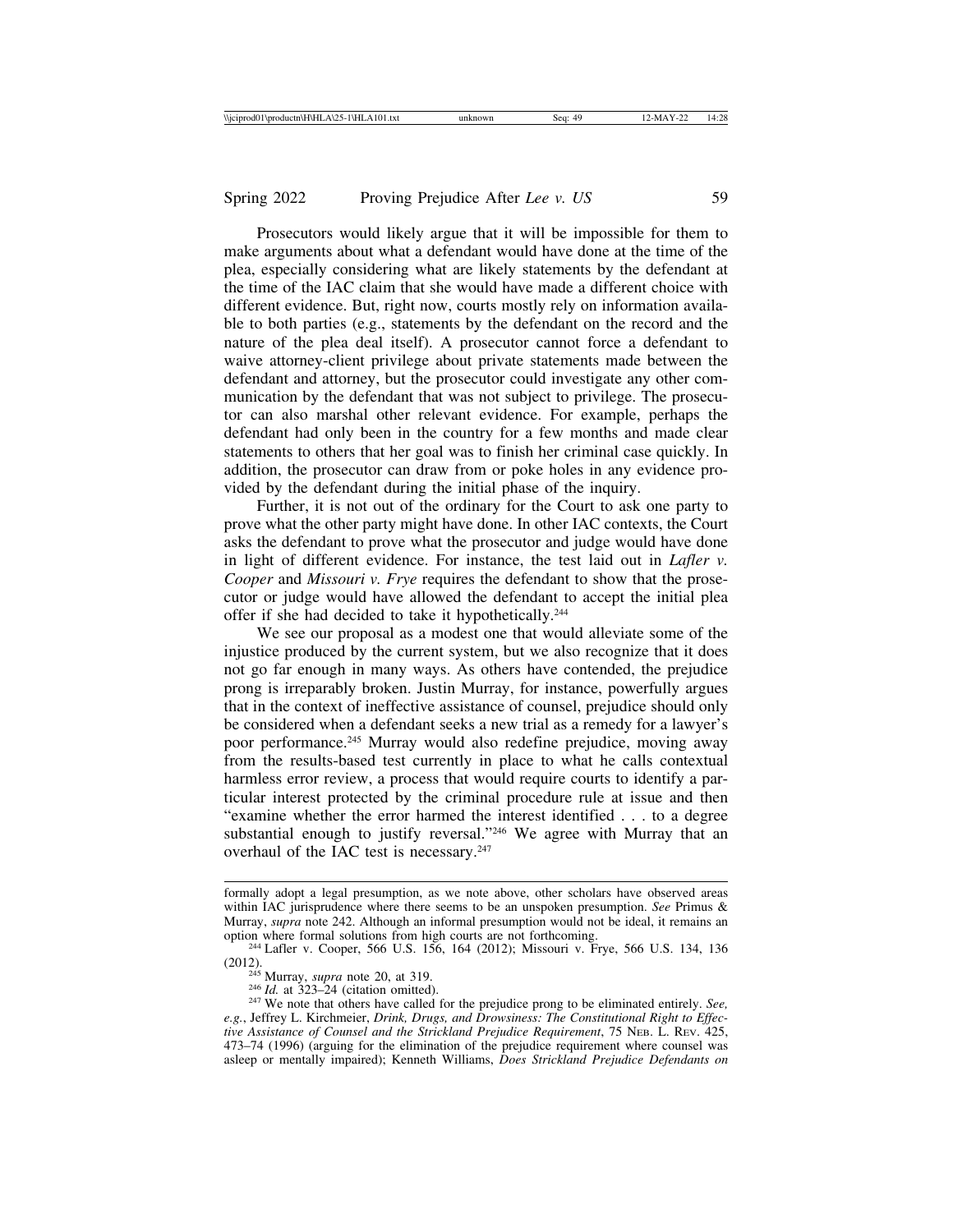Prosecutors would likely argue that it will be impossible for them to make arguments about what a defendant would have done at the time of the plea, especially considering what are likely statements by the defendant at the time of the IAC claim that she would have made a different choice with different evidence. But, right now, courts mostly rely on information available to both parties (e.g., statements by the defendant on the record and the nature of the plea deal itself). A prosecutor cannot force a defendant to waive attorney-client privilege about private statements made between the defendant and attorney, but the prosecutor could investigate any other communication by the defendant that was not subject to privilege. The prosecutor can also marshal other relevant evidence. For example, perhaps the defendant had only been in the country for a few months and made clear statements to others that her goal was to finish her criminal case quickly. In addition, the prosecutor can draw from or poke holes in any evidence provided by the defendant during the initial phase of the inquiry.

Further, it is not out of the ordinary for the Court to ask one party to prove what the other party might have done. In other IAC contexts, the Court asks the defendant to prove what the prosecutor and judge would have done in light of different evidence. For instance, the test laid out in *Lafler v. Cooper* and *Missouri v. Frye* requires the defendant to show that the prosecutor or judge would have allowed the defendant to accept the initial plea offer if she had decided to take it hypothetically.[244]

We see our proposal as a modest one that would alleviate some of the injustice produced by the current system, but we also recognize that it does not go far enough in many ways. As others have contended, the prejudice prong is irreparably broken. Justin Murray, for instance, powerfully argues that in the context of ineffective assistance of counsel, prejudice should only be considered when a defendant seeks a new trial as a remedy for a lawyer's poor performance.[245] Murray would also redefine prejudice, moving away from the results-based test currently in place to what he calls contextual harmless error review, a process that would require courts to identify a particular interest protected by the criminal procedure rule at issue and then "examine whether the error harmed the interest identified . . . to a degree substantial enough to justify reversal."[246] We agree with Murray that an overhaul of the IAC test is necessary.[247]

---

formally adopt a legal presumption, as we note above, other scholars have observed areas within IAC jurisprudence where there seems to be an unspoken presumption. *See* Primus & Murray, *supra* note 242. Although an informal presumption would not be ideal, it remains an option where formal solutions from high courts are not forthcoming.

[244] Lafler v. Cooper, 566 U.S. 156, 164 (2012); Missouri v. Frye, 566 U.S. 134, 136 (2012).

[245] Murray, *supra* note 20, at 319.

[246] *Id.* at 323–24 (citation omitted).

[247] We note that others have called for the prejudice prong to be eliminated entirely. *See, e.g.*, Jeffrey L. Kirchmeier, *Drink, Drugs, and Drowsiness: The Constitutional Right to Effective Assistance of Counsel and the Strickland Prejudice Requirement*, 75 NEB. L. REV. 425, 473–74 (1996) (arguing for the elimination of the prejudice requirement where counsel was asleep or mentally impaired); Kenneth Williams, *Does Strickland Prejudice Defendants on*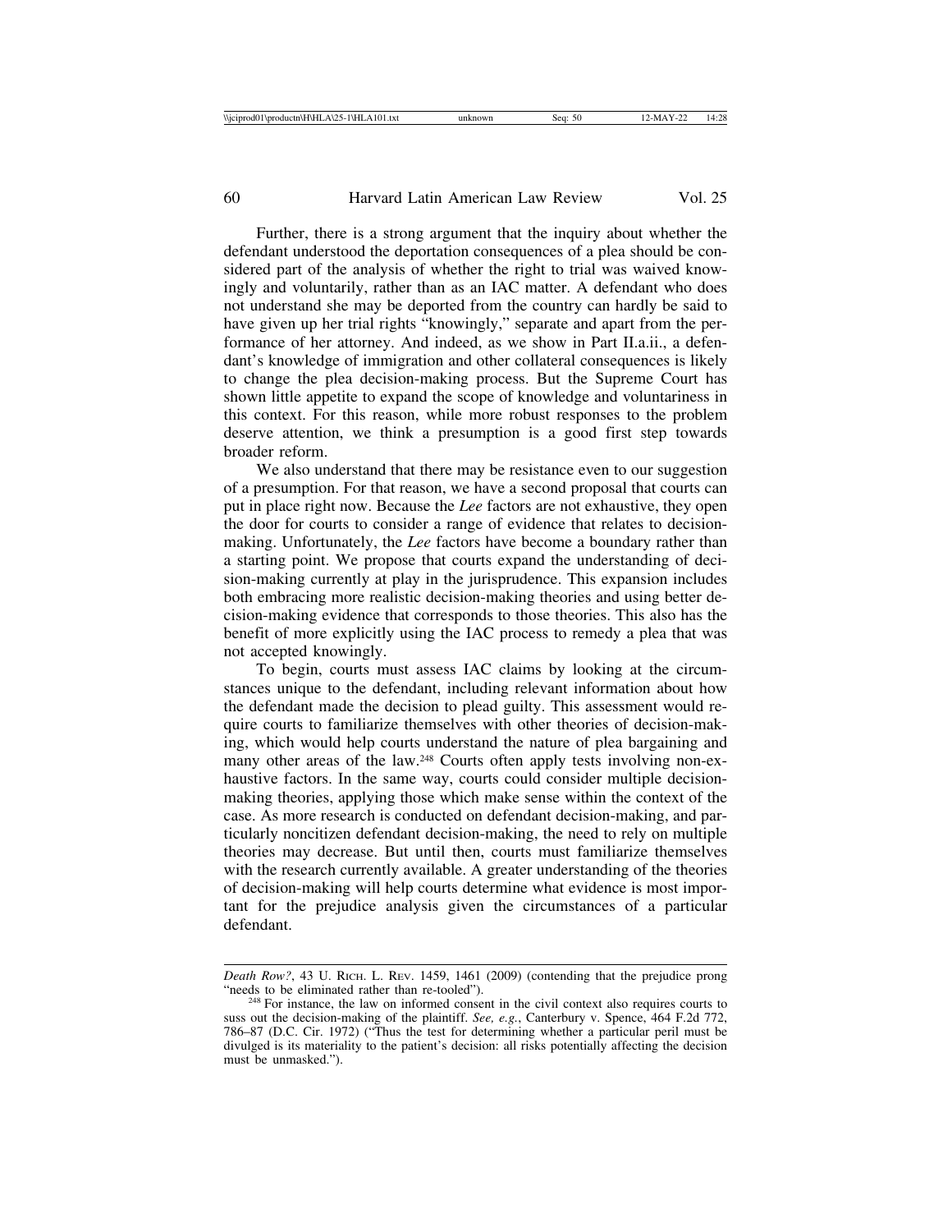Further, there is a strong argument that the inquiry about whether the defendant understood the deportation consequences of a plea should be considered part of the analysis of whether the right to trial was waived knowingly and voluntarily, rather than as an IAC matter. A defendant who does not understand she may be deported from the country can hardly be said to have given up her trial rights "knowingly," separate and apart from the performance of her attorney. And indeed, as we show in Part II.a.ii., a defendant's knowledge of immigration and other collateral consequences is likely to change the plea decision-making process. But the Supreme Court has shown little appetite to expand the scope of knowledge and voluntariness in this context. For this reason, while more robust responses to the problem deserve attention, we think a presumption is a good first step towards broader reform.

We also understand that there may be resistance even to our suggestion of a presumption. For that reason, we have a second proposal that courts can put in place right now. Because the *Lee* factors are not exhaustive, they open the door for courts to consider a range of evidence that relates to decision-making. Unfortunately, the *Lee* factors have become a boundary rather than a starting point. We propose that courts expand the understanding of decision-making currently at play in the jurisprudence. This expansion includes both embracing more realistic decision-making theories and using better decision-making evidence that corresponds to those theories. This also has the benefit of more explicitly using the IAC process to remedy a plea that was not accepted knowingly.

To begin, courts must assess IAC claims by looking at the circumstances unique to the defendant, including relevant information about how the defendant made the decision to plead guilty. This assessment would require courts to familiarize themselves with other theories of decision-making, which would help courts understand the nature of plea bargaining and many other areas of the law.[248] Courts often apply tests involving non-exhaustive factors. In the same way, courts could consider multiple decision-making theories, applying those which make sense within the context of the case. As more research is conducted on defendant decision-making, and particularly noncitizen defendant decision-making, the need to rely on multiple theories may decrease. But until then, courts must familiarize themselves with the research currently available. A greater understanding of the theories of decision-making will help courts determine what evidence is most important for the prejudice analysis given the circumstances of a particular defendant.

---

*Death Row?*, 43 U. RICH. L. REV. 1459, 1461 (2009) (contending that the prejudice prong "needs to be eliminated rather than re-tooled").

[248] For instance, the law on informed consent in the civil context also requires courts to suss out the decision-making of the plaintiff. *See, e.g.*, Canterbury v. Spence, 464 F.2d 772, 786–87 (D.C. Cir. 1972) ("Thus the test for determining whether a particular peril must be divulged is its materiality to the patient's decision: all risks potentially affecting the decision must be unmasked.").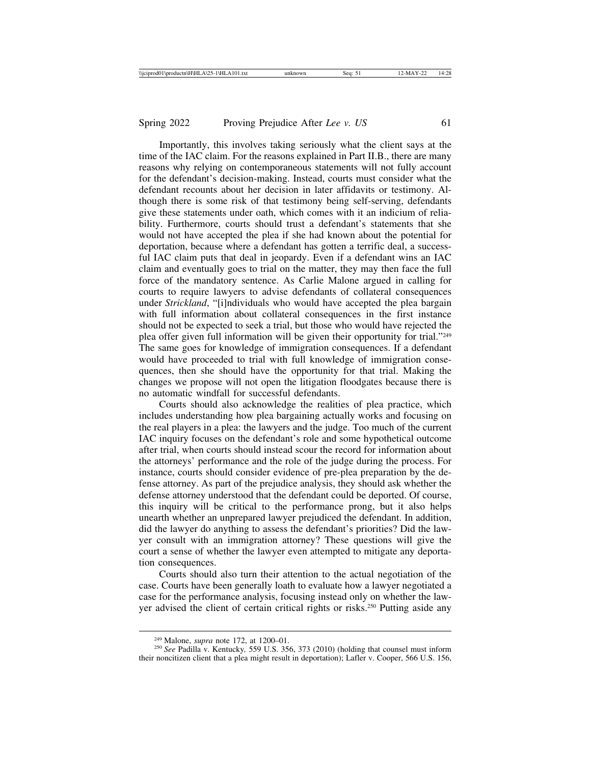Importantly, this involves taking seriously what the client says at the time of the IAC claim. For the reasons explained in Part II.B., there are many reasons why relying on contemporaneous statements will not fully account for the defendant's decision-making. Instead, courts must consider what the defendant recounts about her decision in later affidavits or testimony. Although there is some risk of that testimony being self-serving, defendants give these statements under oath, which comes with it an indicium of reliability. Furthermore, courts should trust a defendant's statements that she would not have accepted the plea if she had known about the potential for deportation, because where a defendant has gotten a terrific deal, a successful IAC claim puts that deal in jeopardy. Even if a defendant wins an IAC claim and eventually goes to trial on the matter, they may then face the full force of the mandatory sentence. As Carlie Malone argued in calling for courts to require lawyers to advise defendants of collateral consequences under *Strickland*, "[i]ndividuals who would have accepted the plea bargain with full information about collateral consequences in the first instance should not be expected to seek a trial, but those who would have rejected the plea offer given full information will be given their opportunity for trial."[249] The same goes for knowledge of immigration consequences. If a defendant would have proceeded to trial with full knowledge of immigration consequences, then she should have the opportunity for that trial. Making the changes we propose will not open the litigation floodgates because there is no automatic windfall for successful defendants.

Courts should also acknowledge the realities of plea practice, which includes understanding how plea bargaining actually works and focusing on the real players in a plea: the lawyers and the judge. Too much of the current IAC inquiry focuses on the defendant's role and some hypothetical outcome after trial, when courts should instead scour the record for information about the attorneys' performance and the role of the judge during the process. For instance, courts should consider evidence of pre-plea preparation by the defense attorney. As part of the prejudice analysis, they should ask whether the defense attorney understood that the defendant could be deported. Of course, this inquiry will be critical to the performance prong, but it also helps unearth whether an unprepared lawyer prejudiced the defendant. In addition, did the lawyer do anything to assess the defendant's priorities? Did the lawyer consult with an immigration attorney? These questions will give the court a sense of whether the lawyer even attempted to mitigate any deportation consequences.

Courts should also turn their attention to the actual negotiation of the case. Courts have been generally loath to evaluate how a lawyer negotiated a case for the performance analysis, focusing instead only on whether the lawyer advised the client of certain critical rights or risks.[250] Putting aside any

---

[249] Malone, *supra* note 172, at 1200–01.

[250] *See* Padilla v. Kentucky*,* 559 U.S. 356, 373 (2010) (holding that counsel must inform their noncitizen client that a plea might result in deportation); Lafler v. Cooper, 566 U.S. 156,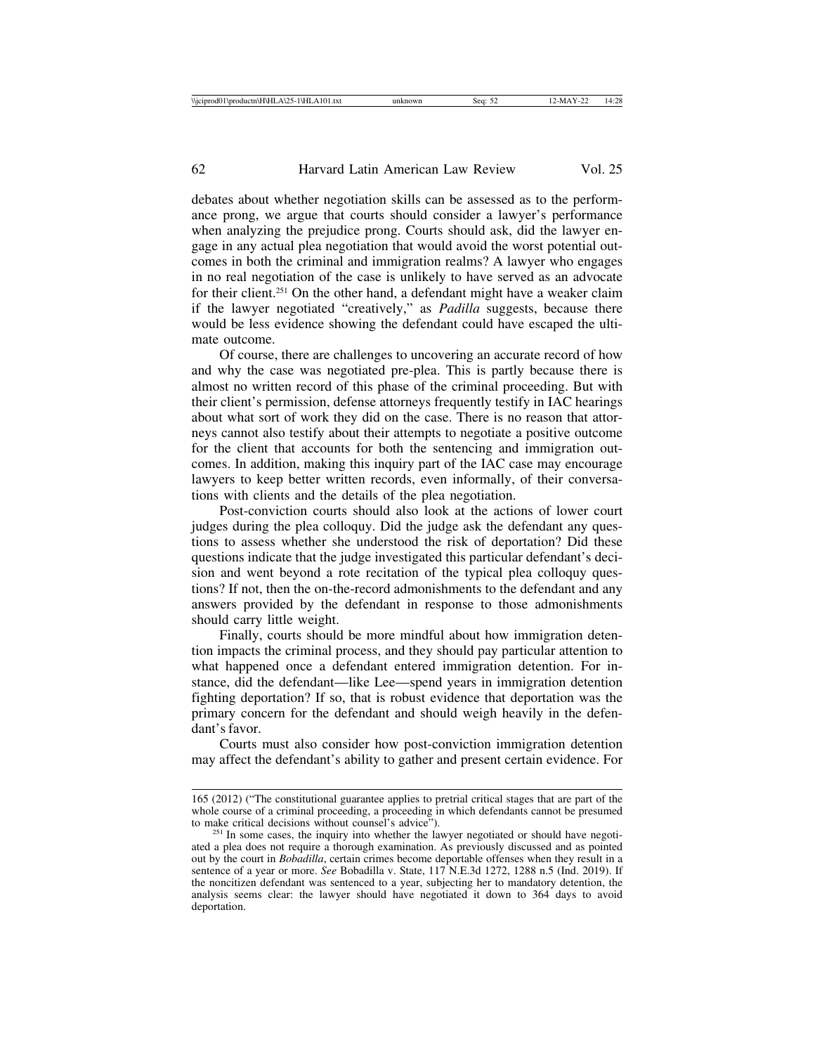debates about whether negotiation skills can be assessed as to the performance prong, we argue that courts should consider a lawyer's performance when analyzing the prejudice prong. Courts should ask, did the lawyer engage in any actual plea negotiation that would avoid the worst potential outcomes in both the criminal and immigration realms? A lawyer who engages in no real negotiation of the case is unlikely to have served as an advocate for their client.[251] On the other hand, a defendant might have a weaker claim if the lawyer negotiated "creatively," as *Padilla* suggests, because there would be less evidence showing the defendant could have escaped the ultimate outcome.

Of course, there are challenges to uncovering an accurate record of how and why the case was negotiated pre-plea. This is partly because there is almost no written record of this phase of the criminal proceeding. But with their client's permission, defense attorneys frequently testify in IAC hearings about what sort of work they did on the case. There is no reason that attorneys cannot also testify about their attempts to negotiate a positive outcome for the client that accounts for both the sentencing and immigration outcomes. In addition, making this inquiry part of the IAC case may encourage lawyers to keep better written records, even informally, of their conversations with clients and the details of the plea negotiation.

Post-conviction courts should also look at the actions of lower court judges during the plea colloquy. Did the judge ask the defendant any questions to assess whether she understood the risk of deportation? Did these questions indicate that the judge investigated this particular defendant's decision and went beyond a rote recitation of the typical plea colloquy questions? If not, then the on-the-record admonishments to the defendant and any answers provided by the defendant in response to those admonishments should carry little weight.

Finally, courts should be more mindful about how immigration detention impacts the criminal process, and they should pay particular attention to what happened once a defendant entered immigration detention. For instance, did the defendant—like Lee—spend years in immigration detention fighting deportation? If so, that is robust evidence that deportation was the primary concern for the defendant and should weigh heavily in the defendant's favor.

Courts must also consider how post-conviction immigration detention may affect the defendant's ability to gather and present certain evidence. For

---

165 (2012) ("The constitutional guarantee applies to pretrial critical stages that are part of the whole course of a criminal proceeding, a proceeding in which defendants cannot be presumed to make critical decisions without counsel's advice").

[251] In some cases, the inquiry into whether the lawyer negotiated or should have negotiated a plea does not require a thorough examination. As previously discussed and as pointed out by the court in *Bobadilla*, certain crimes become deportable offenses when they result in a sentence of a year or more. *See* Bobadilla v. State, 117 N.E.3d 1272, 1288 n.5 (Ind. 2019). If the noncitizen defendant was sentenced to a year, subjecting her to mandatory detention, the analysis seems clear: the lawyer should have negotiated it down to 364 days to avoid deportation.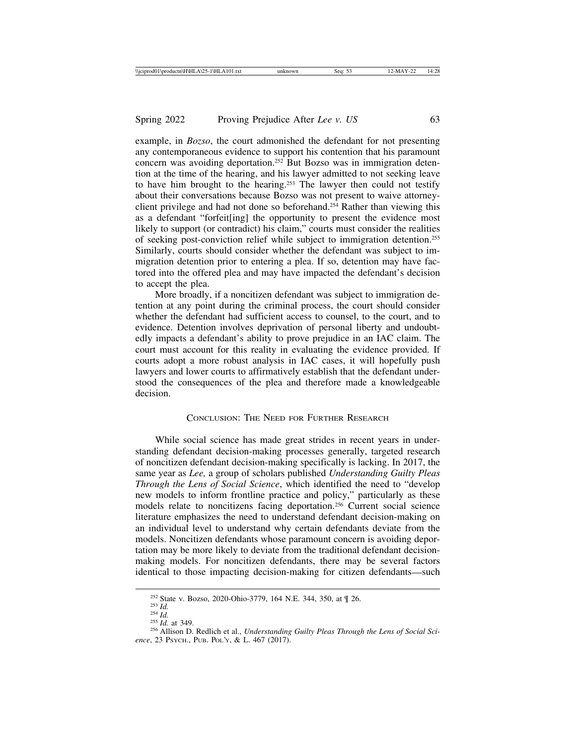example, in *Bozso*, the court admonished the defendant for not presenting any contemporaneous evidence to support his contention that his paramount concern was avoiding deportation.[252] But Bozso was in immigration detention at the time of the hearing, and his lawyer admitted to not seeking leave to have him brought to the hearing.[253] The lawyer then could not testify about their conversations because Bozso was not present to waive attorney-client privilege and had not done so beforehand.[254] Rather than viewing this as a defendant "forfeit[ing] the opportunity to present the evidence most likely to support (or contradict) his claim," courts must consider the realities of seeking post-conviction relief while subject to immigration detention.[255] Similarly, courts should consider whether the defendant was subject to immigration detention prior to entering a plea. If so, detention may have factored into the offered plea and may have impacted the defendant's decision to accept the plea.

More broadly, if a noncitizen defendant was subject to immigration detention at any point during the criminal process, the court should consider whether the defendant had sufficient access to counsel, to the court, and to evidence. Detention involves deprivation of personal liberty and undoubtedly impacts a defendant's ability to prove prejudice in an IAC claim. The court must account for this reality in evaluating the evidence provided. If courts adopt a more robust analysis in IAC cases, it will hopefully push lawyers and lower courts to affirmatively establish that the defendant understood the consequences of the plea and therefore made a knowledgeable decision.

## Conclusion: The Need for Further Research

While social science has made great strides in recent years in understanding defendant decision-making processes generally, targeted research of noncitizen defendant decision-making specifically is lacking. In 2017, the same year as *Lee,* a group of scholars published *Understanding Guilty Pleas Through the Lens of Social Science*, which identified the need to "develop new models to inform frontline practice and policy," particularly as these models relate to noncitizens facing deportation.[256] Current social science literature emphasizes the need to understand defendant decision-making on an individual level to understand why certain defendants deviate from the models. Noncitizen defendants whose paramount concern is avoiding deportation may be more likely to deviate from the traditional defendant decision-making models. For noncitizen defendants, there may be several factors identical to those impacting decision-making for citizen defendants—such

---

[252] State v. Bozso, 2020-Ohio-3779, 164 N.E. 344, 350, at ¶ 26.

[253] *Id.*

[254] *Id.*

[255] *Id.* at 349.

[256] Allison D. Redlich et al., *Understanding Guilty Pleas Through the Lens of Social Science*, 23 Psych., Pub. Pol'y, & L. 467 (2017).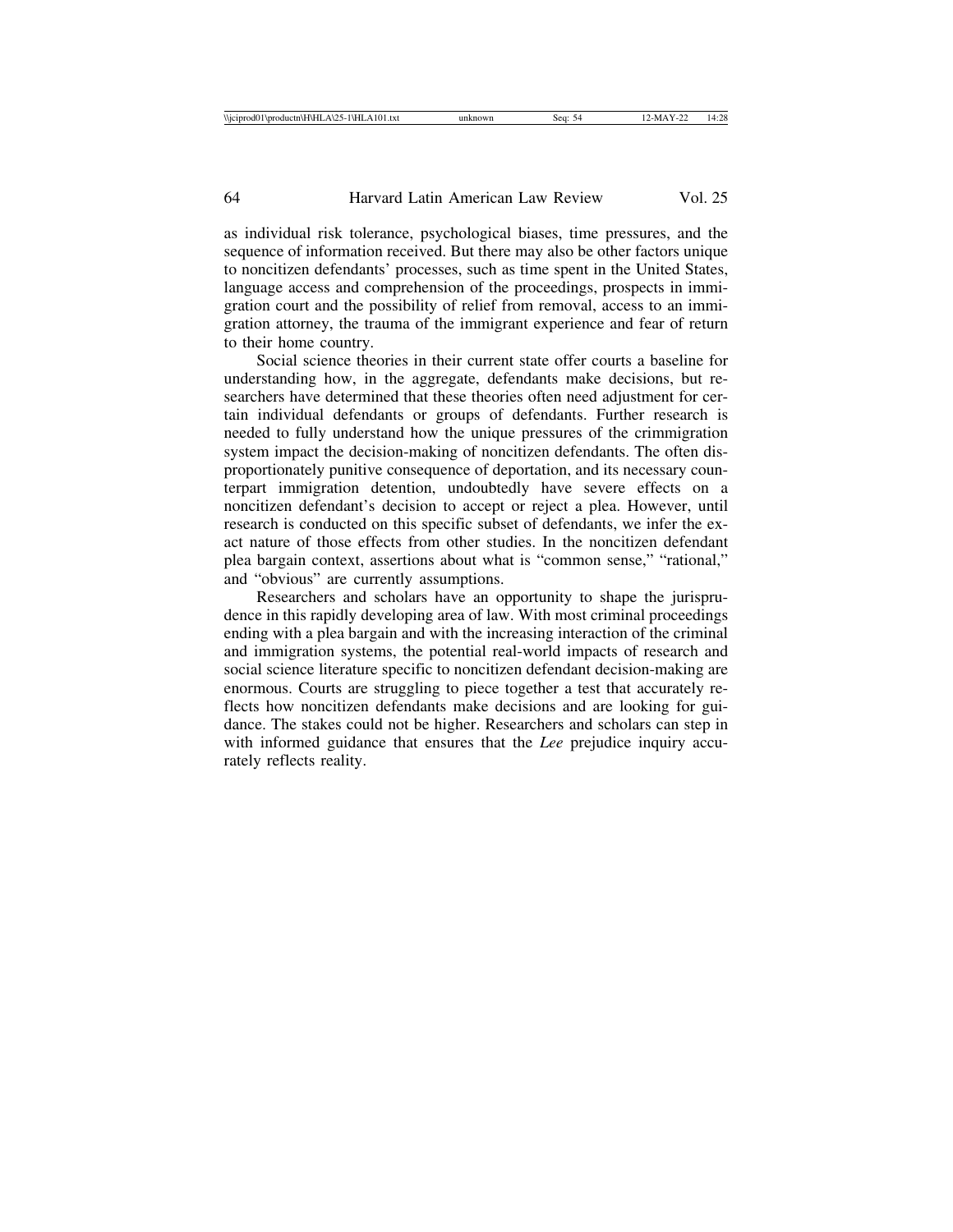as individual risk tolerance, psychological biases, time pressures, and the sequence of information received. But there may also be other factors unique to noncitizen defendants' processes, such as time spent in the United States, language access and comprehension of the proceedings, prospects in immigration court and the possibility of relief from removal, access to an immigration attorney, the trauma of the immigrant experience and fear of return to their home country.

Social science theories in their current state offer courts a baseline for understanding how, in the aggregate, defendants make decisions, but researchers have determined that these theories often need adjustment for certain individual defendants or groups of defendants. Further research is needed to fully understand how the unique pressures of the crimmigration system impact the decision-making of noncitizen defendants. The often disproportionately punitive consequence of deportation, and its necessary counterpart immigration detention, undoubtedly have severe effects on a noncitizen defendant's decision to accept or reject a plea. However, until research is conducted on this specific subset of defendants, we infer the exact nature of those effects from other studies. In the noncitizen defendant plea bargain context, assertions about what is "common sense," "rational," and "obvious" are currently assumptions.

Researchers and scholars have an opportunity to shape the jurisprudence in this rapidly developing area of law. With most criminal proceedings ending with a plea bargain and with the increasing interaction of the criminal and immigration systems, the potential real-world impacts of research and social science literature specific to noncitizen defendant decision-making are enormous. Courts are struggling to piece together a test that accurately reflects how noncitizen defendants make decisions and are looking for guidance. The stakes could not be higher. Researchers and scholars can step in with informed guidance that ensures that the *Lee* prejudice inquiry accurately reflects reality.